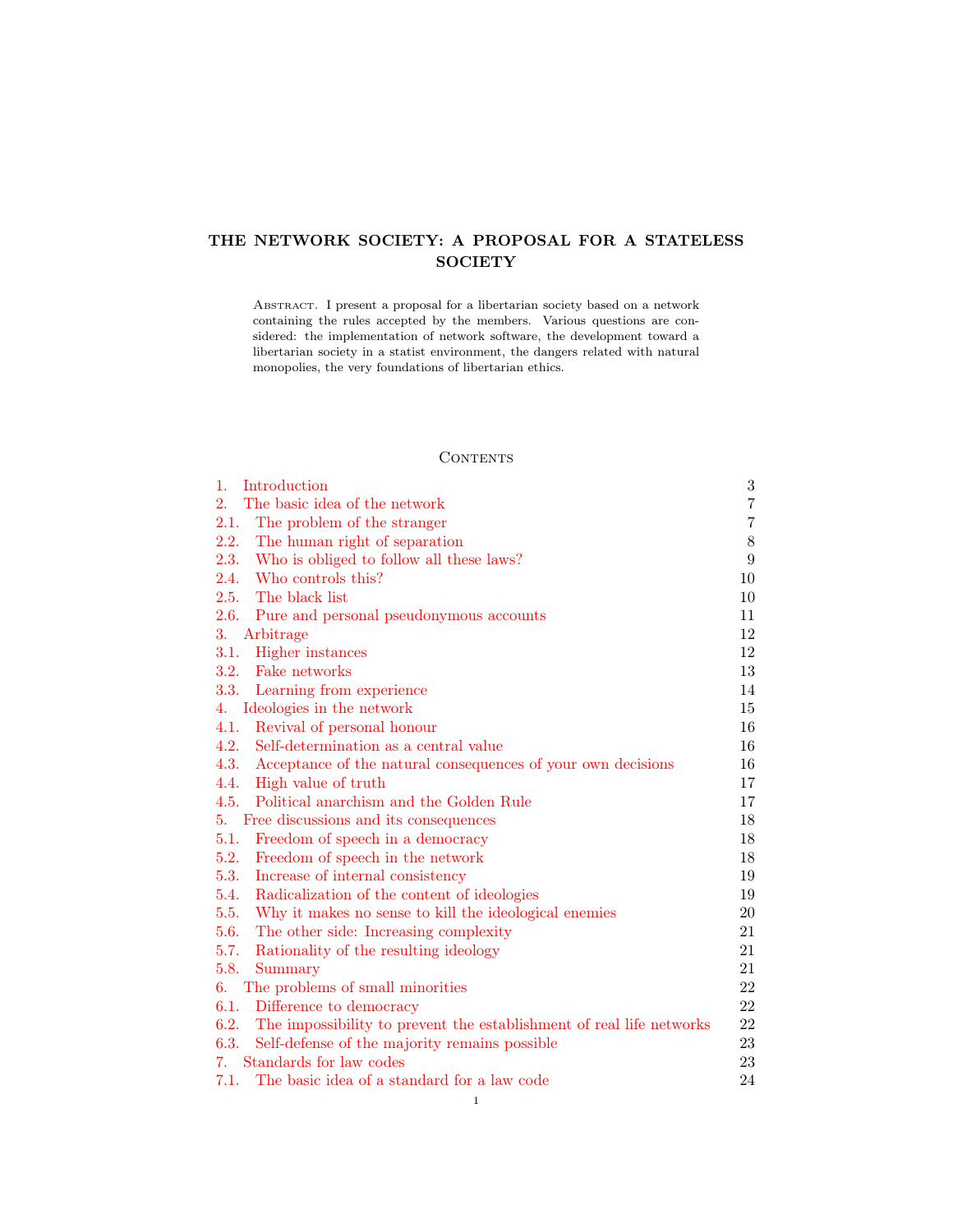# THE NETWORK SOCIETY: A PROPOSAL FOR A STATELESS SOCIETY

ABSTRACT. I present a proposal for a libertarian society based on a network containing the rules accepted by the members. Various questions are considered: the implementation of network software, the development toward a libertarian society in a statist environment, the dangers related with natural monopolies, the very foundations of libertarian ethics.

## Contents

| | |
|---|---|
| 1. Introduction | 3 |
| 2. The basic idea of the network | 7 |
| 2.1. The problem of the stranger | 7 |
| 2.2. The human right of separation | 8 |
| 2.3. Who is obliged to follow all these laws? | 9 |
| 2.4. Who controls this? | 10 |
| 2.5. The black list | 10 |
| 2.6. Pure and personal pseudonymous accounts | 11 |
| 3. Arbitrage | 12 |
| 3.1. Higher instances | 12 |
| 3.2. Fake networks | 13 |
| 3.3. Learning from experience | 14 |
| 4. Ideologies in the network | 15 |
| 4.1. Revival of personal honour | 16 |
| 4.2. Self-determination as a central value | 16 |
| 4.3. Acceptance of the natural consequences of your own decisions | 16 |
| 4.4. High value of truth | 17 |
| 4.5. Political anarchism and the Golden Rule | 17 |
| 5. Free discussions and its consequences | 18 |
| 5.1. Freedom of speech in a democracy | 18 |
| 5.2. Freedom of speech in the network | 18 |
| 5.3. Increase of internal consistency | 19 |
| 5.4. Radicalization of the content of ideologies | 19 |
| 5.5. Why it makes no sense to kill the ideological enemies | 20 |
| 5.6. The other side: Increasing complexity | 21 |
| 5.7. Rationality of the resulting ideology | 21 |
| 5.8. Summary | 21 |
| 6. The problems of small minorities | 22 |
| 6.1. Difference to democracy | 22 |
| 6.2. The impossibility to prevent the establishment of real life networks | 22 |
| 6.3. Self-defense of the majority remains possible | 23 |
| 7. Standards for law codes | 23 |
| 7.1. The basic idea of a standard for a law code | 24 |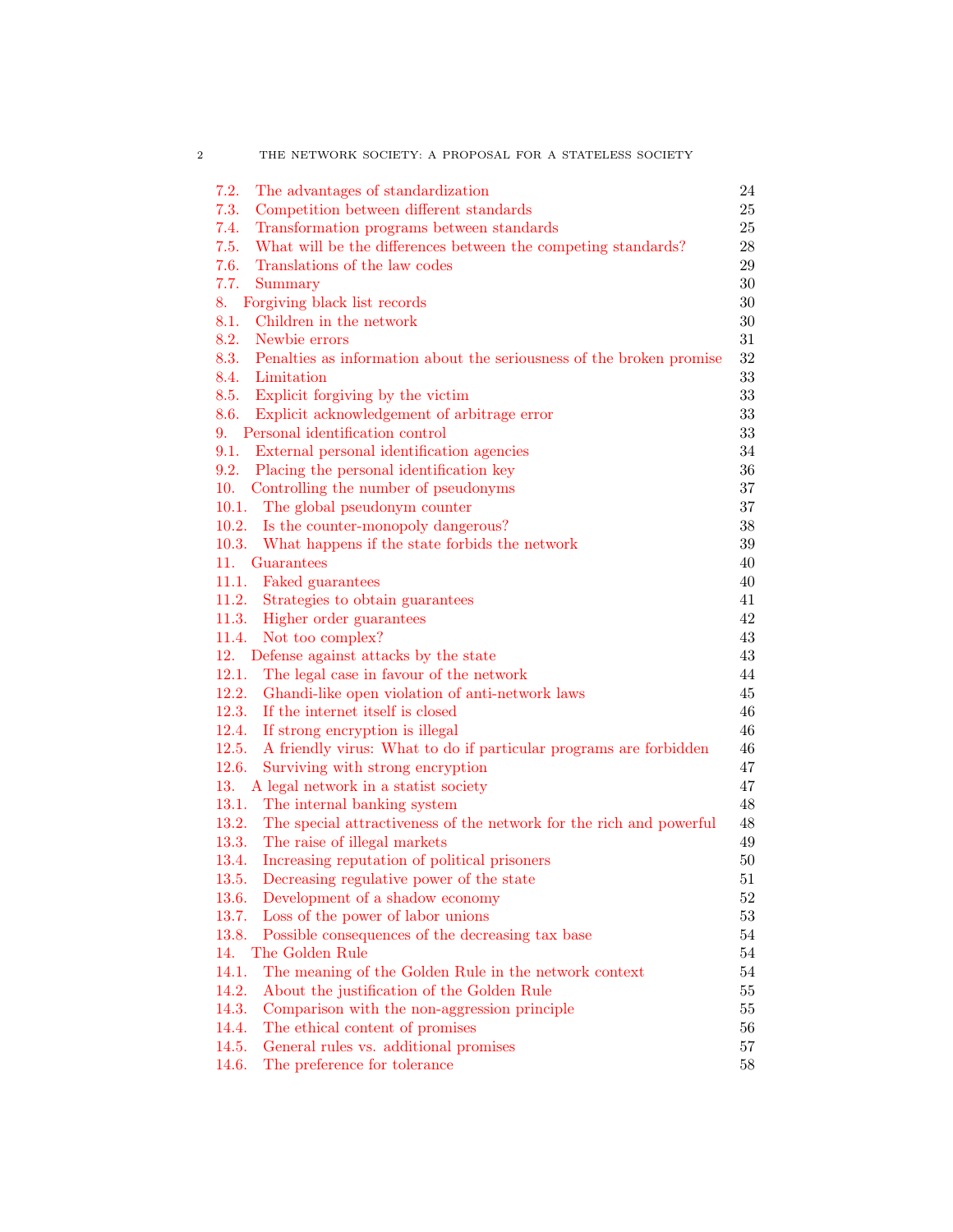| | | |
|---|---|---|
| 7.2. | The advantages of standardization | 24 |
| 7.3. | Competition between different standards | 25 |
| 7.4. | Transformation programs between standards | 25 |
| 7.5. | What will be the differences between the competing standards? | 28 |
| 7.6. | Translations of the law codes | 29 |
| 7.7. | Summary | 30 |
| 8. | Forgiving black list records | 30 |
| 8.1. | Children in the network | 30 |
| 8.2. | Newbie errors | 31 |
| 8.3. | Penalties as information about the seriousness of the broken promise | 32 |
| 8.4. | Limitation | 33 |
| 8.5. | Explicit forgiving by the victim | 33 |
| 8.6. | Explicit acknowledgement of arbitrage error | 33 |
| 9. | Personal identification control | 33 |
| 9.1. | External personal identification agencies | 34 |
| 9.2. | Placing the personal identification key | 36 |
| 10. | Controlling the number of pseudonyms | 37 |
| 10.1. | The global pseudonym counter | 37 |
| 10.2. | Is the counter-monopoly dangerous? | 38 |
| 10.3. | What happens if the state forbids the network | 39 |
| 11. | Guarantees | 40 |
| 11.1. | Faked guarantees | 40 |
| 11.2. | Strategies to obtain guarantees | 41 |
| 11.3. | Higher order guarantees | 42 |
| 11.4. | Not too complex? | 43 |
| 12. | Defense against attacks by the state | 43 |
| 12.1. | The legal case in favour of the network | 44 |
| 12.2. | Ghandi-like open violation of anti-network laws | 45 |
| 12.3. | If the internet itself is closed | 46 |
| 12.4. | If strong encryption is illegal | 46 |
| 12.5. | A friendly virus: What to do if particular programs are forbidden | 46 |
| 12.6. | Surviving with strong encryption | 47 |
| 13. | A legal network in a statist society | 47 |
| 13.1. | The internal banking system | 48 |
| 13.2. | The special attractiveness of the network for the rich and powerful | 48 |
| 13.3. | The raise of illegal markets | 49 |
| 13.4. | Increasing reputation of political prisoners | 50 |
| 13.5. | Decreasing regulative power of the state | 51 |
| 13.6. | Development of a shadow economy | 52 |
| 13.7. | Loss of the power of labor unions | 53 |
| 13.8. | Possible consequences of the decreasing tax base | 54 |
| 14. | The Golden Rule | 54 |
| 14.1. | The meaning of the Golden Rule in the network context | 54 |
| 14.2. | About the justification of the Golden Rule | 55 |
| 14.3. | Comparison with the non-aggression principle | 55 |
| 14.4. | The ethical content of promises | 56 |
| 14.5. | General rules vs. additional promises | 57 |
| 14.6. | The preference for tolerance | 58 |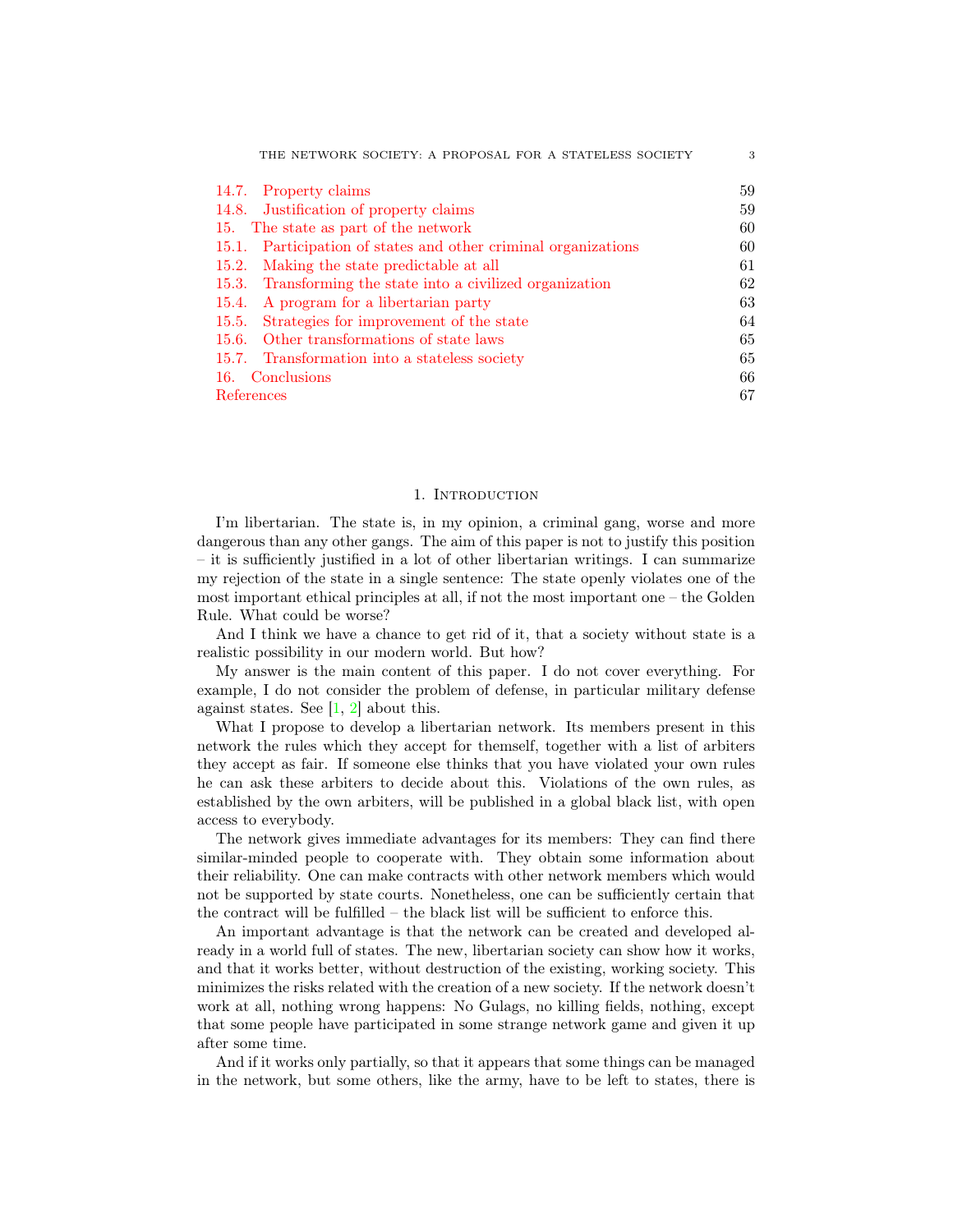| | |
|---|---|
| 14.7. Property claims | 59 |
| 14.8. Justification of property claims | 59 |
| 15. The state as part of the network | 60 |
| 15.1. Participation of states and other criminal organizations | 60 |
| 15.2. Making the state predictable at all | 61 |
| 15.3. Transforming the state into a civilized organization | 62 |
| 15.4. A program for a libertarian party | 63 |
| 15.5. Strategies for improvement of the state | 64 |
| 15.6. Other transformations of state laws | 65 |
| 15.7. Transformation into a stateless society | 65 |
| 16. Conclusions | 66 |
| References | 67 |

## 1. Introduction

I'm libertarian. The state is, in my opinion, a criminal gang, worse and more dangerous than any other gangs. The aim of this paper is not to justify this position – it is sufficiently justified in a lot of other libertarian writings. I can summarize my rejection of the state in a single sentence: The state openly violates one of the most important ethical principles at all, if not the most important one – the Golden Rule. What could be worse?

And I think we have a chance to get rid of it, that a society without state is a realistic possibility in our modern world. But how?

My answer is the main content of this paper. I do not cover everything. For example, I do not consider the problem of defense, in particular military defense against states. See [1, 2] about this.

What I propose to develop a libertarian network. Its members present in this network the rules which they accept for themself, together with a list of arbiters they accept as fair. If someone else thinks that you have violated your own rules he can ask these arbiters to decide about this. Violations of the own rules, as established by the own arbiters, will be published in a global black list, with open access to everybody.

The network gives immediate advantages for its members: They can find there similar-minded people to cooperate with. They obtain some information about their reliability. One can make contracts with other network members which would not be supported by state courts. Nonetheless, one can be sufficiently certain that the contract will be fulfilled – the black list will be sufficient to enforce this.

An important advantage is that the network can be created and developed already in a world full of states. The new, libertarian society can show how it works, and that it works better, without destruction of the existing, working society. This minimizes the risks related with the creation of a new society. If the network doesn't work at all, nothing wrong happens: No Gulags, no killing fields, nothing, except that some people have participated in some strange network game and given it up after some time.

And if it works only partially, so that it appears that some things can be managed in the network, but some others, like the army, have to be left to states, there is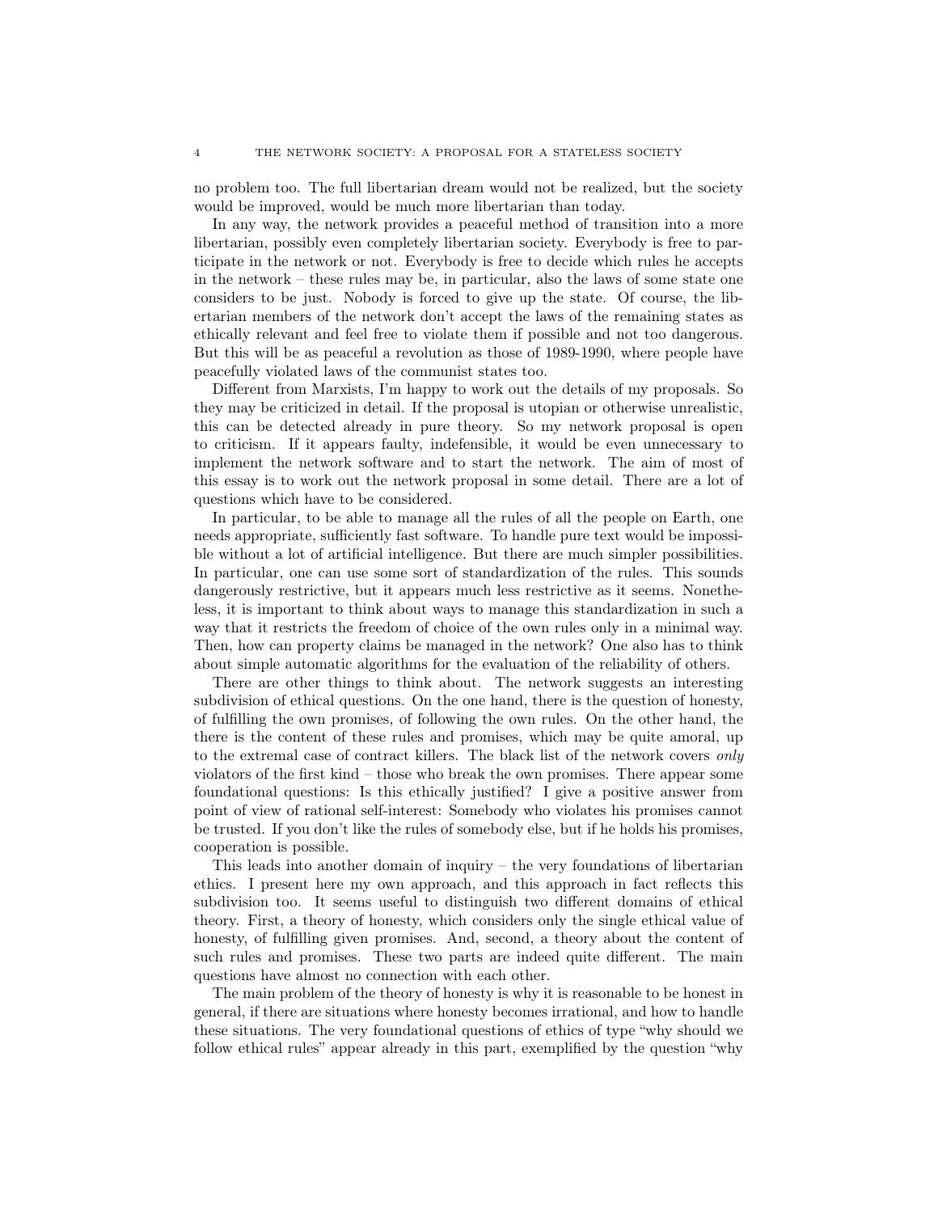no problem too. The full libertarian dream would not be realized, but the society would be improved, would be much more libertarian than today.

In any way, the network provides a peaceful method of transition into a more libertarian, possibly even completely libertarian society. Everybody is free to participate in the network or not. Everybody is free to decide which rules he accepts in the network – these rules may be, in particular, also the laws of some state one considers to be just. Nobody is forced to give up the state. Of course, the libertarian members of the network don't accept the laws of the remaining states as ethically relevant and feel free to violate them if possible and not too dangerous. But this will be as peaceful a revolution as those of 1989-1990, where people have peacefully violated laws of the communist states too.

Different from Marxists, I'm happy to work out the details of my proposals. So they may be criticized in detail. If the proposal is utopian or otherwise unrealistic, this can be detected already in pure theory. So my network proposal is open to criticism. If it appears faulty, indefensible, it would be even unnecessary to implement the network software and to start the network. The aim of most of this essay is to work out the network proposal in some detail. There are a lot of questions which have to be considered.

In particular, to be able to manage all the rules of all the people on Earth, one needs appropriate, sufficiently fast software. To handle pure text would be impossible without a lot of artificial intelligence. But there are much simpler possibilities. In particular, one can use some sort of standardization of the rules. This sounds dangerously restrictive, but it appears much less restrictive as it seems. Nonetheless, it is important to think about ways to manage this standardization in such a way that it restricts the freedom of choice of the own rules only in a minimal way. Then, how can property claims be managed in the network? One also has to think about simple automatic algorithms for the evaluation of the reliability of others.

There are other things to think about. The network suggests an interesting subdivision of ethical questions. On the one hand, there is the question of honesty, of fulfilling the own promises, of following the own rules. On the other hand, the there is the content of these rules and promises, which may be quite amoral, up to the extremal case of contract killers. The black list of the network covers *only* violators of the first kind – those who break the own promises. There appear some foundational questions: Is this ethically justified? I give a positive answer from point of view of rational self-interest: Somebody who violates his promises cannot be trusted. If you don't like the rules of somebody else, but if he holds his promises, cooperation is possible.

This leads into another domain of inquiry – the very foundations of libertarian ethics. I present here my own approach, and this approach in fact reflects this subdivision too. It seems useful to distinguish two different domains of ethical theory. First, a theory of honesty, which considers only the single ethical value of honesty, of fulfilling given promises. And, second, a theory about the content of such rules and promises. These two parts are indeed quite different. The main questions have almost no connection with each other.

The main problem of the theory of honesty is why it is reasonable to be honest in general, if there are situations where honesty becomes irrational, and how to handle these situations. The very foundational questions of ethics of type "why should we follow ethical rules" appear already in this part, exemplified by the question "why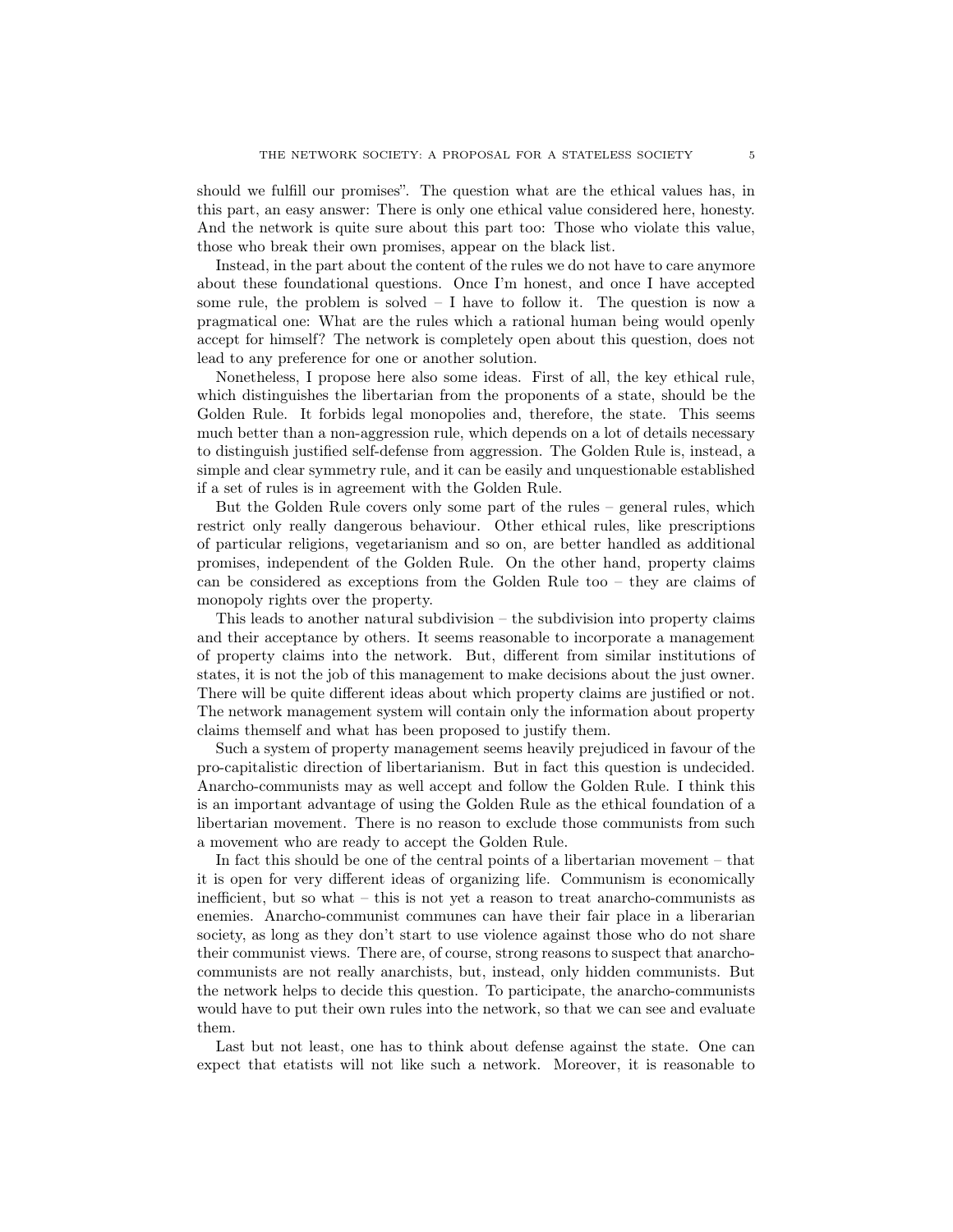should we fulfill our promises". The question what are the ethical values has, in this part, an easy answer: There is only one ethical value considered here, honesty. And the network is quite sure about this part too: Those who violate this value, those who break their own promises, appear on the black list.

Instead, in the part about the content of the rules we do not have to care anymore about these foundational questions. Once I'm honest, and once I have accepted some rule, the problem is solved – I have to follow it. The question is now a pragmatical one: What are the rules which a rational human being would openly accept for himself? The network is completely open about this question, does not lead to any preference for one or another solution.

Nonetheless, I propose here also some ideas. First of all, the key ethical rule, which distinguishes the libertarian from the proponents of a state, should be the Golden Rule. It forbids legal monopolies and, therefore, the state. This seems much better than a non-aggression rule, which depends on a lot of details necessary to distinguish justified self-defense from aggression. The Golden Rule is, instead, a simple and clear symmetry rule, and it can be easily and unquestionable established if a set of rules is in agreement with the Golden Rule.

But the Golden Rule covers only some part of the rules – general rules, which restrict only really dangerous behaviour. Other ethical rules, like prescriptions of particular religions, vegetarianism and so on, are better handled as additional promises, independent of the Golden Rule. On the other hand, property claims can be considered as exceptions from the Golden Rule too – they are claims of monopoly rights over the property.

This leads to another natural subdivision – the subdivision into property claims and their acceptance by others. It seems reasonable to incorporate a management of property claims into the network. But, different from similar institutions of states, it is not the job of this management to make decisions about the just owner. There will be quite different ideas about which property claims are justified or not. The network management system will contain only the information about property claims themself and what has been proposed to justify them.

Such a system of property management seems heavily prejudiced in favour of the pro-capitalistic direction of libertarianism. But in fact this question is undecided. Anarcho-communists may as well accept and follow the Golden Rule. I think this is an important advantage of using the Golden Rule as the ethical foundation of a libertarian movement. There is no reason to exclude those communists from such a movement who are ready to accept the Golden Rule.

In fact this should be one of the central points of a libertarian movement – that it is open for very different ideas of organizing life. Communism is economically inefficient, but so what – this is not yet a reason to treat anarcho-communists as enemies. Anarcho-communist communes can have their fair place in a liberarian society, as long as they don't start to use violence against those who do not share their communist views. There are, of course, strong reasons to suspect that anarcho-communists are not really anarchists, but, instead, only hidden communists. But the network helps to decide this question. To participate, the anarcho-communists would have to put their own rules into the network, so that we can see and evaluate them.

Last but not least, one has to think about defense against the state. One can expect that etatists will not like such a network. Moreover, it is reasonable to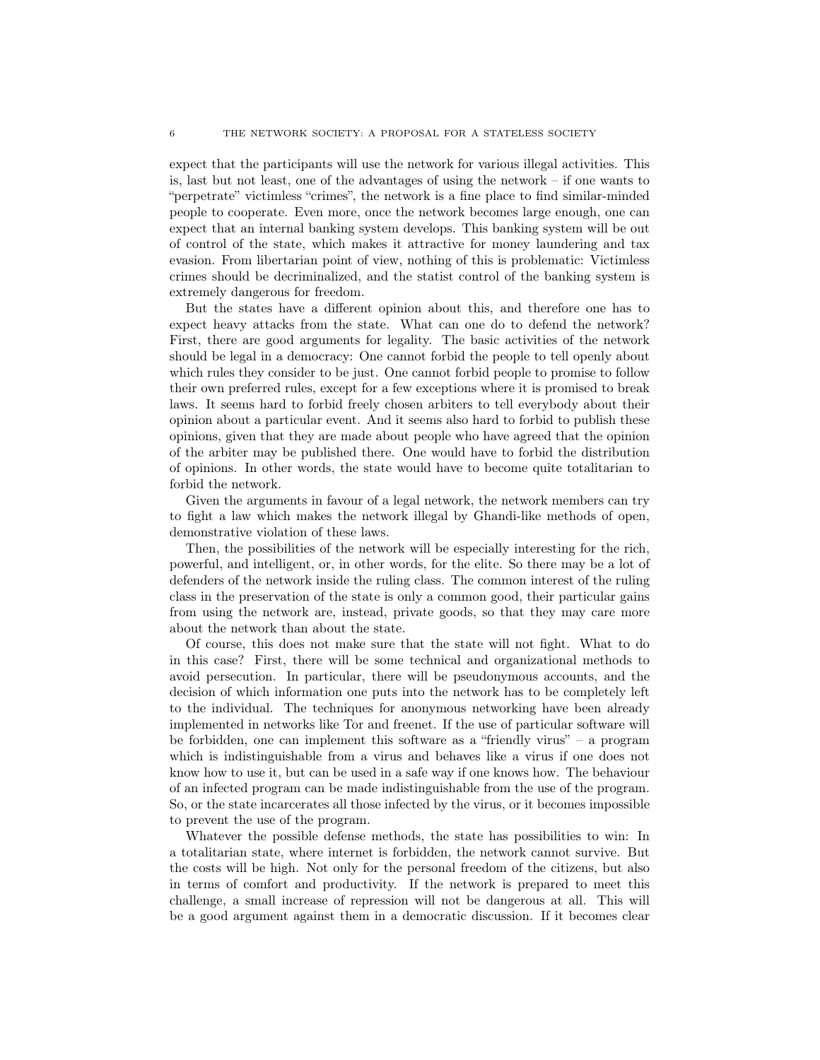expect that the participants will use the network for various illegal activities. This is, last but not least, one of the advantages of using the network – if one wants to "perpetrate" victimless "crimes", the network is a fine place to find similar-minded people to cooperate. Even more, once the network becomes large enough, one can expect that an internal banking system develops. This banking system will be out of control of the state, which makes it attractive for money laundering and tax evasion. From libertarian point of view, nothing of this is problematic: Victimless crimes should be decriminalized, and the statist control of the banking system is extremely dangerous for freedom.

But the states have a different opinion about this, and therefore one has to expect heavy attacks from the state. What can one do to defend the network? First, there are good arguments for legality. The basic activities of the network should be legal in a democracy: One cannot forbid the people to tell openly about which rules they consider to be just. One cannot forbid people to promise to follow their own preferred rules, except for a few exceptions where it is promised to break laws. It seems hard to forbid freely chosen arbiters to tell everybody about their opinion about a particular event. And it seems also hard to forbid to publish these opinions, given that they are made about people who have agreed that the opinion of the arbiter may be published there. One would have to forbid the distribution of opinions. In other words, the state would have to become quite totalitarian to forbid the network.

Given the arguments in favour of a legal network, the network members can try to fight a law which makes the network illegal by Ghandi-like methods of open, demonstrative violation of these laws.

Then, the possibilities of the network will be especially interesting for the rich, powerful, and intelligent, or, in other words, for the elite. So there may be a lot of defenders of the network inside the ruling class. The common interest of the ruling class in the preservation of the state is only a common good, their particular gains from using the network are, instead, private goods, so that they may care more about the network than about the state.

Of course, this does not make sure that the state will not fight. What to do in this case? First, there will be some technical and organizational methods to avoid persecution. In particular, there will be pseudonymous accounts, and the decision of which information one puts into the network has to be completely left to the individual. The techniques for anonymous networking have been already implemented in networks like Tor and freenet. If the use of particular software will be forbidden, one can implement this software as a "friendly virus" – a program which is indistinguishable from a virus and behaves like a virus if one does not know how to use it, but can be used in a safe way if one knows how. The behaviour of an infected program can be made indistinguishable from the use of the program. So, or the state incarcerates all those infected by the virus, or it becomes impossible to prevent the use of the program.

Whatever the possible defense methods, the state has possibilities to win: In a totalitarian state, where internet is forbidden, the network cannot survive. But the costs will be high. Not only for the personal freedom of the citizens, but also in terms of comfort and productivity. If the network is prepared to meet this challenge, a small increase of repression will not be dangerous at all. This will be a good argument against them in a democratic discussion. If it becomes clear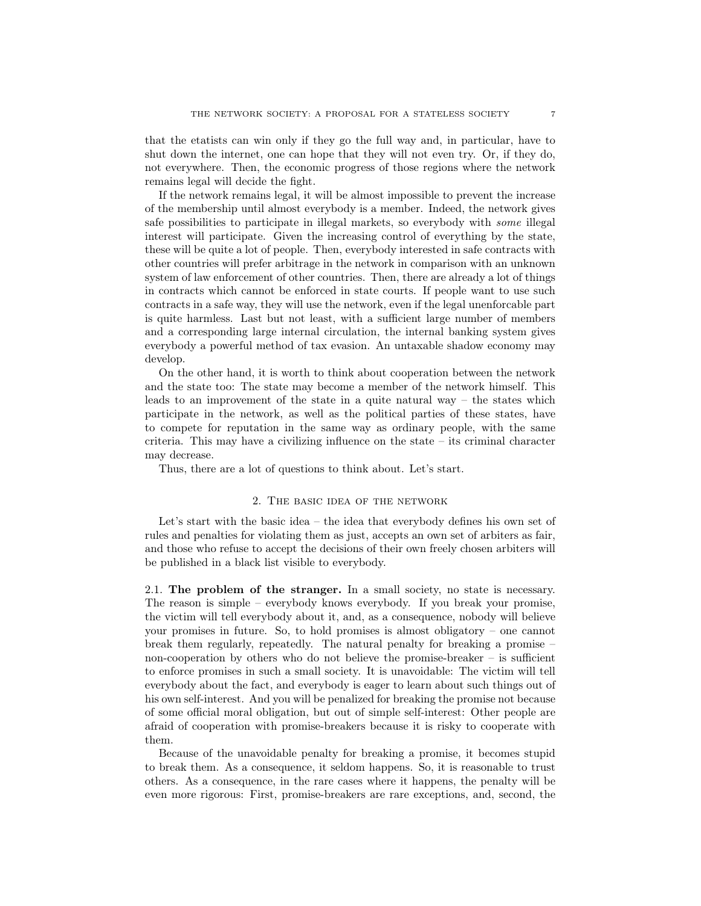that the etatists can win only if they go the full way and, in particular, have to shut down the internet, one can hope that they will not even try. Or, if they do, not everywhere. Then, the economic progress of those regions where the network remains legal will decide the fight.

If the network remains legal, it will be almost impossible to prevent the increase of the membership until almost everybody is a member. Indeed, the network gives safe possibilities to participate in illegal markets, so everybody with *some* illegal interest will participate. Given the increasing control of everything by the state, these will be quite a lot of people. Then, everybody interested in safe contracts with other countries will prefer arbitrage in the network in comparison with an unknown system of law enforcement of other countries. Then, there are already a lot of things in contracts which cannot be enforced in state courts. If people want to use such contracts in a safe way, they will use the network, even if the legal unenforcable part is quite harmless. Last but not least, with a sufficient large number of members and a corresponding large internal circulation, the internal banking system gives everybody a powerful method of tax evasion. An untaxable shadow economy may develop.

On the other hand, it is worth to think about cooperation between the network and the state too: The state may become a member of the network himself. This leads to an improvement of the state in a quite natural way – the states which participate in the network, as well as the political parties of these states, have to compete for reputation in the same way as ordinary people, with the same criteria. This may have a civilizing influence on the state – its criminal character may decrease.

Thus, there are a lot of questions to think about. Let's start.

## 2. The basic idea of the network

Let's start with the basic idea – the idea that everybody defines his own set of rules and penalties for violating them as just, accepts an own set of arbiters as fair, and those who refuse to accept the decisions of their own freely chosen arbiters will be published in a black list visible to everybody.

### 2.1. The problem of the stranger.

In a small society, no state is necessary. The reason is simple – everybody knows everybody. If you break your promise, the victim will tell everybody about it, and, as a consequence, nobody will believe your promises in future. So, to hold promises is almost obligatory – one cannot break them regularly, repeatedly. The natural penalty for breaking a promise – non-cooperation by others who do not believe the promise-breaker – is sufficient to enforce promises in such a small society. It is unavoidable: The victim will tell everybody about the fact, and everybody is eager to learn about such things out of his own self-interest. And you will be penalized for breaking the promise not because of some official moral obligation, but out of simple self-interest: Other people are afraid of cooperation with promise-breakers because it is risky to cooperate with them.

Because of the unavoidable penalty for breaking a promise, it becomes stupid to break them. As a consequence, it seldom happens. So, it is reasonable to trust others. As a consequence, in the rare cases where it happens, the penalty will be even more rigorous: First, promise-breakers are rare exceptions, and, second, the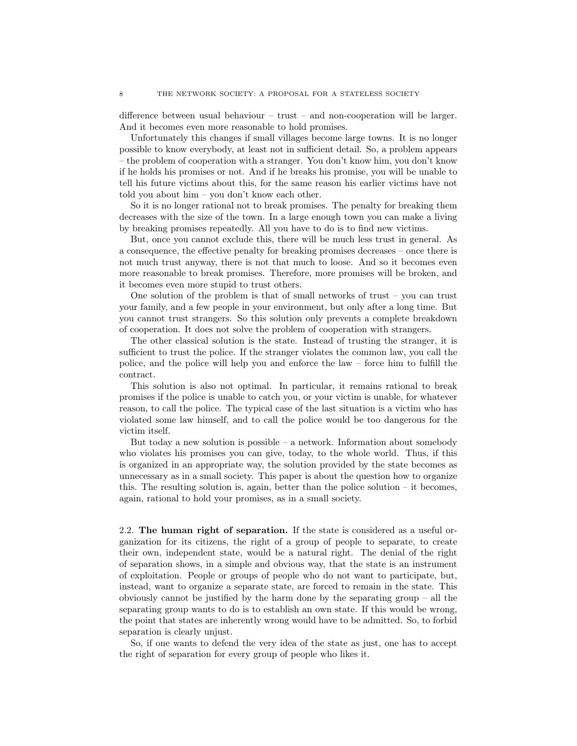difference between usual behaviour – trust – and non-cooperation will be larger. And it becomes even more reasonable to hold promises.

Unfortunately this changes if small villages become large towns. It is no longer possible to know everybody, at least not in sufficient detail. So, a problem appears – the problem of cooperation with a stranger. You don't know him, you don't know if he holds his promises or not. And if he breaks his promise, you will be unable to tell his future victims about this, for the same reason his earlier victims have not told you about him – you don't know each other.

So it is no longer rational not to break promises. The penalty for breaking them decreases with the size of the town. In a large enough town you can make a living by breaking promises repeatedly. All you have to do is to find new victims.

But, once you cannot exclude this, there will be much less trust in general. As a consequence, the effective penalty for breaking promises decreases – once there is not much trust anyway, there is not that much to loose. And so it becomes even more reasonable to break promises. Therefore, more promises will be broken, and it becomes even more stupid to trust others.

One solution of the problem is that of small networks of trust – you can trust your family, and a few people in your environment, but only after a long time. But you cannot trust strangers. So this solution only prevents a complete breakdown of cooperation. It does not solve the problem of cooperation with strangers.

The other classical solution is the state. Instead of trusting the stranger, it is sufficient to trust the police. If the stranger violates the common law, you call the police, and the police will help you and enforce the law – force him to fulfill the contract.

This solution is also not optimal. In particular, it remains rational to break promises if the police is unable to catch you, or your victim is unable, for whatever reason, to call the police. The typical case of the last situation is a victim who has violated some law himself, and to call the police would be too dangerous for the victim itself.

But today a new solution is possible – a network. Information about somebody who violates his promises you can give, today, to the whole world. Thus, if this is organized in an appropriate way, the solution provided by the state becomes as unnecessary as in a small society. This paper is about the question how to organize this. The resulting solution is, again, better than the police solution – it becomes, again, rational to hold your promises, as in a small society.

2.2. **The human right of separation.** If the state is considered as a useful organization for its citizens, the right of a group of people to separate, to create their own, independent state, would be a natural right. The denial of the right of separation shows, in a simple and obvious way, that the state is an instrument of exploitation. People or groups of people who do not want to participate, but, instead, want to organize a separate state, are forced to remain in the state. This obviously cannot be justified by the harm done by the separating group – all the separating group wants to do is to establish an own state. If this would be wrong, the point that states are inherently wrong would have to be admitted. So, to forbid separation is clearly unjust.

So, if one wants to defend the very idea of the state as just, one has to accept the right of separation for every group of people who likes it.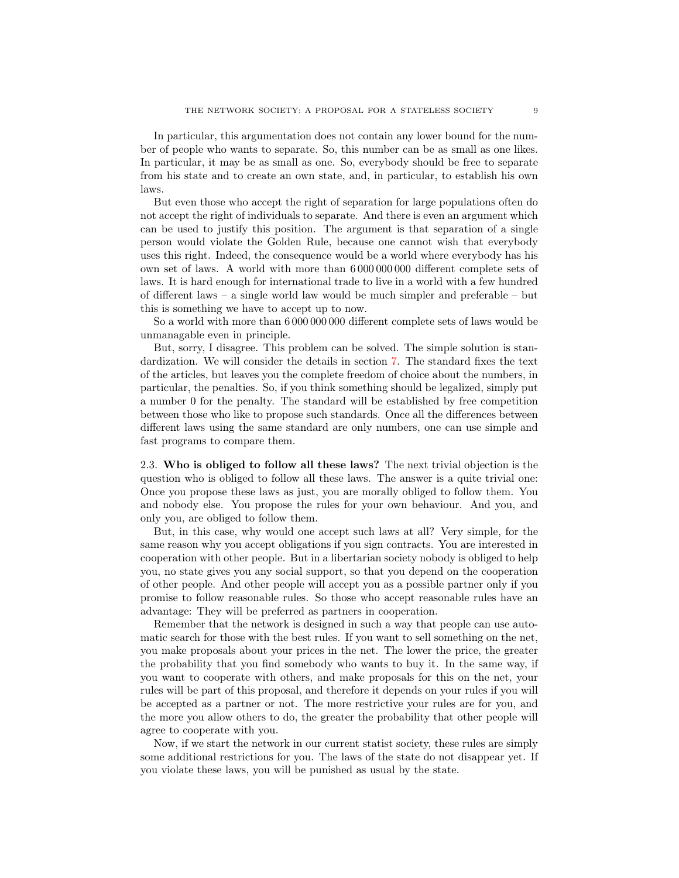In particular, this argumentation does not contain any lower bound for the number of people who wants to separate. So, this number can be as small as one likes. In particular, it may be as small as one. So, everybody should be free to separate from his state and to create an own state, and, in particular, to establish his own laws.

But even those who accept the right of separation for large populations often do not accept the right of individuals to separate. And there is even an argument which can be used to justify this position. The argument is that separation of a single person would violate the Golden Rule, because one cannot wish that everybody uses this right. Indeed, the consequence would be a world where everybody has his own set of laws. A world with more than 6 000 000 000 different complete sets of laws. It is hard enough for international trade to live in a world with a few hundred of different laws – a single world law would be much simpler and preferable – but this is something we have to accept up to now.

So a world with more than 6 000 000 000 different complete sets of laws would be unmanagable even in principle.

But, sorry, I disagree. This problem can be solved. The simple solution is standardization. We will consider the details in section 7. The standard fixes the text of the articles, but leaves you the complete freedom of choice about the numbers, in particular, the penalties. So, if you think something should be legalized, simply put a number 0 for the penalty. The standard will be established by free competition between those who like to propose such standards. Once all the differences between different laws using the same standard are only numbers, one can use simple and fast programs to compare them.

2.3. **Who is obliged to follow all these laws?** The next trivial objection is the question who is obliged to follow all these laws. The answer is a quite trivial one: Once you propose these laws as just, you are morally obliged to follow them. You and nobody else. You propose the rules for your own behaviour. And you, and only you, are obliged to follow them.

But, in this case, why would one accept such laws at all? Very simple, for the same reason why you accept obligations if you sign contracts. You are interested in cooperation with other people. But in a libertarian society nobody is obliged to help you, no state gives you any social support, so that you depend on the cooperation of other people. And other people will accept you as a possible partner only if you promise to follow reasonable rules. So those who accept reasonable rules have an advantage: They will be preferred as partners in cooperation.

Remember that the network is designed in such a way that people can use automatic search for those with the best rules. If you want to sell something on the net, you make proposals about your prices in the net. The lower the price, the greater the probability that you find somebody who wants to buy it. In the same way, if you want to cooperate with others, and make proposals for this on the net, your rules will be part of this proposal, and therefore it depends on your rules if you will be accepted as a partner or not. The more restrictive your rules are for you, and the more you allow others to do, the greater the probability that other people will agree to cooperate with you.

Now, if we start the network in our current statist society, these rules are simply some additional restrictions for you. The laws of the state do not disappear yet. If you violate these laws, you will be punished as usual by the state.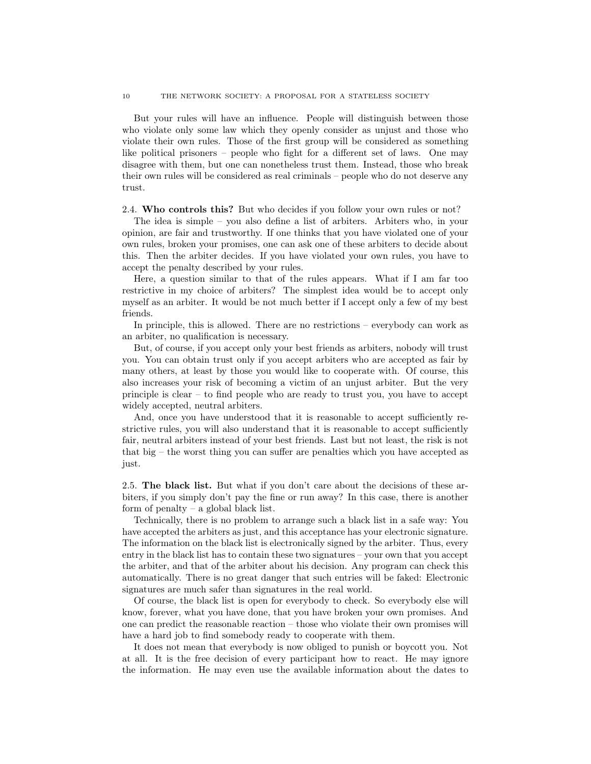But your rules will have an influence. People will distinguish between those who violate only some law which they openly consider as unjust and those who violate their own rules. Those of the first group will be considered as something like political prisoners – people who fight for a different set of laws. One may disagree with them, but one can nonetheless trust them. Instead, those who break their own rules will be considered as real criminals – people who do not deserve any trust.

2.4. **Who controls this?** But who decides if you follow your own rules or not?

The idea is simple – you also define a list of arbiters. Arbiters who, in your opinion, are fair and trustworthy. If one thinks that you have violated one of your own rules, broken your promises, one can ask one of these arbiters to decide about this. Then the arbiter decides. If you have violated your own rules, you have to accept the penalty described by your rules.

Here, a question similar to that of the rules appears. What if I am far too restrictive in my choice of arbiters? The simplest idea would be to accept only myself as an arbiter. It would be not much better if I accept only a few of my best friends.

In principle, this is allowed. There are no restrictions – everybody can work as an arbiter, no qualification is necessary.

But, of course, if you accept only your best friends as arbiters, nobody will trust you. You can obtain trust only if you accept arbiters who are accepted as fair by many others, at least by those you would like to cooperate with. Of course, this also increases your risk of becoming a victim of an unjust arbiter. But the very principle is clear – to find people who are ready to trust you, you have to accept widely accepted, neutral arbiters.

And, once you have understood that it is reasonable to accept sufficiently restrictive rules, you will also understand that it is reasonable to accept sufficiently fair, neutral arbiters instead of your best friends. Last but not least, the risk is not that big – the worst thing you can suffer are penalties which you have accepted as just.

2.5. **The black list.** But what if you don't care about the decisions of these arbiters, if you simply don't pay the fine or run away? In this case, there is another form of penalty – a global black list.

Technically, there is no problem to arrange such a black list in a safe way: You have accepted the arbiters as just, and this acceptance has your electronic signature. The information on the black list is electronically signed by the arbiter. Thus, every entry in the black list has to contain these two signatures – your own that you accept the arbiter, and that of the arbiter about his decision. Any program can check this automatically. There is no great danger that such entries will be faked: Electronic signatures are much safer than signatures in the real world.

Of course, the black list is open for everybody to check. So everybody else will know, forever, what you have done, that you have broken your own promises. And one can predict the reasonable reaction – those who violate their own promises will have a hard job to find somebody ready to cooperate with them.

It does not mean that everybody is now obliged to punish or boycott you. Not at all. It is the free decision of every participant how to react. He may ignore the information. He may even use the available information about the dates to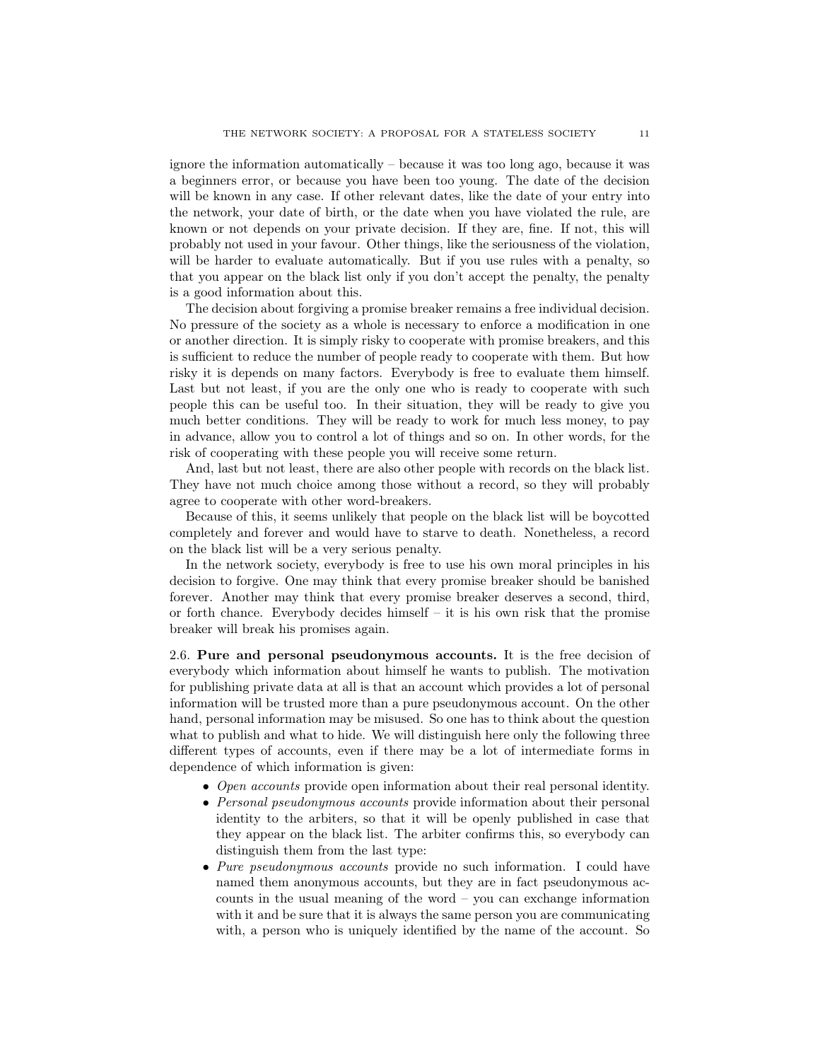ignore the information automatically – because it was too long ago, because it was a beginners error, or because you have been too young. The date of the decision will be known in any case. If other relevant dates, like the date of your entry into the network, your date of birth, or the date when you have violated the rule, are known or not depends on your private decision. If they are, fine. If not, this will probably not used in your favour. Other things, like the seriousness of the violation, will be harder to evaluate automatically. But if you use rules with a penalty, so that you appear on the black list only if you don't accept the penalty, the penalty is a good information about this.

The decision about forgiving a promise breaker remains a free individual decision. No pressure of the society as a whole is necessary to enforce a modification in one or another direction. It is simply risky to cooperate with promise breakers, and this is sufficient to reduce the number of people ready to cooperate with them. But how risky it is depends on many factors. Everybody is free to evaluate them himself. Last but not least, if you are the only one who is ready to cooperate with such people this can be useful too. In their situation, they will be ready to give you much better conditions. They will be ready to work for much less money, to pay in advance, allow you to control a lot of things and so on. In other words, for the risk of cooperating with these people you will receive some return.

And, last but not least, there are also other people with records on the black list. They have not much choice among those without a record, so they will probably agree to cooperate with other word-breakers.

Because of this, it seems unlikely that people on the black list will be boycotted completely and forever and would have to starve to death. Nonetheless, a record on the black list will be a very serious penalty.

In the network society, everybody is free to use his own moral principles in his decision to forgive. One may think that every promise breaker should be banished forever. Another may think that every promise breaker deserves a second, third, or forth chance. Everybody decides himself – it is his own risk that the promise breaker will break his promises again.

2.6. **Pure and personal pseudonymous accounts.** It is the free decision of everybody which information about himself he wants to publish. The motivation for publishing private data at all is that an account which provides a lot of personal information will be trusted more than a pure pseudonymous account. On the other hand, personal information may be misused. So one has to think about the question what to publish and what to hide. We will distinguish here only the following three different types of accounts, even if there may be a lot of intermediate forms in dependence of which information is given:

- *Open accounts* provide open information about their real personal identity.
- *Personal pseudonymous accounts* provide information about their personal identity to the arbiters, so that it will be openly published in case that they appear on the black list. The arbiter confirms this, so everybody can distinguish them from the last type:
- *Pure pseudonymous accounts* provide no such information. I could have named them anonymous accounts, but they are in fact pseudonymous accounts in the usual meaning of the word – you can exchange information with it and be sure that it is always the same person you are communicating with, a person who is uniquely identified by the name of the account. So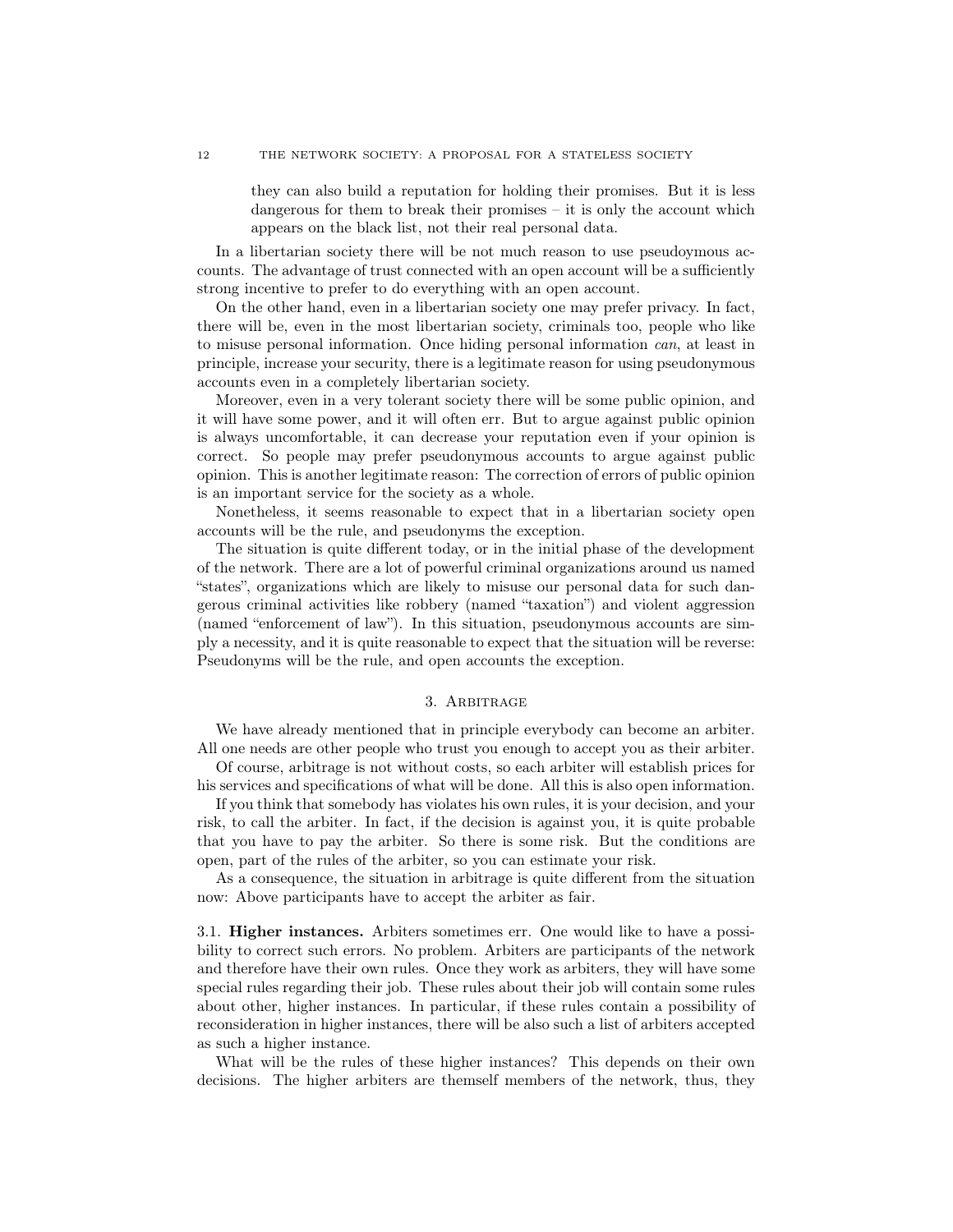they can also build a reputation for holding their promises. But it is less dangerous for them to break their promises – it is only the account which appears on the black list, not their real personal data.

In a libertarian society there will be not much reason to use pseudoymous accounts. The advantage of trust connected with an open account will be a sufficiently strong incentive to prefer to do everything with an open account.

On the other hand, even in a libertarian society one may prefer privacy. In fact, there will be, even in the most libertarian society, criminals too, people who like to misuse personal information. Once hiding personal information *can*, at least in principle, increase your security, there is a legitimate reason for using pseudonymous accounts even in a completely libertarian society.

Moreover, even in a very tolerant society there will be some public opinion, and it will have some power, and it will often err. But to argue against public opinion is always uncomfortable, it can decrease your reputation even if your opinion is correct. So people may prefer pseudonymous accounts to argue against public opinion. This is another legitimate reason: The correction of errors of public opinion is an important service for the society as a whole.

Nonetheless, it seems reasonable to expect that in a libertarian society open accounts will be the rule, and pseudonyms the exception.

The situation is quite different today, or in the initial phase of the development of the network. There are a lot of powerful criminal organizations around us named "states", organizations which are likely to misuse our personal data for such dangerous criminal activities like robbery (named "taxation") and violent aggression (named "enforcement of law"). In this situation, pseudonymous accounts are simply a necessity, and it is quite reasonable to expect that the situation will be reverse: Pseudonyms will be the rule, and open accounts the exception.

## 3. Arbitrage

We have already mentioned that in principle everybody can become an arbiter. All one needs are other people who trust you enough to accept you as their arbiter.

Of course, arbitrage is not without costs, so each arbiter will establish prices for his services and specifications of what will be done. All this is also open information.

If you think that somebody has violates his own rules, it is your decision, and your risk, to call the arbiter. In fact, if the decision is against you, it is quite probable that you have to pay the arbiter. So there is some risk. But the conditions are open, part of the rules of the arbiter, so you can estimate your risk.

As a consequence, the situation in arbitrage is quite different from the situation now: Above participants have to accept the arbiter as fair.

### 3.1. Higher instances.

Arbiters sometimes err. One would like to have a possibility to correct such errors. No problem. Arbiters are participants of the network and therefore have their own rules. Once they work as arbiters, they will have some special rules regarding their job. These rules about their job will contain some rules about other, higher instances. In particular, if these rules contain a possibility of reconsideration in higher instances, there will be also such a list of arbiters accepted as such a higher instance.

What will be the rules of these higher instances? This depends on their own decisions. The higher arbiters are themself members of the network, thus, they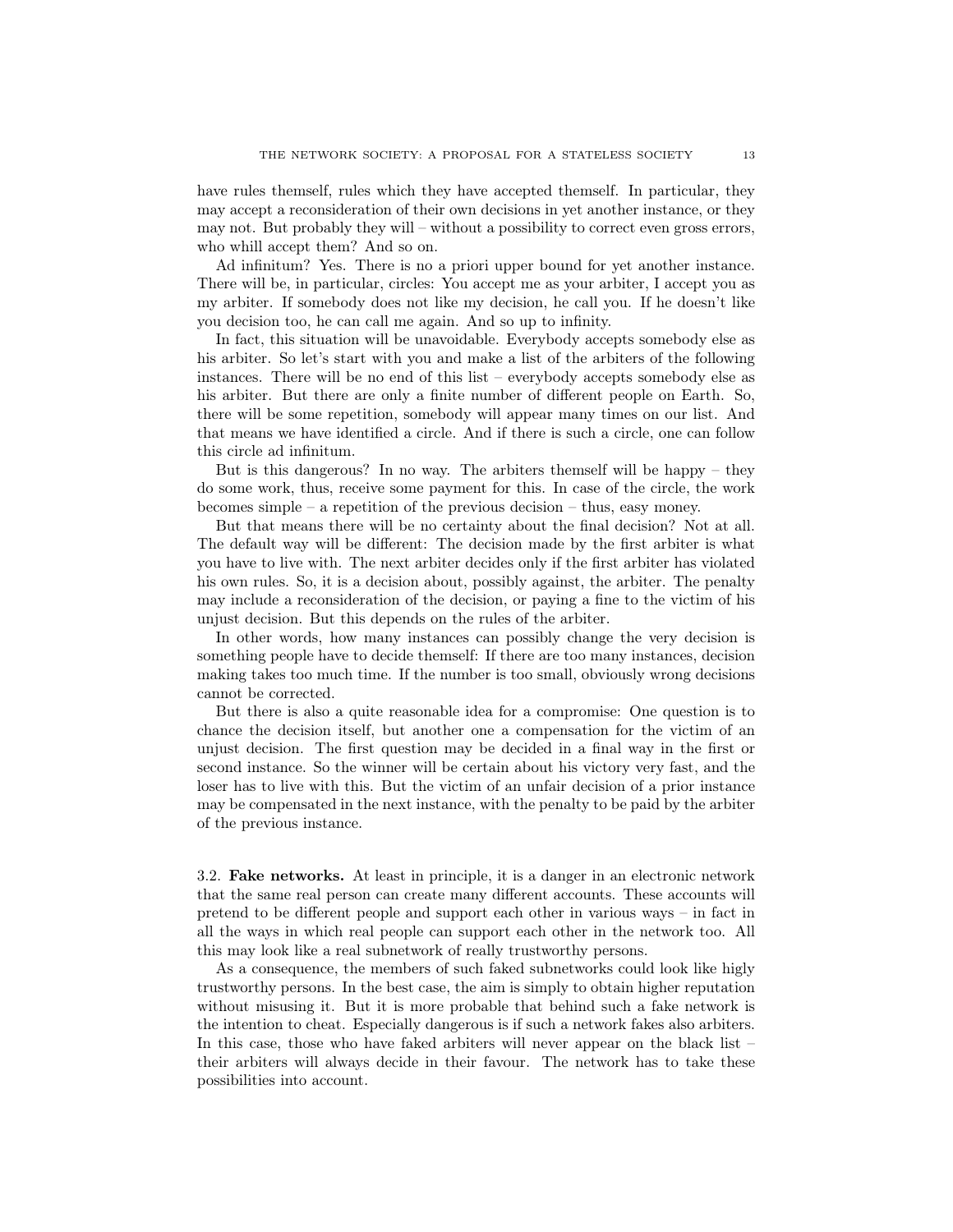have rules themself, rules which they have accepted themself. In particular, they may accept a reconsideration of their own decisions in yet another instance, or they may not. But probably they will – without a possibility to correct even gross errors, who whill accept them? And so on.

Ad infinitum? Yes. There is no a priori upper bound for yet another instance. There will be, in particular, circles: You accept me as your arbiter, I accept you as my arbiter. If somebody does not like my decision, he call you. If he doesn't like you decision too, he can call me again. And so up to infinity.

In fact, this situation will be unavoidable. Everybody accepts somebody else as his arbiter. So let's start with you and make a list of the arbiters of the following instances. There will be no end of this list – everybody accepts somebody else as his arbiter. But there are only a finite number of different people on Earth. So, there will be some repetition, somebody will appear many times on our list. And that means we have identified a circle. And if there is such a circle, one can follow this circle ad infinitum.

But is this dangerous? In no way. The arbiters themself will be happy – they do some work, thus, receive some payment for this. In case of the circle, the work becomes simple – a repetition of the previous decision – thus, easy money.

But that means there will be no certainty about the final decision? Not at all. The default way will be different: The decision made by the first arbiter is what you have to live with. The next arbiter decides only if the first arbiter has violated his own rules. So, it is a decision about, possibly against, the arbiter. The penalty may include a reconsideration of the decision, or paying a fine to the victim of his unjust decision. But this depends on the rules of the arbiter.

In other words, how many instances can possibly change the very decision is something people have to decide themself: If there are too many instances, decision making takes too much time. If the number is too small, obviously wrong decisions cannot be corrected.

But there is also a quite reasonable idea for a compromise: One question is to chance the decision itself, but another one a compensation for the victim of an unjust decision. The first question may be decided in a final way in the first or second instance. So the winner will be certain about his victory very fast, and the loser has to live with this. But the victim of an unfair decision of a prior instance may be compensated in the next instance, with the penalty to be paid by the arbiter of the previous instance.

### 3.2. **Fake networks.**

At least in principle, it is a danger in an electronic network that the same real person can create many different accounts. These accounts will pretend to be different people and support each other in various ways – in fact in all the ways in which real people can support each other in the network too. All this may look like a real subnetwork of really trustworthy persons.

As a consequence, the members of such faked subnetworks could look like higly trustworthy persons. In the best case, the aim is simply to obtain higher reputation without misusing it. But it is more probable that behind such a fake network is the intention to cheat. Especially dangerous is if such a network fakes also arbiters. In this case, those who have faked arbiters will never appear on the black list – their arbiters will always decide in their favour. The network has to take these possibilities into account.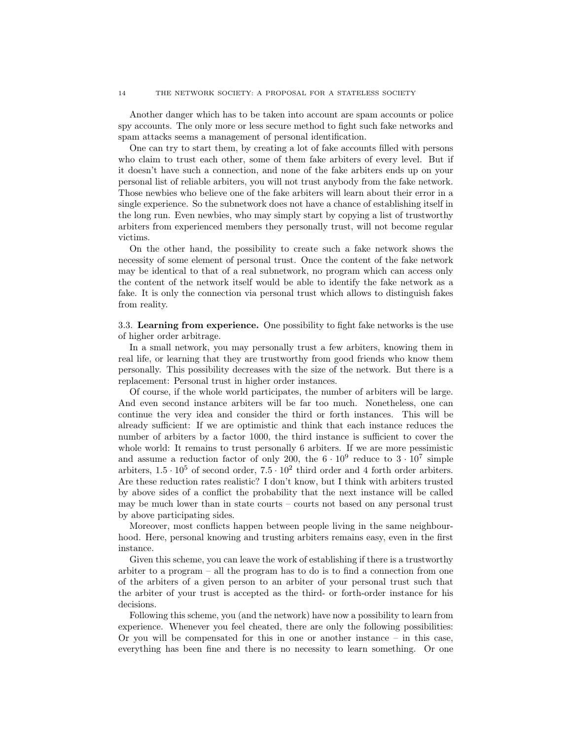Another danger which has to be taken into account are spam accounts or police spy accounts. The only more or less secure method to fight such fake networks and spam attacks seems a management of personal identification.

One can try to start them, by creating a lot of fake accounts filled with persons who claim to trust each other, some of them fake arbiters of every level. But if it doesn't have such a connection, and none of the fake arbiters ends up on your personal list of reliable arbiters, you will not trust anybody from the fake network. Those newbies who believe one of the fake arbiters will learn about their error in a single experience. So the subnetwork does not have a chance of establishing itself in the long run. Even newbies, who may simply start by copying a list of trustworthy arbiters from experienced members they personally trust, will not become regular victims.

On the other hand, the possibility to create such a fake network shows the necessity of some element of personal trust. Once the content of the fake network may be identical to that of a real subnetwork, no program which can access only the content of the network itself would be able to identify the fake network as a fake. It is only the connection via personal trust which allows to distinguish fakes from reality.

### 3.3. Learning from experience.

One possibility to fight fake networks is the use of higher order arbitrage.

In a small network, you may personally trust a few arbiters, knowing them in real life, or learning that they are trustworthy from good friends who know them personally. This possibility decreases with the size of the network. But there is a replacement: Personal trust in higher order instances.

Of course, if the whole world participates, the number of arbiters will be large. And even second instance arbiters will be far too much. Nonetheless, one can continue the very idea and consider the third or forth instances. This will be already sufficient: If we are optimistic and think that each instance reduces the number of arbiters by a factor 1000, the third instance is sufficient to cover the whole world: It remains to trust personally 6 arbiters. If we are more pessimistic and assume a reduction factor of only 200, the $6 \cdot 10^9$ reduce to $3 \cdot 10^7$ simple arbiters, $1.5 \cdot 10^5$ of second order, $7.5 \cdot 10^2$ third order and 4 forth order arbiters. Are these reduction rates realistic? I don't know, but I think with arbiters trusted by above sides of a conflict the probability that the next instance will be called may be much lower than in state courts – courts not based on any personal trust by above participating sides.

Moreover, most conflicts happen between people living in the same neighbourhood. Here, personal knowing and trusting arbiters remains easy, even in the first instance.

Given this scheme, you can leave the work of establishing if there is a trustworthy arbiter to a program – all the program has to do is to find a connection from one of the arbiters of a given person to an arbiter of your personal trust such that the arbiter of your trust is accepted as the third- or forth-order instance for his decisions.

Following this scheme, you (and the network) have now a possibility to learn from experience. Whenever you feel cheated, there are only the following possibilities: Or you will be compensated for this in one or another instance – in this case, everything has been fine and there is no necessity to learn something. Or one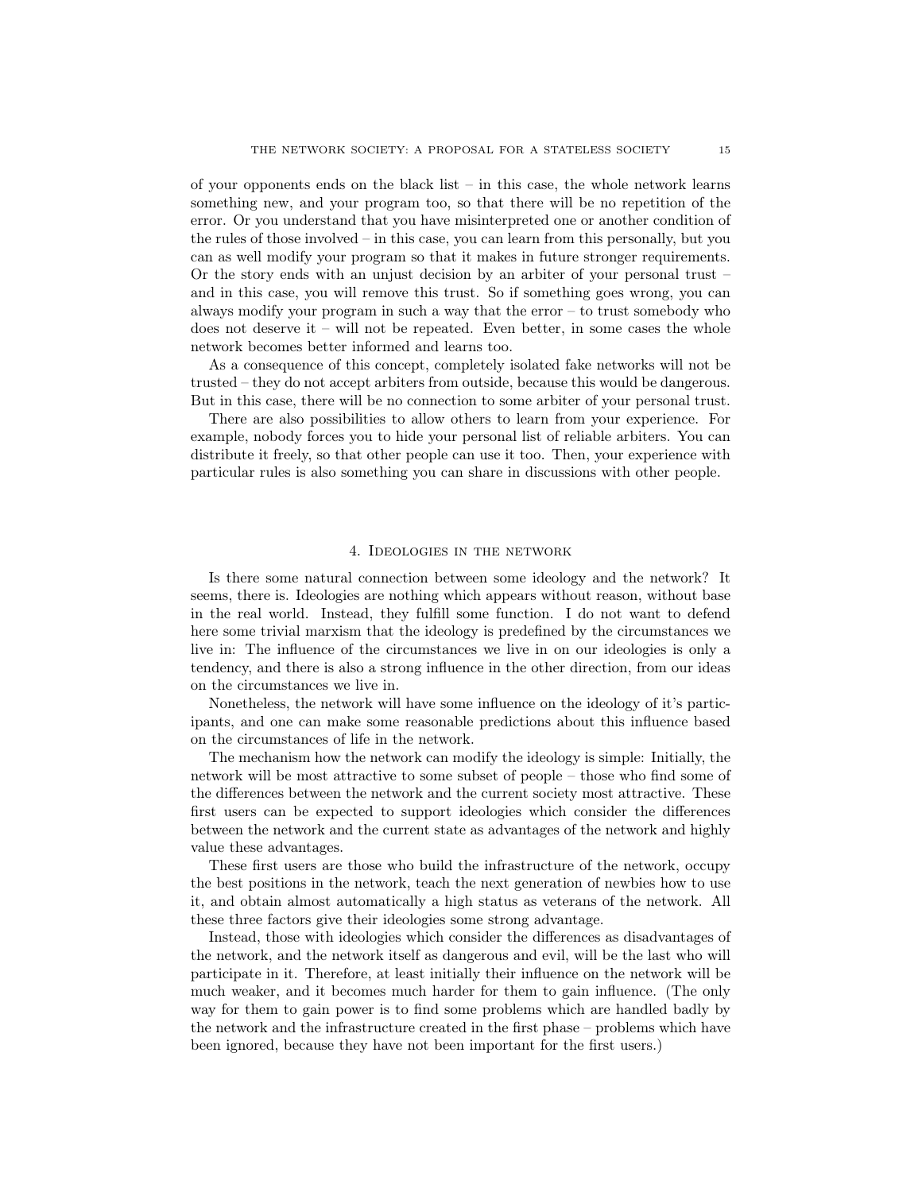of your opponents ends on the black list – in this case, the whole network learns something new, and your program too, so that there will be no repetition of the error. Or you understand that you have misinterpreted one or another condition of the rules of those involved – in this case, you can learn from this personally, but you can as well modify your program so that it makes in future stronger requirements. Or the story ends with an unjust decision by an arbiter of your personal trust – and in this case, you will remove this trust. So if something goes wrong, you can always modify your program in such a way that the error – to trust somebody who does not deserve it – will not be repeated. Even better, in some cases the whole network becomes better informed and learns too.

As a consequence of this concept, completely isolated fake networks will not be trusted – they do not accept arbiters from outside, because this would be dangerous. But in this case, there will be no connection to some arbiter of your personal trust.

There are also possibilities to allow others to learn from your experience. For example, nobody forces you to hide your personal list of reliable arbiters. You can distribute it freely, so that other people can use it too. Then, your experience with particular rules is also something you can share in discussions with other people.

## 4. Ideologies in the network

Is there some natural connection between some ideology and the network? It seems, there is. Ideologies are nothing which appears without reason, without base in the real world. Instead, they fulfill some function. I do not want to defend here some trivial marxism that the ideology is predefined by the circumstances we live in: The influence of the circumstances we live in on our ideologies is only a tendency, and there is also a strong influence in the other direction, from our ideas on the circumstances we live in.

Nonetheless, the network will have some influence on the ideology of it's participants, and one can make some reasonable predictions about this influence based on the circumstances of life in the network.

The mechanism how the network can modify the ideology is simple: Initially, the network will be most attractive to some subset of people – those who find some of the differences between the network and the current society most attractive. These first users can be expected to support ideologies which consider the differences between the network and the current state as advantages of the network and highly value these advantages.

These first users are those who build the infrastructure of the network, occupy the best positions in the network, teach the next generation of newbies how to use it, and obtain almost automatically a high status as veterans of the network. All these three factors give their ideologies some strong advantage.

Instead, those with ideologies which consider the differences as disadvantages of the network, and the network itself as dangerous and evil, will be the last who will participate in it. Therefore, at least initially their influence on the network will be much weaker, and it becomes much harder for them to gain influence. (The only way for them to gain power is to find some problems which are handled badly by the network and the infrastructure created in the first phase – problems which have been ignored, because they have not been important for the first users.)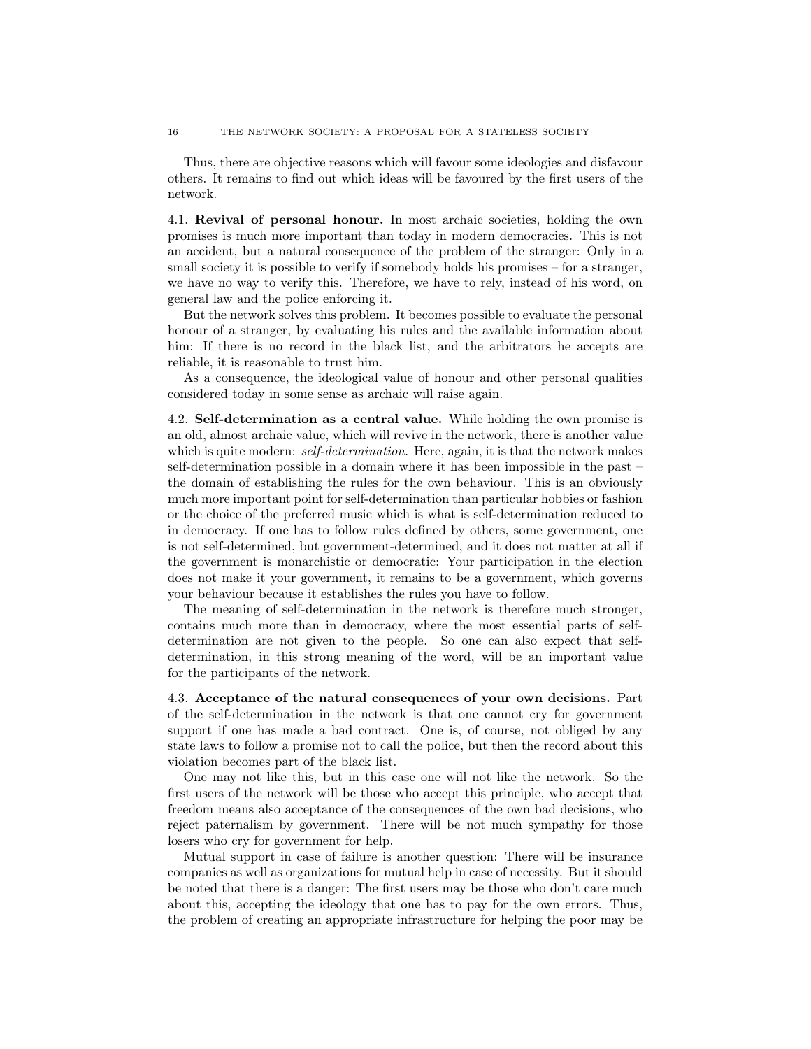Thus, there are objective reasons which will favour some ideologies and disfavour others. It remains to find out which ideas will be favoured by the first users of the network.

4.1. **Revival of personal honour.** In most archaic societies, holding the own promises is much more important than today in modern democracies. This is not an accident, but a natural consequence of the problem of the stranger: Only in a small society it is possible to verify if somebody holds his promises – for a stranger, we have no way to verify this. Therefore, we have to rely, instead of his word, on general law and the police enforcing it.

But the network solves this problem. It becomes possible to evaluate the personal honour of a stranger, by evaluating his rules and the available information about him: If there is no record in the black list, and the arbitrators he accepts are reliable, it is reasonable to trust him.

As a consequence, the ideological value of honour and other personal qualities considered today in some sense as archaic will raise again.

4.2. **Self-determination as a central value.** While holding the own promise is an old, almost archaic value, which will revive in the network, there is another value which is quite modern: *self-determination*. Here, again, it is that the network makes self-determination possible in a domain where it has been impossible in the past – the domain of establishing the rules for the own behaviour. This is an obviously much more important point for self-determination than particular hobbies or fashion or the choice of the preferred music which is what is self-determination reduced to in democracy. If one has to follow rules defined by others, some government, one is not self-determined, but government-determined, and it does not matter at all if the government is monarchistic or democratic: Your participation in the election does not make it your government, it remains to be a government, which governs your behaviour because it establishes the rules you have to follow.

The meaning of self-determination in the network is therefore much stronger, contains much more than in democracy, where the most essential parts of self-determination are not given to the people. So one can also expect that self-determination, in this strong meaning of the word, will be an important value for the participants of the network.

4.3. **Acceptance of the natural consequences of your own decisions.** Part of the self-determination in the network is that one cannot cry for government support if one has made a bad contract. One is, of course, not obliged by any state laws to follow a promise not to call the police, but then the record about this violation becomes part of the black list.

One may not like this, but in this case one will not like the network. So the first users of the network will be those who accept this principle, who accept that freedom means also acceptance of the consequences of the own bad decisions, who reject paternalism by government. There will be not much sympathy for those losers who cry for government for help.

Mutual support in case of failure is another question: There will be insurance companies as well as organizations for mutual help in case of necessity. But it should be noted that there is a danger: The first users may be those who don't care much about this, accepting the ideology that one has to pay for the own errors. Thus, the problem of creating an appropriate infrastructure for helping the poor may be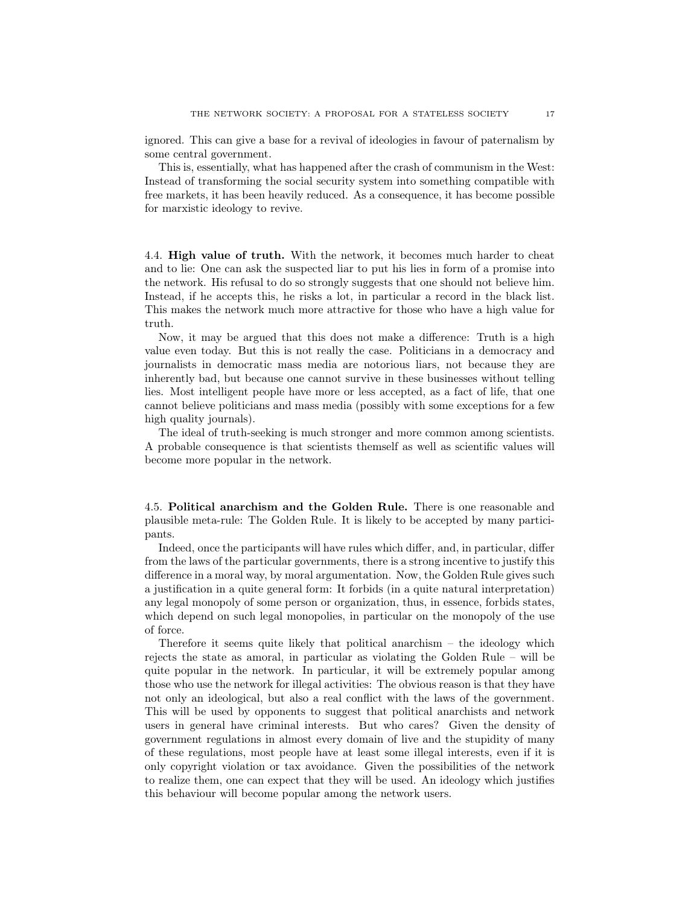ignored. This can give a base for a revival of ideologies in favour of paternalism by some central government.

This is, essentially, what has happened after the crash of communism in the West: Instead of transforming the social security system into something compatible with free markets, it has been heavily reduced. As a consequence, it has become possible for marxistic ideology to revive.

4.4. **High value of truth.** With the network, it becomes much harder to cheat and to lie: One can ask the suspected liar to put his lies in form of a promise into the network. His refusal to do so strongly suggests that one should not believe him. Instead, if he accepts this, he risks a lot, in particular a record in the black list. This makes the network much more attractive for those who have a high value for truth.

Now, it may be argued that this does not make a difference: Truth is a high value even today. But this is not really the case. Politicians in a democracy and journalists in democratic mass media are notorious liars, not because they are inherently bad, but because one cannot survive in these businesses without telling lies. Most intelligent people have more or less accepted, as a fact of life, that one cannot believe politicians and mass media (possibly with some exceptions for a few high quality journals).

The ideal of truth-seeking is much stronger and more common among scientists. A probable consequence is that scientists themself as well as scientific values will become more popular in the network.

4.5. **Political anarchism and the Golden Rule.** There is one reasonable and plausible meta-rule: The Golden Rule. It is likely to be accepted by many participants.

Indeed, once the participants will have rules which differ, and, in particular, differ from the laws of the particular governments, there is a strong incentive to justify this difference in a moral way, by moral argumentation. Now, the Golden Rule gives such a justification in a quite general form: It forbids (in a quite natural interpretation) any legal monopoly of some person or organization, thus, in essence, forbids states, which depend on such legal monopolies, in particular on the monopoly of the use of force.

Therefore it seems quite likely that political anarchism – the ideology which rejects the state as amoral, in particular as violating the Golden Rule – will be quite popular in the network. In particular, it will be extremely popular among those who use the network for illegal activities: The obvious reason is that they have not only an ideological, but also a real conflict with the laws of the government. This will be used by opponents to suggest that political anarchists and network users in general have criminal interests. But who cares? Given the density of government regulations in almost every domain of live and the stupidity of many of these regulations, most people have at least some illegal interests, even if it is only copyright violation or tax avoidance. Given the possibilities of the network to realize them, one can expect that they will be used. An ideology which justifies this behaviour will become popular among the network users.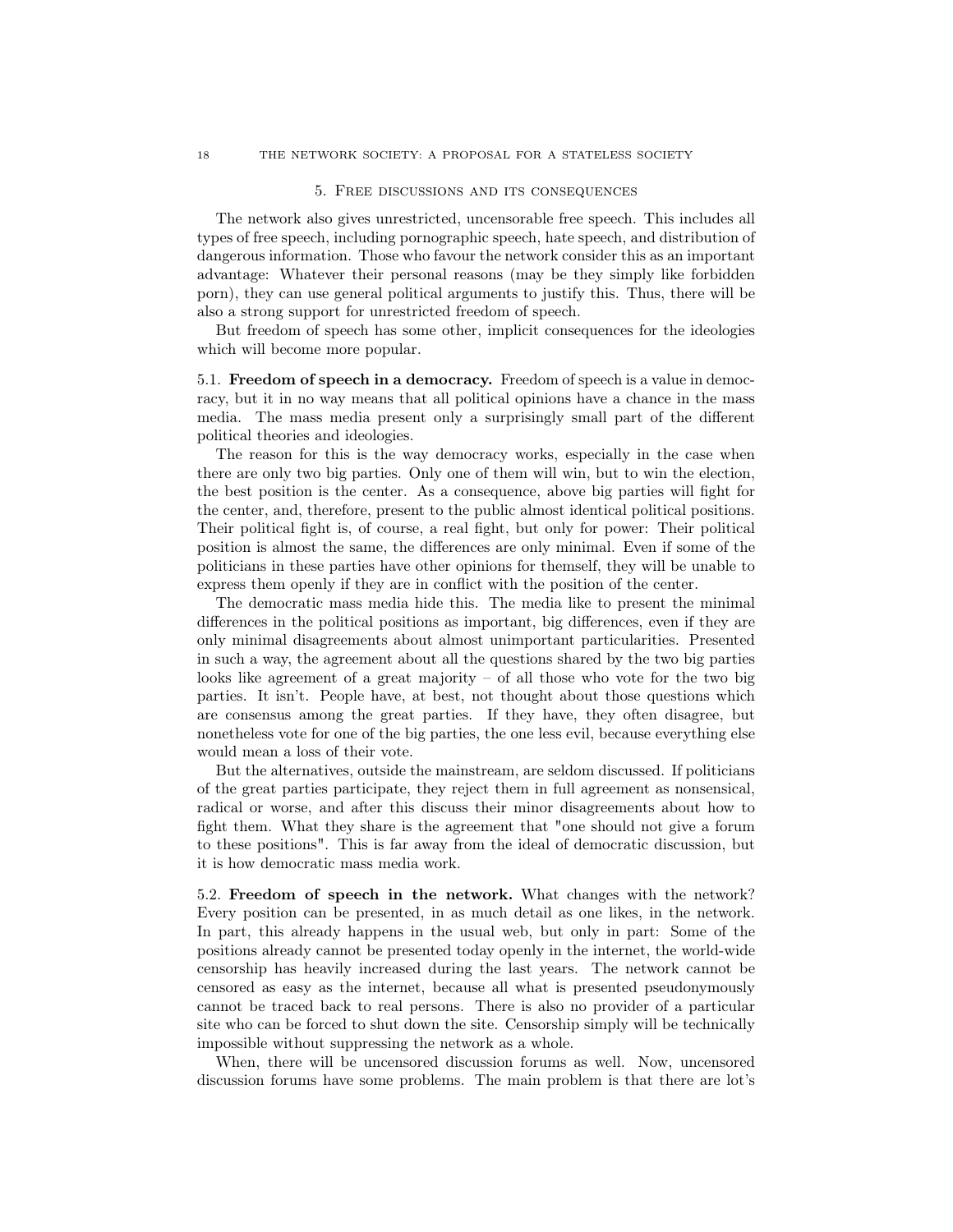## 5. Free discussions and its consequences

The network also gives unrestricted, uncensorable free speech. This includes all types of free speech, including pornographic speech, hate speech, and distribution of dangerous information. Those who favour the network consider this as an important advantage: Whatever their personal reasons (may be they simply like forbidden porn), they can use general political arguments to justify this. Thus, there will be also a strong support for unrestricted freedom of speech.

But freedom of speech has some other, implicit consequences for the ideologies which will become more popular.

5.1. **Freedom of speech in a democracy.** Freedom of speech is a value in democracy, but it in no way means that all political opinions have a chance in the mass media. The mass media present only a surprisingly small part of the different political theories and ideologies.

The reason for this is the way democracy works, especially in the case when there are only two big parties. Only one of them will win, but to win the election, the best position is the center. As a consequence, above big parties will fight for the center, and, therefore, present to the public almost identical political positions. Their political fight is, of course, a real fight, but only for power: Their political position is almost the same, the differences are only minimal. Even if some of the politicians in these parties have other opinions for themself, they will be unable to express them openly if they are in conflict with the position of the center.

The democratic mass media hide this. The media like to present the minimal differences in the political positions as important, big differences, even if they are only minimal disagreements about almost unimportant particularities. Presented in such a way, the agreement about all the questions shared by the two big parties looks like agreement of a great majority – of all those who vote for the two big parties. It isn't. People have, at best, not thought about those questions which are consensus among the great parties. If they have, they often disagree, but nonetheless vote for one of the big parties, the one less evil, because everything else would mean a loss of their vote.

But the alternatives, outside the mainstream, are seldom discussed. If politicians of the great parties participate, they reject them in full agreement as nonsensical, radical or worse, and after this discuss their minor disagreements about how to fight them. What they share is the agreement that "one should not give a forum to these positions". This is far away from the ideal of democratic discussion, but it is how democratic mass media work.

5.2. **Freedom of speech in the network.** What changes with the network? Every position can be presented, in as much detail as one likes, in the network. In part, this already happens in the usual web, but only in part: Some of the positions already cannot be presented today openly in the internet, the world-wide censorship has heavily increased during the last years. The network cannot be censored as easy as the internet, because all what is presented pseudonymously cannot be traced back to real persons. There is also no provider of a particular site who can be forced to shut down the site. Censorship simply will be technically impossible without suppressing the network as a whole.

When, there will be uncensored discussion forums as well. Now, uncensored discussion forums have some problems. The main problem is that there are lot's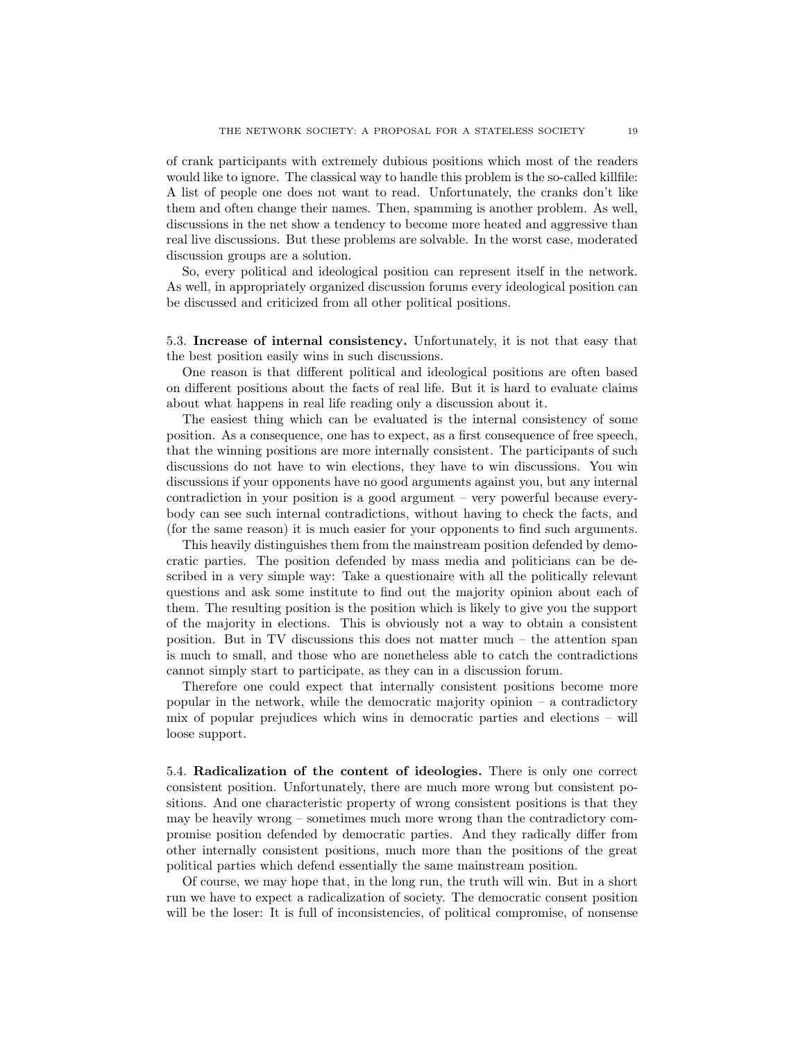of crank participants with extremely dubious positions which most of the readers would like to ignore. The classical way to handle this problem is the so-called killfile: A list of people one does not want to read. Unfortunately, the cranks don't like them and often change their names. Then, spamming is another problem. As well, discussions in the net show a tendency to become more heated and aggressive than real live discussions. But these problems are solvable. In the worst case, moderated discussion groups are a solution.

So, every political and ideological position can represent itself in the network. As well, in appropriately organized discussion forums every ideological position can be discussed and criticized from all other political positions.

5.3. **Increase of internal consistency.** Unfortunately, it is not that easy that the best position easily wins in such discussions.

One reason is that different political and ideological positions are often based on different positions about the facts of real life. But it is hard to evaluate claims about what happens in real life reading only a discussion about it.

The easiest thing which can be evaluated is the internal consistency of some position. As a consequence, one has to expect, as a first consequence of free speech, that the winning positions are more internally consistent. The participants of such discussions do not have to win elections, they have to win discussions. You win discussions if your opponents have no good arguments against you, but any internal contradiction in your position is a good argument – very powerful because everybody can see such internal contradictions, without having to check the facts, and (for the same reason) it is much easier for your opponents to find such arguments.

This heavily distinguishes them from the mainstream position defended by democratic parties. The position defended by mass media and politicians can be described in a very simple way: Take a questionaire with all the politically relevant questions and ask some institute to find out the majority opinion about each of them. The resulting position is the position which is likely to give you the support of the majority in elections. This is obviously not a way to obtain a consistent position. But in TV discussions this does not matter much – the attention span is much to small, and those who are nonetheless able to catch the contradictions cannot simply start to participate, as they can in a discussion forum.

Therefore one could expect that internally consistent positions become more popular in the network, while the democratic majority opinion – a contradictory mix of popular prejudices which wins in democratic parties and elections – will loose support.

5.4. **Radicalization of the content of ideologies.** There is only one correct consistent position. Unfortunately, there are much more wrong but consistent positions. And one characteristic property of wrong consistent positions is that they may be heavily wrong – sometimes much more wrong than the contradictory compromise position defended by democratic parties. And they radically differ from other internally consistent positions, much more than the positions of the great political parties which defend essentially the same mainstream position.

Of course, we may hope that, in the long run, the truth will win. But in a short run we have to expect a radicalization of society. The democratic consent position will be the loser: It is full of inconsistencies, of political compromise, of nonsense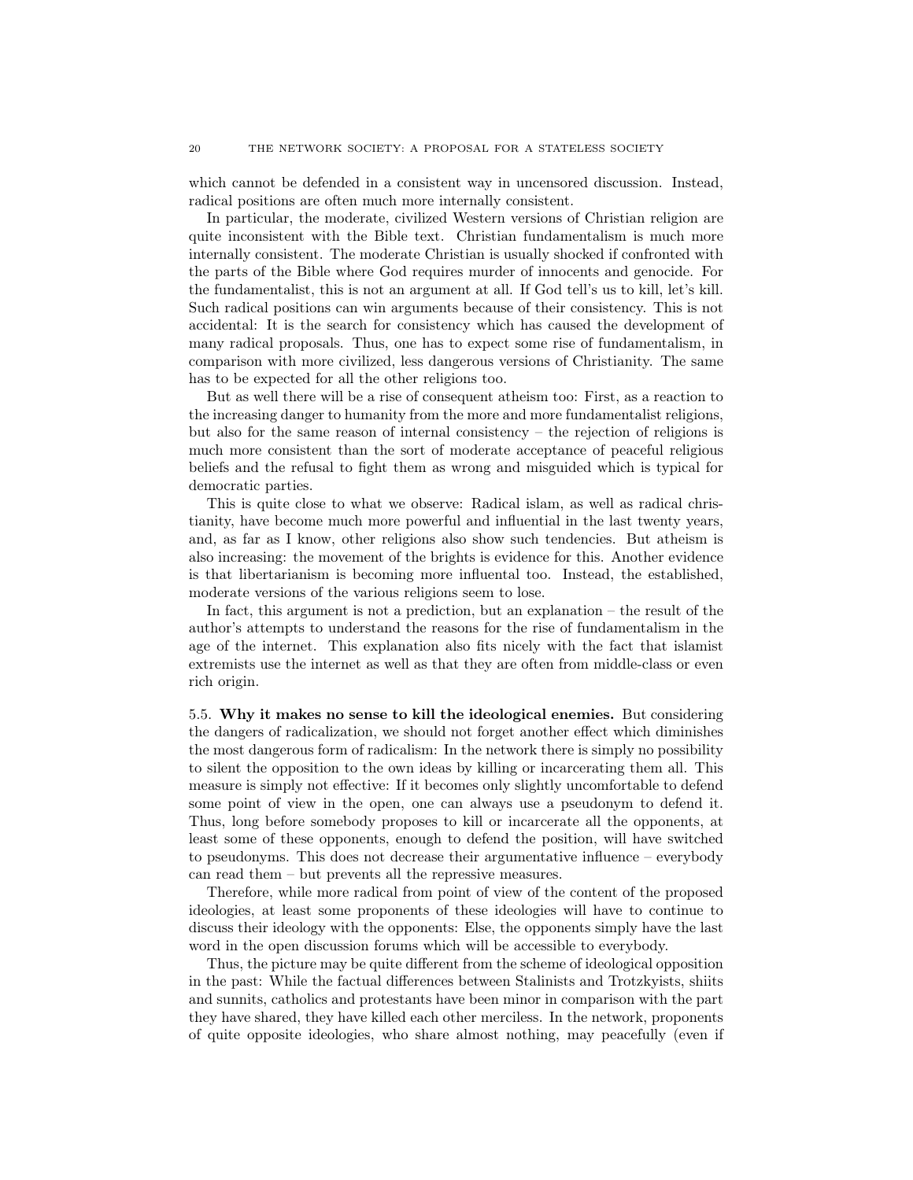which cannot be defended in a consistent way in uncensored discussion. Instead, radical positions are often much more internally consistent.

In particular, the moderate, civilized Western versions of Christian religion are quite inconsistent with the Bible text. Christian fundamentalism is much more internally consistent. The moderate Christian is usually shocked if confronted with the parts of the Bible where God requires murder of innocents and genocide. For the fundamentalist, this is not an argument at all. If God tell's us to kill, let's kill. Such radical positions can win arguments because of their consistency. This is not accidental: It is the search for consistency which has caused the development of many radical proposals. Thus, one has to expect some rise of fundamentalism, in comparison with more civilized, less dangerous versions of Christianity. The same has to be expected for all the other religions too.

But as well there will be a rise of consequent atheism too: First, as a reaction to the increasing danger to humanity from the more and more fundamentalist religions, but also for the same reason of internal consistency – the rejection of religions is much more consistent than the sort of moderate acceptance of peaceful religious beliefs and the refusal to fight them as wrong and misguided which is typical for democratic parties.

This is quite close to what we observe: Radical islam, as well as radical christianity, have become much more powerful and influential in the last twenty years, and, as far as I know, other religions also show such tendencies. But atheism is also increasing: the movement of the brights is evidence for this. Another evidence is that libertarianism is becoming more influental too. Instead, the established, moderate versions of the various religions seem to lose.

In fact, this argument is not a prediction, but an explanation – the result of the author's attempts to understand the reasons for the rise of fundamentalism in the age of the internet. This explanation also fits nicely with the fact that islamist extremists use the internet as well as that they are often from middle-class or even rich origin.

5.5. **Why it makes no sense to kill the ideological enemies.** But considering the dangers of radicalization, we should not forget another effect which diminishes the most dangerous form of radicalism: In the network there is simply no possibility to silent the opposition to the own ideas by killing or incarcerating them all. This measure is simply not effective: If it becomes only slightly uncomfortable to defend some point of view in the open, one can always use a pseudonym to defend it. Thus, long before somebody proposes to kill or incarcerate all the opponents, at least some of these opponents, enough to defend the position, will have switched to pseudonyms. This does not decrease their argumentative influence – everybody can read them – but prevents all the repressive measures.

Therefore, while more radical from point of view of the content of the proposed ideologies, at least some proponents of these ideologies will have to continue to discuss their ideology with the opponents: Else, the opponents simply have the last word in the open discussion forums which will be accessible to everybody.

Thus, the picture may be quite different from the scheme of ideological opposition in the past: While the factual differences between Stalinists and Trotzkyists, shiits and sunnits, catholics and protestants have been minor in comparison with the part they have shared, they have killed each other merciless. In the network, proponents of quite opposite ideologies, who share almost nothing, may peacefully (even if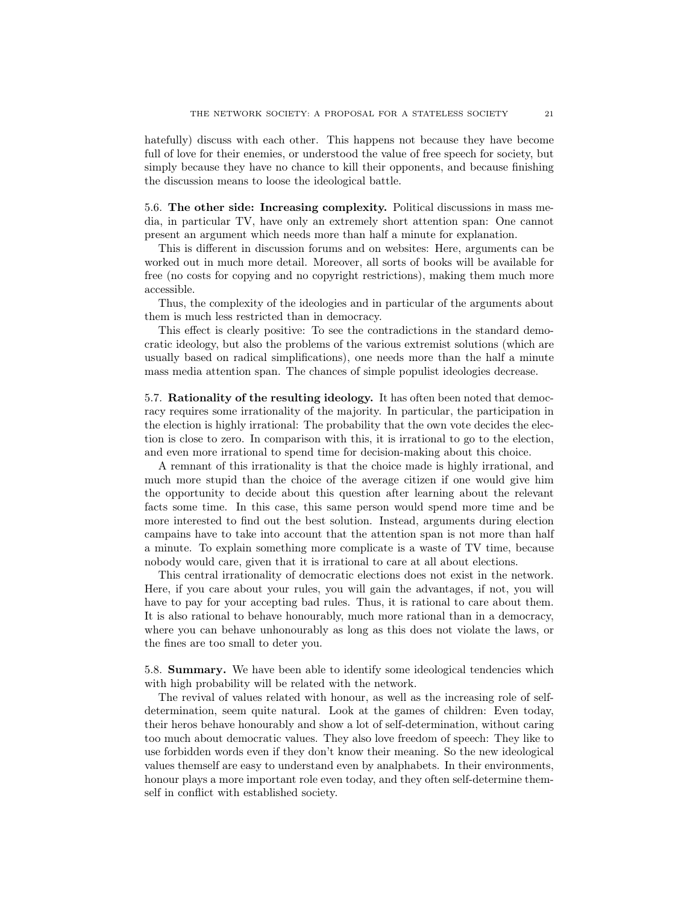hatefully) discuss with each other. This happens not because they have become full of love for their enemies, or understood the value of free speech for society, but simply because they have no chance to kill their opponents, and because finishing the discussion means to loose the ideological battle.

5.6. **The other side: Increasing complexity.** Political discussions in mass media, in particular TV, have only an extremely short attention span: One cannot present an argument which needs more than half a minute for explanation.

This is different in discussion forums and on websites: Here, arguments can be worked out in much more detail. Moreover, all sorts of books will be available for free (no costs for copying and no copyright restrictions), making them much more accessible.

Thus, the complexity of the ideologies and in particular of the arguments about them is much less restricted than in democracy.

This effect is clearly positive: To see the contradictions in the standard democratic ideology, but also the problems of the various extremist solutions (which are usually based on radical simplifications), one needs more than the half a minute mass media attention span. The chances of simple populist ideologies decrease.

5.7. **Rationality of the resulting ideology.** It has often been noted that democracy requires some irrationality of the majority. In particular, the participation in the election is highly irrational: The probability that the own vote decides the election is close to zero. In comparison with this, it is irrational to go to the election, and even more irrational to spend time for decision-making about this choice.

A remnant of this irrationality is that the choice made is highly irrational, and much more stupid than the choice of the average citizen if one would give him the opportunity to decide about this question after learning about the relevant facts some time. In this case, this same person would spend more time and be more interested to find out the best solution. Instead, arguments during election campains have to take into account that the attention span is not more than half a minute. To explain something more complicate is a waste of TV time, because nobody would care, given that it is irrational to care at all about elections.

This central irrationality of democratic elections does not exist in the network. Here, if you care about your rules, you will gain the advantages, if not, you will have to pay for your accepting bad rules. Thus, it is rational to care about them. It is also rational to behave honourably, much more rational than in a democracy, where you can behave unhonourably as long as this does not violate the laws, or the fines are too small to deter you.

5.8. **Summary.** We have been able to identify some ideological tendencies which with high probability will be related with the network.

The revival of values related with honour, as well as the increasing role of self-determination, seem quite natural. Look at the games of children: Even today, their heros behave honourably and show a lot of self-determination, without caring too much about democratic values. They also love freedom of speech: They like to use forbidden words even if they don't know their meaning. So the new ideological values themself are easy to understand even by analphabets. In their environments, honour plays a more important role even today, and they often self-determine themself in conflict with established society.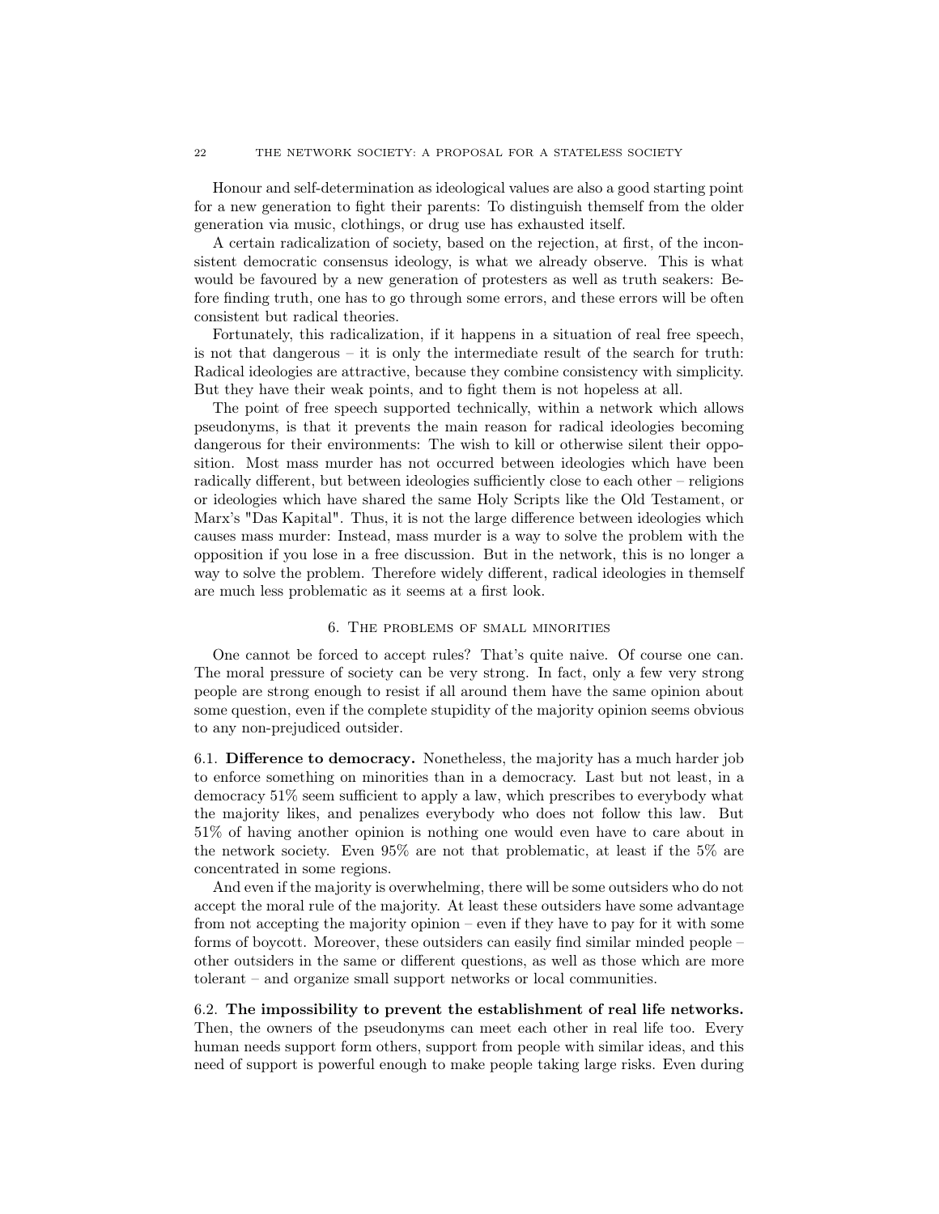Honour and self-determination as ideological values are also a good starting point for a new generation to fight their parents: To distinguish themself from the older generation via music, clothings, or drug use has exhausted itself.

A certain radicalization of society, based on the rejection, at first, of the inconsistent democratic consensus ideology, is what we already observe. This is what would be favoured by a new generation of protesters as well as truth seakers: Before finding truth, one has to go through some errors, and these errors will be often consistent but radical theories.

Fortunately, this radicalization, if it happens in a situation of real free speech, is not that dangerous – it is only the intermediate result of the search for truth: Radical ideologies are attractive, because they combine consistency with simplicity. But they have their weak points, and to fight them is not hopeless at all.

The point of free speech supported technically, within a network which allows pseudonyms, is that it prevents the main reason for radical ideologies becoming dangerous for their environments: The wish to kill or otherwise silent their opposition. Most mass murder has not occurred between ideologies which have been radically different, but between ideologies sufficiently close to each other – religions or ideologies which have shared the same Holy Scripts like the Old Testament, or Marx's "Das Kapital". Thus, it is not the large difference between ideologies which causes mass murder: Instead, mass murder is a way to solve the problem with the opposition if you lose in a free discussion. But in the network, this is no longer a way to solve the problem. Therefore widely different, radical ideologies in themself are much less problematic as it seems at a first look.

## 6. The problems of small minorities

One cannot be forced to accept rules? That's quite naive. Of course one can. The moral pressure of society can be very strong. In fact, only a few very strong people are strong enough to resist if all around them have the same opinion about some question, even if the complete stupidity of the majority opinion seems obvious to any non-prejudiced outsider.

### 6.1. Difference to democracy.

Nonetheless, the majority has a much harder job to enforce something on minorities than in a democracy. Last but not least, in a democracy 51% seem sufficient to apply a law, which prescribes to everybody what the majority likes, and penalizes everybody who does not follow this law. But 51% of having another opinion is nothing one would even have to care about in the network society. Even 95% are not that problematic, at least if the 5% are concentrated in some regions.

And even if the majority is overwhelming, there will be some outsiders who do not accept the moral rule of the majority. At least these outsiders have some advantage from not accepting the majority opinion – even if they have to pay for it with some forms of boycott. Moreover, these outsiders can easily find similar minded people – other outsiders in the same or different questions, as well as those which are more tolerant – and organize small support networks or local communities.

### 6.2. The impossibility to prevent the establishment of real life networks.

Then, the owners of the pseudonyms can meet each other in real life too. Every human needs support form others, support from people with similar ideas, and this need of support is powerful enough to make people taking large risks. Even during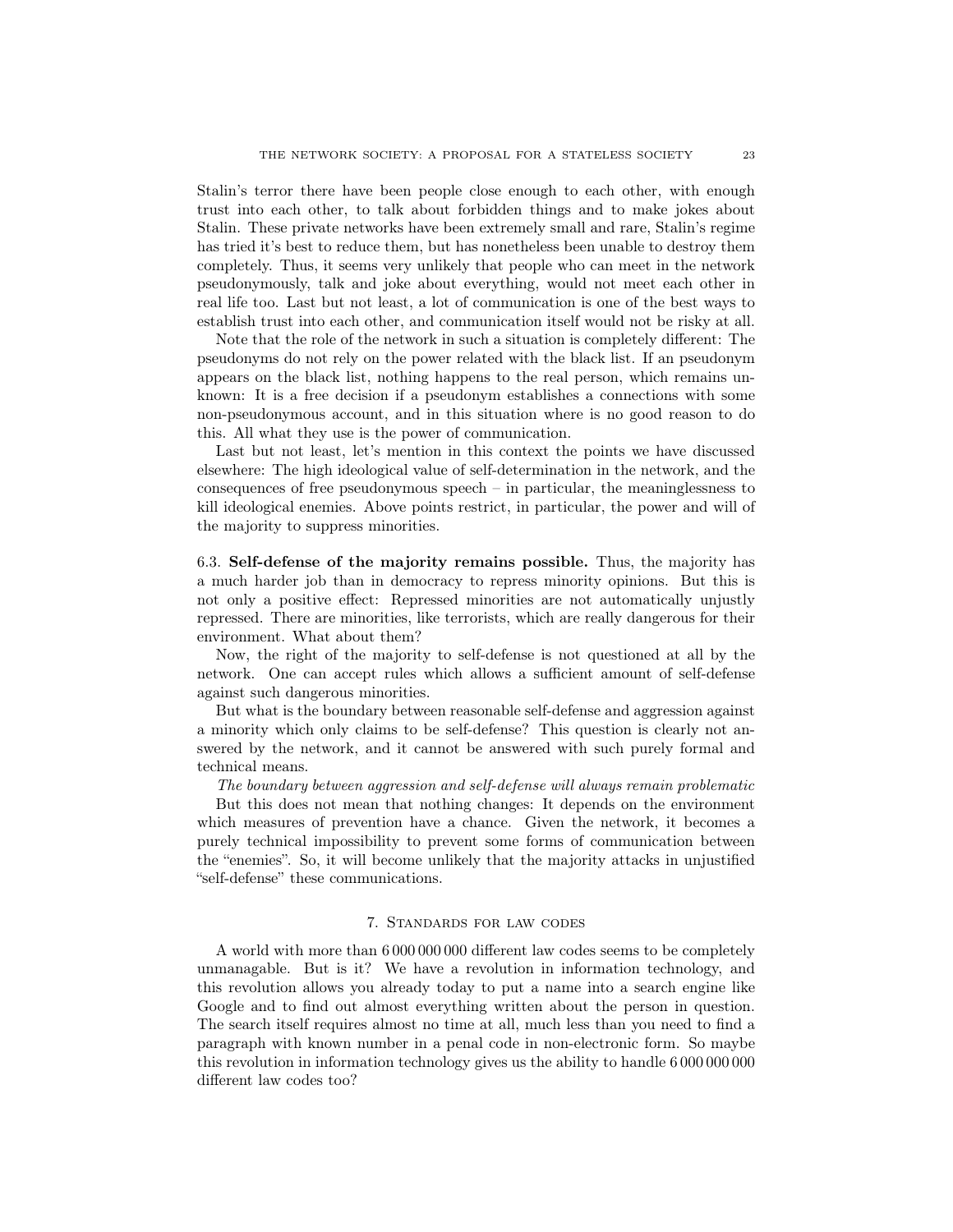Stalin's terror there have been people close enough to each other, with enough trust into each other, to talk about forbidden things and to make jokes about Stalin. These private networks have been extremely small and rare, Stalin's regime has tried it's best to reduce them, but has nonetheless been unable to destroy them completely. Thus, it seems very unlikely that people who can meet in the network pseudonymously, talk and joke about everything, would not meet each other in real life too. Last but not least, a lot of communication is one of the best ways to establish trust into each other, and communication itself would not be risky at all.

Note that the role of the network in such a situation is completely different: The pseudonyms do not rely on the power related with the black list. If an pseudonym appears on the black list, nothing happens to the real person, which remains unknown: It is a free decision if a pseudonym establishes a connections with some non-pseudonymous account, and in this situation where is no good reason to do this. All what they use is the power of communication.

Last but not least, let's mention in this context the points we have discussed elsewhere: The high ideological value of self-determination in the network, and the consequences of free pseudonymous speech – in particular, the meaninglessness to kill ideological enemies. Above points restrict, in particular, the power and will of the majority to suppress minorities.

### 6.3. Self-defense of the majority remains possible.

Thus, the majority has a much harder job than in democracy to repress minority opinions. But this is not only a positive effect: Repressed minorities are not automatically unjustly repressed. There are minorities, like terrorists, which are really dangerous for their environment. What about them?

Now, the right of the majority to self-defense is not questioned at all by the network. One can accept rules which allows a sufficient amount of self-defense against such dangerous minorities.

But what is the boundary between reasonable self-defense and aggression against a minority which only claims to be self-defense? This question is clearly not answered by the network, and it cannot be answered with such purely formal and technical means.

*The boundary between aggression and self-defense will always remain problematic*

But this does not mean that nothing changes: It depends on the environment which measures of prevention have a chance. Given the network, it becomes a purely technical impossibility to prevent some forms of communication between the "enemies". So, it will become unlikely that the majority attacks in unjustified "self-defense" these communications.

## 7. Standards for law codes

A world with more than 6 000 000 000 different law codes seems to be completely unmanagable. But is it? We have a revolution in information technology, and this revolution allows you already today to put a name into a search engine like Google and to find out almost everything written about the person in question. The search itself requires almost no time at all, much less than you need to find a paragraph with known number in a penal code in non-electronic form. So maybe this revolution in information technology gives us the ability to handle 6 000 000 000 different law codes too?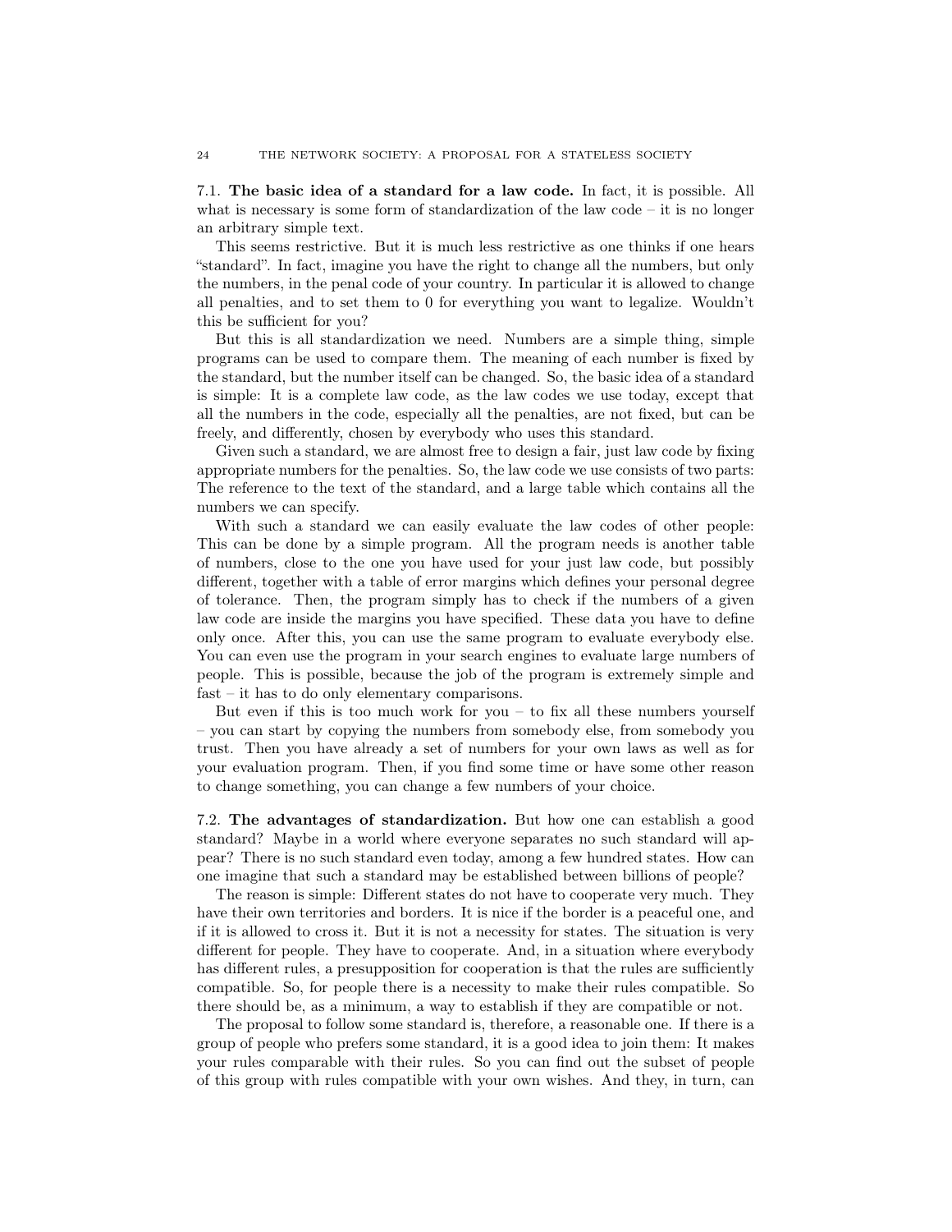**7.1. The basic idea of a standard for a law code.** In fact, it is possible. All what is necessary is some form of standardization of the law code – it is no longer an arbitrary simple text.

This seems restrictive. But it is much less restrictive as one thinks if one hears "standard". In fact, imagine you have the right to change all the numbers, but only the numbers, in the penal code of your country. In particular it is allowed to change all penalties, and to set them to 0 for everything you want to legalize. Wouldn't this be sufficient for you?

But this is all standardization we need. Numbers are a simple thing, simple programs can be used to compare them. The meaning of each number is fixed by the standard, but the number itself can be changed. So, the basic idea of a standard is simple: It is a complete law code, as the law codes we use today, except that all the numbers in the code, especially all the penalties, are not fixed, but can be freely, and differently, chosen by everybody who uses this standard.

Given such a standard, we are almost free to design a fair, just law code by fixing appropriate numbers for the penalties. So, the law code we use consists of two parts: The reference to the text of the standard, and a large table which contains all the numbers we can specify.

With such a standard we can easily evaluate the law codes of other people: This can be done by a simple program. All the program needs is another table of numbers, close to the one you have used for your just law code, but possibly different, together with a table of error margins which defines your personal degree of tolerance. Then, the program simply has to check if the numbers of a given law code are inside the margins you have specified. These data you have to define only once. After this, you can use the same program to evaluate everybody else. You can even use the program in your search engines to evaluate large numbers of people. This is possible, because the job of the program is extremely simple and fast – it has to do only elementary comparisons.

But even if this is too much work for you – to fix all these numbers yourself – you can start by copying the numbers from somebody else, from somebody you trust. Then you have already a set of numbers for your own laws as well as for your evaluation program. Then, if you find some time or have some other reason to change something, you can change a few numbers of your choice.

**7.2. The advantages of standardization.** But how one can establish a good standard? Maybe in a world where everyone separates no such standard will appear? There is no such standard even today, among a few hundred states. How can one imagine that such a standard may be established between billions of people?

The reason is simple: Different states do not have to cooperate very much. They have their own territories and borders. It is nice if the border is a peaceful one, and if it is allowed to cross it. But it is not a necessity for states. The situation is very different for people. They have to cooperate. And, in a situation where everybody has different rules, a presupposition for cooperation is that the rules are sufficiently compatible. So, for people there is a necessity to make their rules compatible. So there should be, as a minimum, a way to establish if they are compatible or not.

The proposal to follow some standard is, therefore, a reasonable one. If there is a group of people who prefers some standard, it is a good idea to join them: It makes your rules comparable with their rules. So you can find out the subset of people of this group with rules compatible with your own wishes. And they, in turn, can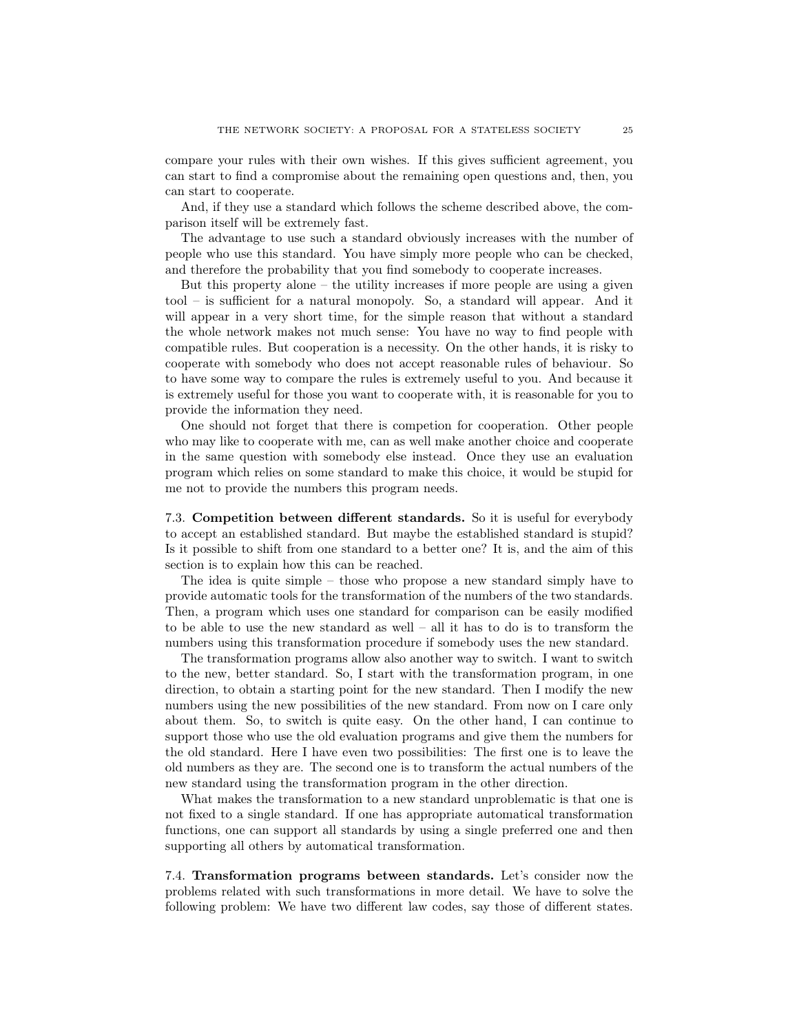compare your rules with their own wishes. If this gives sufficient agreement, you can start to find a compromise about the remaining open questions and, then, you can start to cooperate.

And, if they use a standard which follows the scheme described above, the comparison itself will be extremely fast.

The advantage to use such a standard obviously increases with the number of people who use this standard. You have simply more people who can be checked, and therefore the probability that you find somebody to cooperate increases.

But this property alone – the utility increases if more people are using a given tool – is sufficient for a natural monopoly. So, a standard will appear. And it will appear in a very short time, for the simple reason that without a standard the whole network makes not much sense: You have no way to find people with compatible rules. But cooperation is a necessity. On the other hands, it is risky to cooperate with somebody who does not accept reasonable rules of behaviour. So to have some way to compare the rules is extremely useful to you. And because it is extremely useful for those you want to cooperate with, it is reasonable for you to provide the information they need.

One should not forget that there is competion for cooperation. Other people who may like to cooperate with me, can as well make another choice and cooperate in the same question with somebody else instead. Once they use an evaluation program which relies on some standard to make this choice, it would be stupid for me not to provide the numbers this program needs.

7.3. **Competition between different standards.** So it is useful for everybody to accept an established standard. But maybe the established standard is stupid? Is it possible to shift from one standard to a better one? It is, and the aim of this section is to explain how this can be reached.

The idea is quite simple – those who propose a new standard simply have to provide automatic tools for the transformation of the numbers of the two standards. Then, a program which uses one standard for comparison can be easily modified to be able to use the new standard as well – all it has to do is to transform the numbers using this transformation procedure if somebody uses the new standard.

The transformation programs allow also another way to switch. I want to switch to the new, better standard. So, I start with the transformation program, in one direction, to obtain a starting point for the new standard. Then I modify the new numbers using the new possibilities of the new standard. From now on I care only about them. So, to switch is quite easy. On the other hand, I can continue to support those who use the old evaluation programs and give them the numbers for the old standard. Here I have even two possibilities: The first one is to leave the old numbers as they are. The second one is to transform the actual numbers of the new standard using the transformation program in the other direction.

What makes the transformation to a new standard unproblematic is that one is not fixed to a single standard. If one has appropriate automatical transformation functions, one can support all standards by using a single preferred one and then supporting all others by automatical transformation.

7.4. **Transformation programs between standards.** Let's consider now the problems related with such transformations in more detail. We have to solve the following problem: We have two different law codes, say those of different states.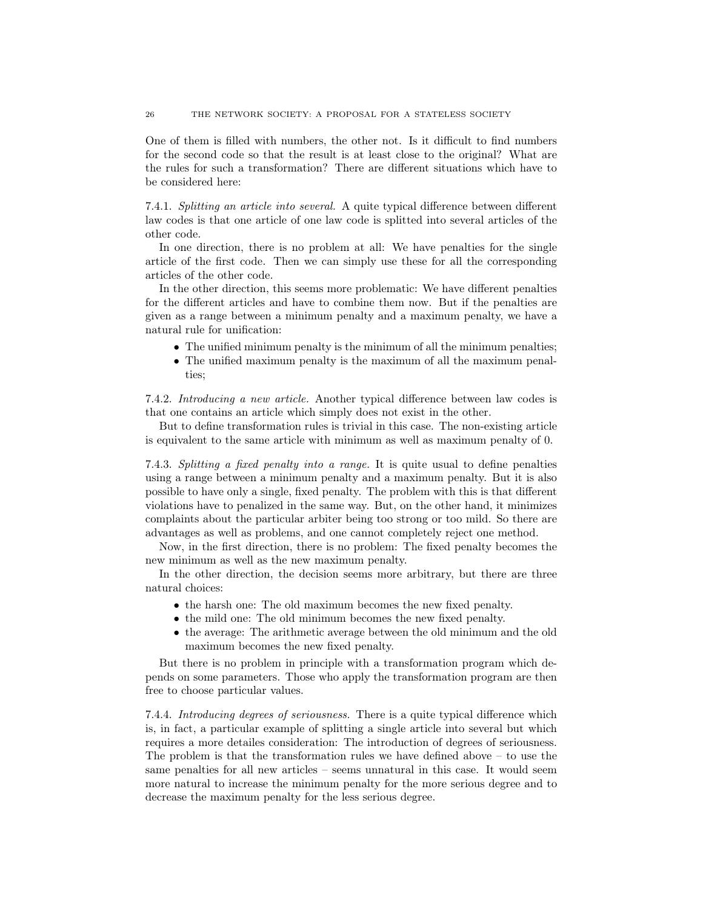One of them is filled with numbers, the other not. Is it difficult to find numbers for the second code so that the result is at least close to the original? What are the rules for such a transformation? There are different situations which have to be considered here:

7.4.1. *Splitting an article into several.* A quite typical difference between different law codes is that one article of one law code is splitted into several articles of the other code.

In one direction, there is no problem at all: We have penalties for the single article of the first code. Then we can simply use these for all the corresponding articles of the other code.

In the other direction, this seems more problematic: We have different penalties for the different articles and have to combine them now. But if the penalties are given as a range between a minimum penalty and a maximum penalty, we have a natural rule for unification:

- The unified minimum penalty is the minimum of all the minimum penalties;
- The unified maximum penalty is the maximum of all the maximum penalties;

7.4.2. *Introducing a new article.* Another typical difference between law codes is that one contains an article which simply does not exist in the other.

But to define transformation rules is trivial in this case. The non-existing article is equivalent to the same article with minimum as well as maximum penalty of 0.

7.4.3. *Splitting a fixed penalty into a range.* It is quite usual to define penalties using a range between a minimum penalty and a maximum penalty. But it is also possible to have only a single, fixed penalty. The problem with this is that different violations have to penalized in the same way. But, on the other hand, it minimizes complaints about the particular arbiter being too strong or too mild. So there are advantages as well as problems, and one cannot completely reject one method.

Now, in the first direction, there is no problem: The fixed penalty becomes the new minimum as well as the new maximum penalty.

In the other direction, the decision seems more arbitrary, but there are three natural choices:

- the harsh one: The old maximum becomes the new fixed penalty.
- the mild one: The old minimum becomes the new fixed penalty.
- the average: The arithmetic average between the old minimum and the old maximum becomes the new fixed penalty.

But there is no problem in principle with a transformation program which depends on some parameters. Those who apply the transformation program are then free to choose particular values.

7.4.4. *Introducing degrees of seriousness.* There is a quite typical difference which is, in fact, a particular example of splitting a single article into several but which requires a more detailes consideration: The introduction of degrees of seriousness. The problem is that the transformation rules we have defined above – to use the same penalties for all new articles – seems unnatural in this case. It would seem more natural to increase the minimum penalty for the more serious degree and to decrease the maximum penalty for the less serious degree.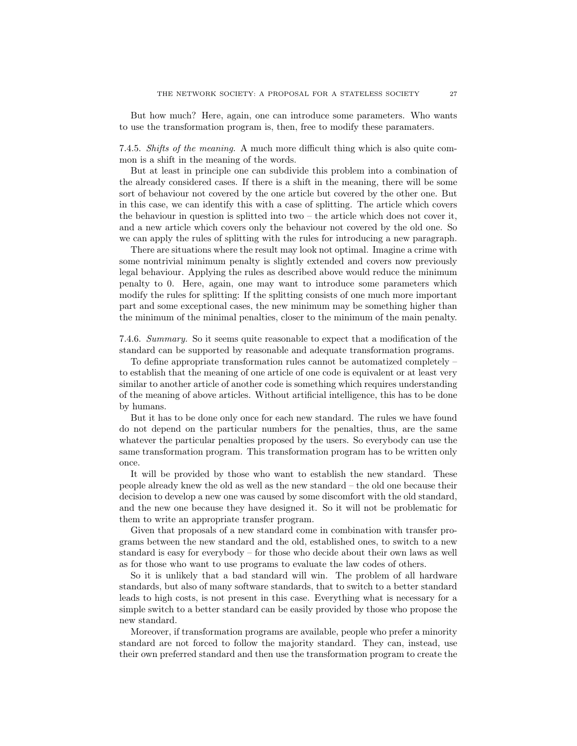But how much? Here, again, one can introduce some parameters. Who wants to use the transformation program is, then, free to modify these paramaters.

7.4.5. *Shifts of the meaning.* A much more difficult thing which is also quite common is a shift in the meaning of the words.

But at least in principle one can subdivide this problem into a combination of the already considered cases. If there is a shift in the meaning, there will be some sort of behaviour not covered by the one article but covered by the other one. But in this case, we can identify this with a case of splitting. The article which covers the behaviour in question is splitted into two – the article which does not cover it, and a new article which covers only the behaviour not covered by the old one. So we can apply the rules of splitting with the rules for introducing a new paragraph.

There are situations where the result may look not optimal. Imagine a crime with some nontrivial minimum penalty is slightly extended and covers now previously legal behaviour. Applying the rules as described above would reduce the minimum penalty to 0. Here, again, one may want to introduce some parameters which modify the rules for splitting: If the splitting consists of one much more important part and some exceptional cases, the new minimum may be something higher than the minimum of the minimal penalties, closer to the minimum of the main penalty.

7.4.6. *Summary.* So it seems quite reasonable to expect that a modification of the standard can be supported by reasonable and adequate transformation programs.

To define appropriate transformation rules cannot be automatized completely – to establish that the meaning of one article of one code is equivalent or at least very similar to another article of another code is something which requires understanding of the meaning of above articles. Without artificial intelligence, this has to be done by humans.

But it has to be done only once for each new standard. The rules we have found do not depend on the particular numbers for the penalties, thus, are the same whatever the particular penalties proposed by the users. So everybody can use the same transformation program. This transformation program has to be written only once.

It will be provided by those who want to establish the new standard. These people already knew the old as well as the new standard – the old one because their decision to develop a new one was caused by some discomfort with the old standard, and the new one because they have designed it. So it will not be problematic for them to write an appropriate transfer program.

Given that proposals of a new standard come in combination with transfer programs between the new standard and the old, established ones, to switch to a new standard is easy for everybody – for those who decide about their own laws as well as for those who want to use programs to evaluate the law codes of others.

So it is unlikely that a bad standard will win. The problem of all hardware standards, but also of many software standards, that to switch to a better standard leads to high costs, is not present in this case. Everything what is necessary for a simple switch to a better standard can be easily provided by those who propose the new standard.

Moreover, if transformation programs are available, people who prefer a minority standard are not forced to follow the majority standard. They can, instead, use their own preferred standard and then use the transformation program to create the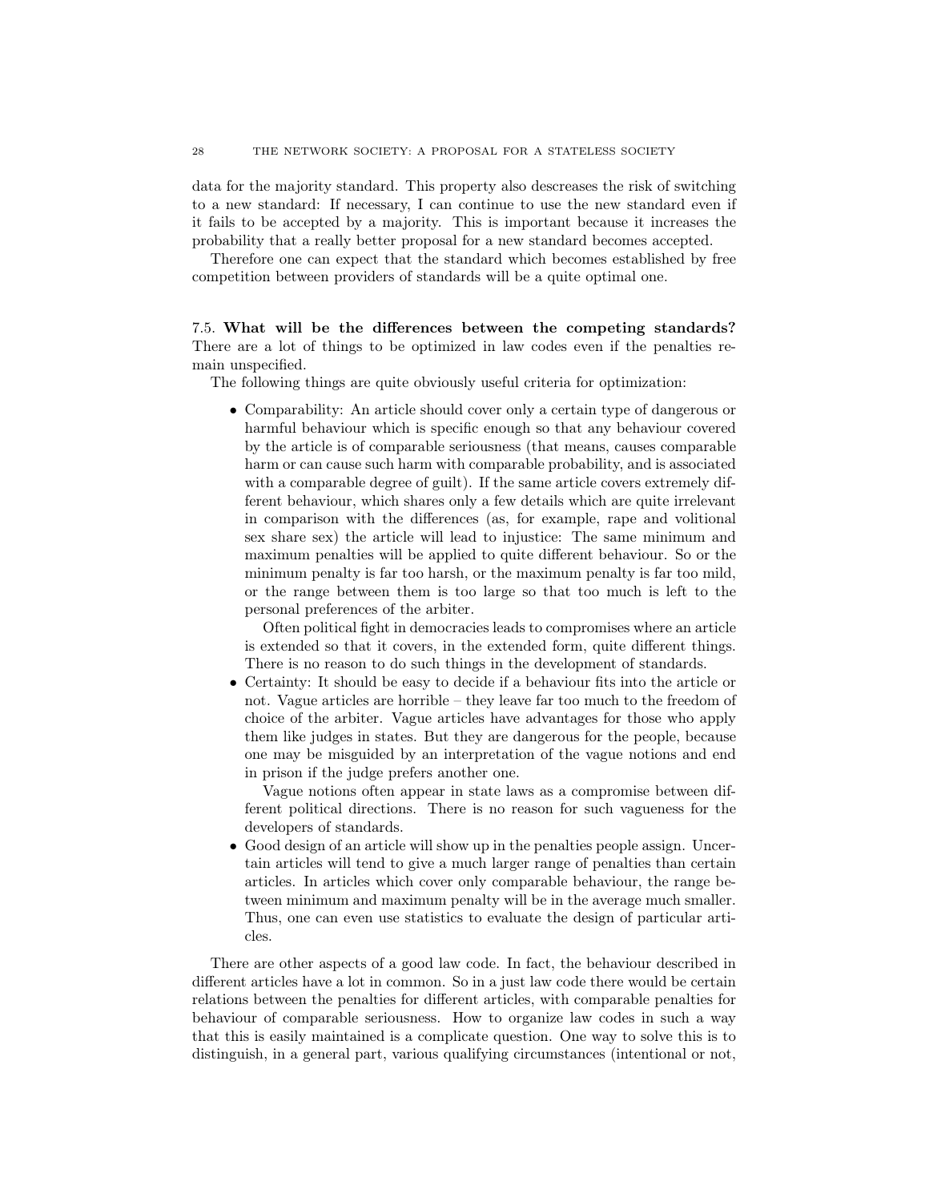data for the majority standard. This property also descreases the risk of switching to a new standard: If necessary, I can continue to use the new standard even if it fails to be accepted by a majority. This is important because it increases the probability that a really better proposal for a new standard becomes accepted.

Therefore one can expect that the standard which becomes established by free competition between providers of standards will be a quite optimal one.

7.5. **What will be the differences between the competing standards?** There are a lot of things to be optimized in law codes even if the penalties remain unspecified.

The following things are quite obviously useful criteria for optimization:

- Comparability: An article should cover only a certain type of dangerous or harmful behaviour which is specific enough so that any behaviour covered by the article is of comparable seriousness (that means, causes comparable harm or can cause such harm with comparable probability, and is associated with a comparable degree of guilt). If the same article covers extremely different behaviour, which shares only a few details which are quite irrelevant in comparison with the differences (as, for example, rape and volitional sex share sex) the article will lead to injustice: The same minimum and maximum penalties will be applied to quite different behaviour. So or the minimum penalty is far too harsh, or the maximum penalty is far too mild, or the range between them is too large so that too much is left to the personal preferences of the arbiter.

  Often political fight in democracies leads to compromises where an article is extended so that it covers, in the extended form, quite different things. There is no reason to do such things in the development of standards.
- Certainty: It should be easy to decide if a behaviour fits into the article or not. Vague articles are horrible – they leave far too much to the freedom of choice of the arbiter. Vague articles have advantages for those who apply them like judges in states. But they are dangerous for the people, because one may be misguided by an interpretation of the vague notions and end in prison if the judge prefers another one.

  Vague notions often appear in state laws as a compromise between different political directions. There is no reason for such vagueness for the developers of standards.
- Good design of an article will show up in the penalties people assign. Uncertain articles will tend to give a much larger range of penalties than certain articles. In articles which cover only comparable behaviour, the range between minimum and maximum penalty will be in the average much smaller. Thus, one can even use statistics to evaluate the design of particular articles.

There are other aspects of a good law code. In fact, the behaviour described in different articles have a lot in common. So in a just law code there would be certain relations between the penalties for different articles, with comparable penalties for behaviour of comparable seriousness. How to organize law codes in such a way that this is easily maintained is a complicate question. One way to solve this is to distinguish, in a general part, various qualifying circumstances (intentional or not,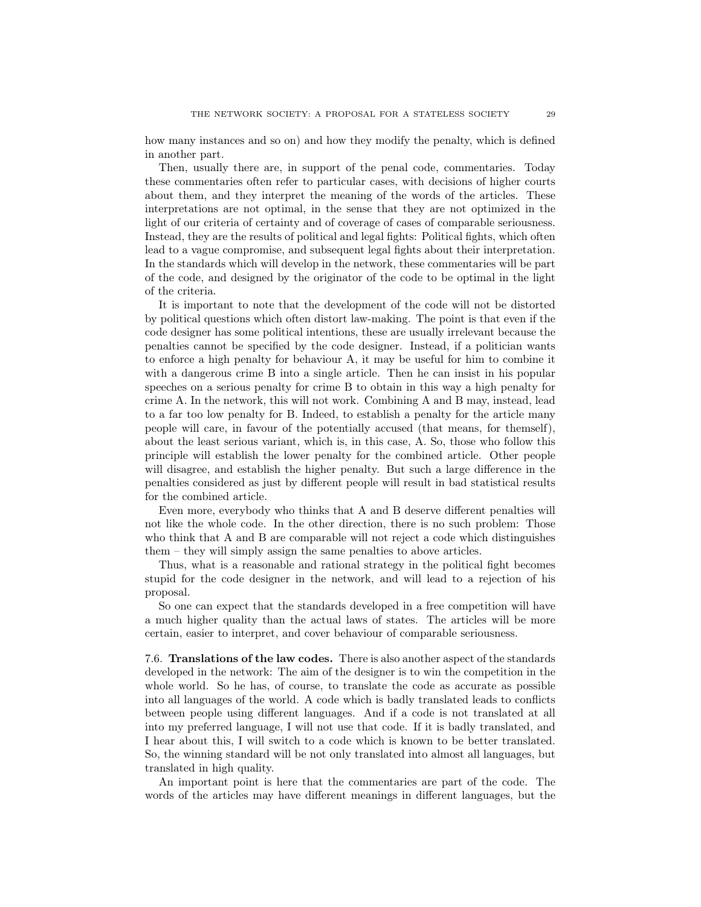how many instances and so on) and how they modify the penalty, which is defined in another part.

Then, usually there are, in support of the penal code, commentaries. Today these commentaries often refer to particular cases, with decisions of higher courts about them, and they interpret the meaning of the words of the articles. These interpretations are not optimal, in the sense that they are not optimized in the light of our criteria of certainty and of coverage of cases of comparable seriousness. Instead, they are the results of political and legal fights: Political fights, which often lead to a vague compromise, and subsequent legal fights about their interpretation. In the standards which will develop in the network, these commentaries will be part of the code, and designed by the originator of the code to be optimal in the light of the criteria.

It is important to note that the development of the code will not be distorted by political questions which often distort law-making. The point is that even if the code designer has some political intentions, these are usually irrelevant because the penalties cannot be specified by the code designer. Instead, if a politician wants to enforce a high penalty for behaviour A, it may be useful for him to combine it with a dangerous crime B into a single article. Then he can insist in his popular speeches on a serious penalty for crime B to obtain in this way a high penalty for crime A. In the network, this will not work. Combining A and B may, instead, lead to a far too low penalty for B. Indeed, to establish a penalty for the article many people will care, in favour of the potentially accused (that means, for themself), about the least serious variant, which is, in this case, A. So, those who follow this principle will establish the lower penalty for the combined article. Other people will disagree, and establish the higher penalty. But such a large difference in the penalties considered as just by different people will result in bad statistical results for the combined article.

Even more, everybody who thinks that A and B deserve different penalties will not like the whole code. In the other direction, there is no such problem: Those who think that A and B are comparable will not reject a code which distinguishes them – they will simply assign the same penalties to above articles.

Thus, what is a reasonable and rational strategy in the political fight becomes stupid for the code designer in the network, and will lead to a rejection of his proposal.

So one can expect that the standards developed in a free competition will have a much higher quality than the actual laws of states. The articles will be more certain, easier to interpret, and cover behaviour of comparable seriousness.

7.6. **Translations of the law codes.** There is also another aspect of the standards developed in the network: The aim of the designer is to win the competition in the whole world. So he has, of course, to translate the code as accurate as possible into all languages of the world. A code which is badly translated leads to conflicts between people using different languages. And if a code is not translated at all into my preferred language, I will not use that code. If it is badly translated, and I hear about this, I will switch to a code which is known to be better translated. So, the winning standard will be not only translated into almost all languages, but translated in high quality.

An important point is here that the commentaries are part of the code. The words of the articles may have different meanings in different languages, but the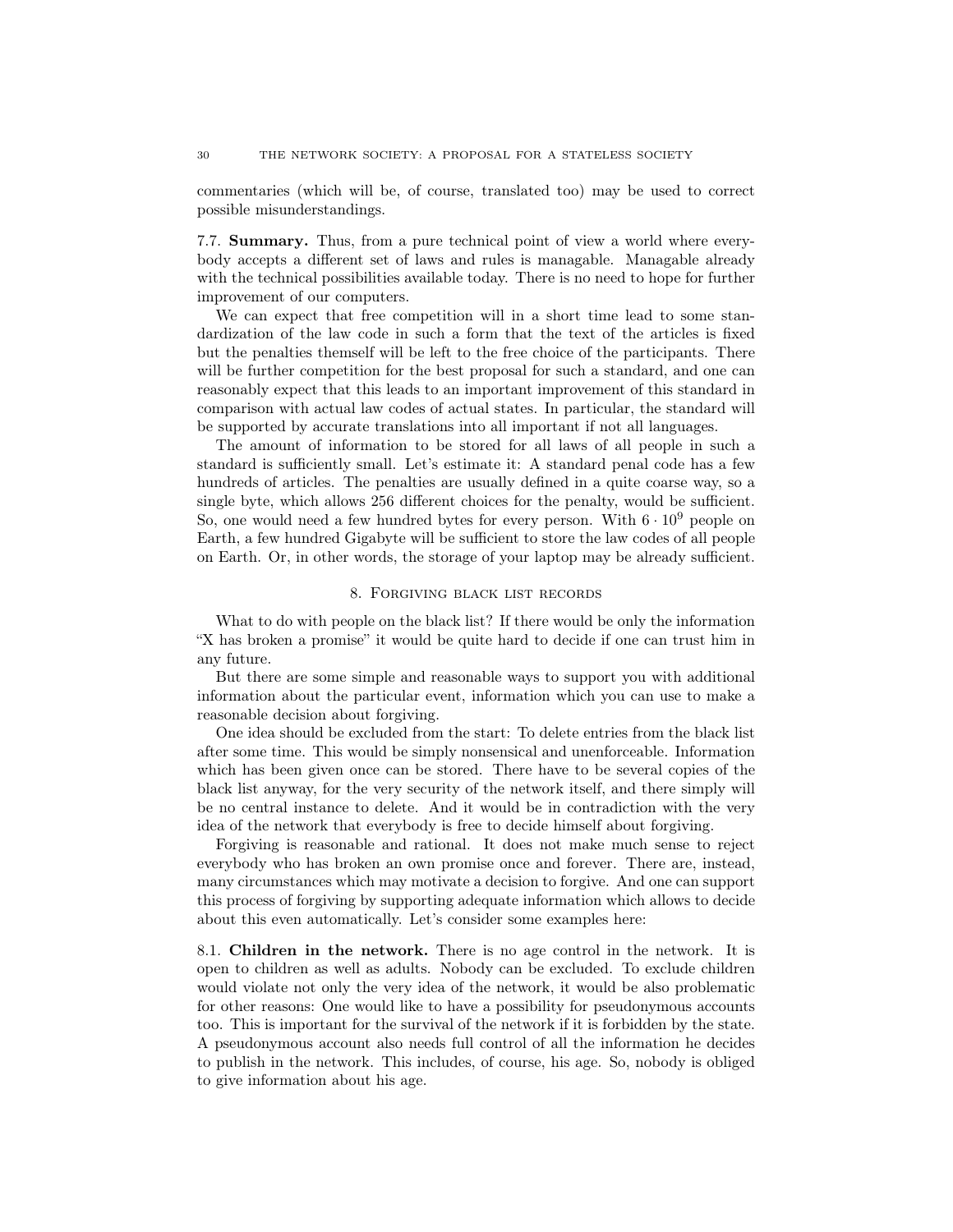commentaries (which will be, of course, translated too) may be used to correct possible misunderstandings.

7.7. **Summary.** Thus, from a pure technical point of view a world where everybody accepts a different set of laws and rules is managable. Managable already with the technical possibilities available today. There is no need to hope for further improvement of our computers.

We can expect that free competition will in a short time lead to some standardization of the law code in such a form that the text of the articles is fixed but the penalties themself will be left to the free choice of the participants. There will be further competition for the best proposal for such a standard, and one can reasonably expect that this leads to an important improvement of this standard in comparison with actual law codes of actual states. In particular, the standard will be supported by accurate translations into all important if not all languages.

The amount of information to be stored for all laws of all people in such a standard is sufficiently small. Let's estimate it: A standard penal code has a few hundreds of articles. The penalties are usually defined in a quite coarse way, so a single byte, which allows 256 different choices for the penalty, would be sufficient. So, one would need a few hundred bytes for every person. With $6 \cdot 10^9$ people on Earth, a few hundred Gigabyte will be sufficient to store the law codes of all people on Earth. Or, in other words, the storage of your laptop may be already sufficient.

## 8. Forgiving black list records

What to do with people on the black list? If there would be only the information "X has broken a promise" it would be quite hard to decide if one can trust him in any future.

But there are some simple and reasonable ways to support you with additional information about the particular event, information which you can use to make a reasonable decision about forgiving.

One idea should be excluded from the start: To delete entries from the black list after some time. This would be simply nonsensical and unenforceable. Information which has been given once can be stored. There have to be several copies of the black list anyway, for the very security of the network itself, and there simply will be no central instance to delete. And it would be in contradiction with the very idea of the network that everybody is free to decide himself about forgiving.

Forgiving is reasonable and rational. It does not make much sense to reject everybody who has broken an own promise once and forever. There are, instead, many circumstances which may motivate a decision to forgive. And one can support this process of forgiving by supporting adequate information which allows to decide about this even automatically. Let's consider some examples here:

8.1. **Children in the network.** There is no age control in the network. It is open to children as well as adults. Nobody can be excluded. To exclude children would violate not only the very idea of the network, it would be also problematic for other reasons: One would like to have a possibility for pseudonymous accounts too. This is important for the survival of the network if it is forbidden by the state. A pseudonymous account also needs full control of all the information he decides to publish in the network. This includes, of course, his age. So, nobody is obliged to give information about his age.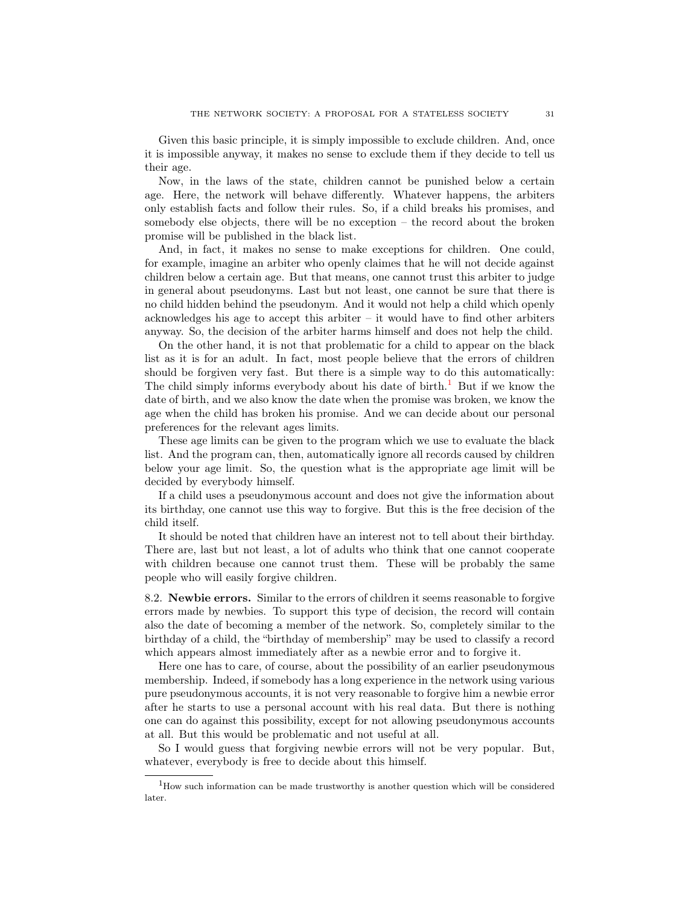Given this basic principle, it is simply impossible to exclude children. And, once it is impossible anyway, it makes no sense to exclude them if they decide to tell us their age.

Now, in the laws of the state, children cannot be punished below a certain age. Here, the network will behave differently. Whatever happens, the arbiters only establish facts and follow their rules. So, if a child breaks his promises, and somebody else objects, there will be no exception – the record about the broken promise will be published in the black list.

And, in fact, it makes no sense to make exceptions for children. One could, for example, imagine an arbiter who openly claimes that he will not decide against children below a certain age. But that means, one cannot trust this arbiter to judge in general about pseudonyms. Last but not least, one cannot be sure that there is no child hidden behind the pseudonym. And it would not help a child which openly acknowledges his age to accept this arbiter – it would have to find other arbiters anyway. So, the decision of the arbiter harms himself and does not help the child.

On the other hand, it is not that problematic for a child to appear on the black list as it is for an adult. In fact, most people believe that the errors of children should be forgiven very fast. But there is a simple way to do this automatically: The child simply informs everybody about his date of birth.[1] But if we know the date of birth, and we also know the date when the promise was broken, we know the age when the child has broken his promise. And we can decide about our personal preferences for the relevant ages limits.

These age limits can be given to the program which we use to evaluate the black list. And the program can, then, automatically ignore all records caused by children below your age limit. So, the question what is the appropriate age limit will be decided by everybody himself.

If a child uses a pseudonymous account and does not give the information about its birthday, one cannot use this way to forgive. But this is the free decision of the child itself.

It should be noted that children have an interest not to tell about their birthday. There are, last but not least, a lot of adults who think that one cannot cooperate with children because one cannot trust them. These will be probably the same people who will easily forgive children.

8.2. **Newbie errors.** Similar to the errors of children it seems reasonable to forgive errors made by newbies. To support this type of decision, the record will contain also the date of becoming a member of the network. So, completely similar to the birthday of a child, the "birthday of membership" may be used to classify a record which appears almost immediately after as a newbie error and to forgive it.

Here one has to care, of course, about the possibility of an earlier pseudonymous membership. Indeed, if somebody has a long experience in the network using various pure pseudonymous accounts, it is not very reasonable to forgive him a newbie error after he starts to use a personal account with his real data. But there is nothing one can do against this possibility, except for not allowing pseudonymous accounts at all. But this would be problematic and not useful at all.

So I would guess that forgiving newbie errors will not be very popular. But, whatever, everybody is free to decide about this himself.

---

[1] How such information can be made trustworthy is another question which will be considered later.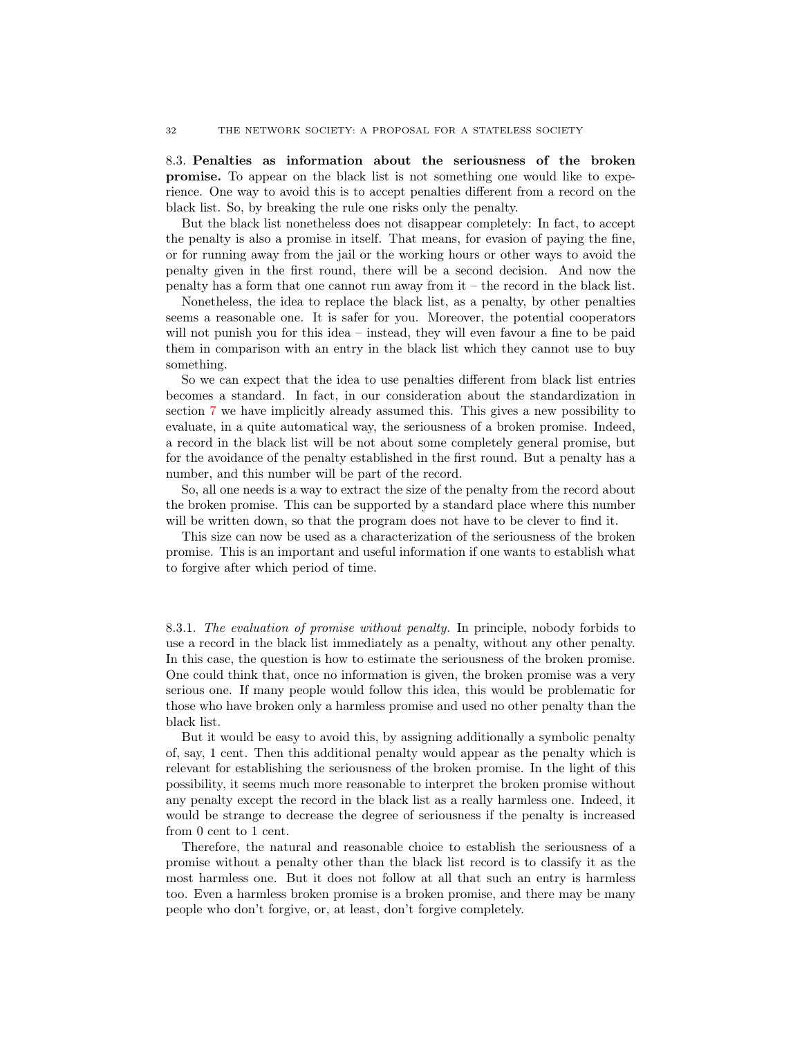### 8.3. **Penalties as information about the seriousness of the broken promise.**

To appear on the black list is not something one would like to experience. One way to avoid this is to accept penalties different from a record on the black list. So, by breaking the rule one risks only the penalty.

But the black list nonetheless does not disappear completely: In fact, to accept the penalty is also a promise in itself. That means, for evasion of paying the fine, or for running away from the jail or the working hours or other ways to avoid the penalty given in the first round, there will be a second decision. And now the penalty has a form that one cannot run away from it – the record in the black list.

Nonetheless, the idea to replace the black list, as a penalty, by other penalties seems a reasonable one. It is safer for you. Moreover, the potential cooperators will not punish you for this idea – instead, they will even favour a fine to be paid them in comparison with an entry in the black list which they cannot use to buy something.

So we can expect that the idea to use penalties different from black list entries becomes a standard. In fact, in our consideration about the standardization in section 7 we have implicitly already assumed this. This gives a new possibility to evaluate, in a quite automatical way, the seriousness of a broken promise. Indeed, a record in the black list will be not about some completely general promise, but for the avoidance of the penalty established in the first round. But a penalty has a number, and this number will be part of the record.

So, all one needs is a way to extract the size of the penalty from the record about the broken promise. This can be supported by a standard place where this number will be written down, so that the program does not have to be clever to find it.

This size can now be used as a characterization of the seriousness of the broken promise. This is an important and useful information if one wants to establish what to forgive after which period of time.

#### 8.3.1. *The evaluation of promise without penalty.*

In principle, nobody forbids to use a record in the black list immediately as a penalty, without any other penalty. In this case, the question is how to estimate the seriousness of the broken promise. One could think that, once no information is given, the broken promise was a very serious one. If many people would follow this idea, this would be problematic for those who have broken only a harmless promise and used no other penalty than the black list.

But it would be easy to avoid this, by assigning additionally a symbolic penalty of, say, 1 cent. Then this additional penalty would appear as the penalty which is relevant for establishing the seriousness of the broken promise. In the light of this possibility, it seems much more reasonable to interpret the broken promise without any penalty except the record in the black list as a really harmless one. Indeed, it would be strange to decrease the degree of seriousness if the penalty is increased from 0 cent to 1 cent.

Therefore, the natural and reasonable choice to establish the seriousness of a promise without a penalty other than the black list record is to classify it as the most harmless one. But it does not follow at all that such an entry is harmless too. Even a harmless broken promise is a broken promise, and there may be many people who don't forgive, or, at least, don't forgive completely.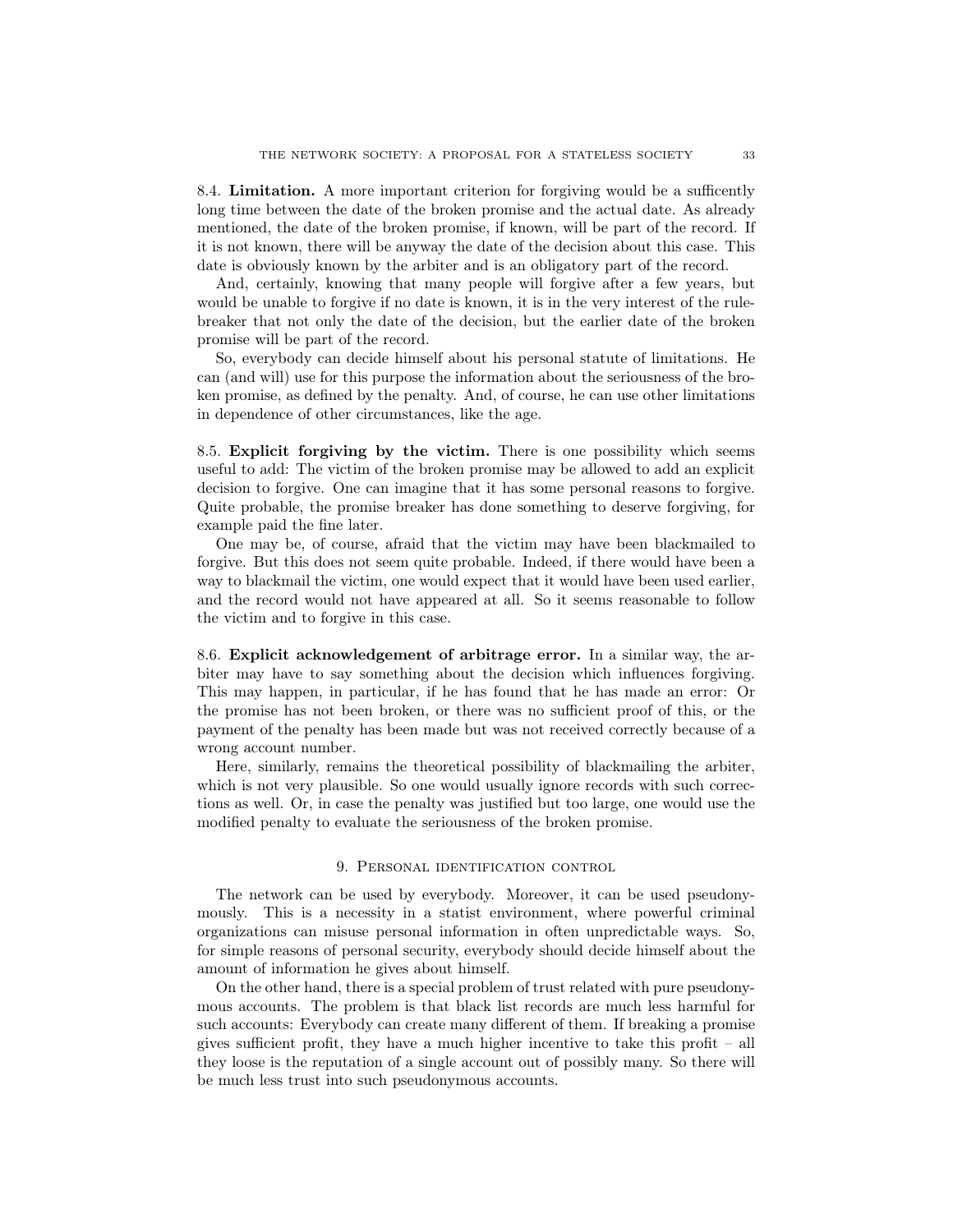8.4. **Limitation.** A more important criterion for forgiving would be a sufficently long time between the date of the broken promise and the actual date. As already mentioned, the date of the broken promise, if known, will be part of the record. If it is not known, there will be anyway the date of the decision about this case. This date is obviously known by the arbiter and is an obligatory part of the record.

And, certainly, knowing that many people will forgive after a few years, but would be unable to forgive if no date is known, it is in the very interest of the rule-breaker that not only the date of the decision, but the earlier date of the broken promise will be part of the record.

So, everybody can decide himself about his personal statute of limitations. He can (and will) use for this purpose the information about the seriousness of the broken promise, as defined by the penalty. And, of course, he can use other limitations in dependence of other circumstances, like the age.

8.5. **Explicit forgiving by the victim.** There is one possibility which seems useful to add: The victim of the broken promise may be allowed to add an explicit decision to forgive. One can imagine that it has some personal reasons to forgive. Quite probable, the promise breaker has done something to deserve forgiving, for example paid the fine later.

One may be, of course, afraid that the victim may have been blackmailed to forgive. But this does not seem quite probable. Indeed, if there would have been a way to blackmail the victim, one would expect that it would have been used earlier, and the record would not have appeared at all. So it seems reasonable to follow the victim and to forgive in this case.

8.6. **Explicit acknowledgement of arbitrage error.** In a similar way, the arbiter may have to say something about the decision which influences forgiving. This may happen, in particular, if he has found that he has made an error: Or the promise has not been broken, or there was no sufficient proof of this, or the payment of the penalty has been made but was not received correctly because of a wrong account number.

Here, similarly, remains the theoretical possibility of blackmailing the arbiter, which is not very plausible. So one would usually ignore records with such corrections as well. Or, in case the penalty was justified but too large, one would use the modified penalty to evaluate the seriousness of the broken promise.

## 9. Personal identification control

The network can be used by everybody. Moreover, it can be used pseudonymously. This is a necessity in a statist environment, where powerful criminal organizations can misuse personal information in often unpredictable ways. So, for simple reasons of personal security, everybody should decide himself about the amount of information he gives about himself.

On the other hand, there is a special problem of trust related with pure pseudonymous accounts. The problem is that black list records are much less harmful for such accounts: Everybody can create many different of them. If breaking a promise gives sufficient profit, they have a much higher incentive to take this profit – all they loose is the reputation of a single account out of possibly many. So there will be much less trust into such pseudonymous accounts.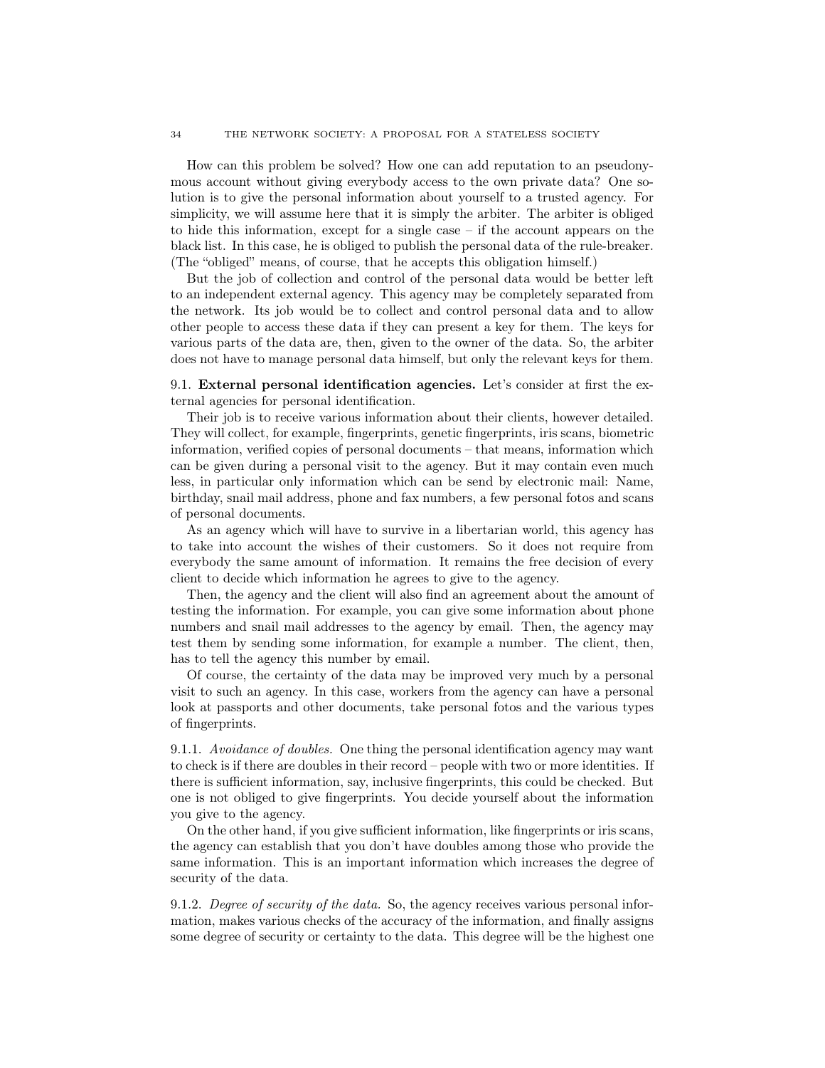How can this problem be solved? How one can add reputation to an pseudonymous account without giving everybody access to the own private data? One solution is to give the personal information about yourself to a trusted agency. For simplicity, we will assume here that it is simply the arbiter. The arbiter is obliged to hide this information, except for a single case – if the account appears on the black list. In this case, he is obliged to publish the personal data of the rule-breaker. (The "obliged" means, of course, that he accepts this obligation himself.)

But the job of collection and control of the personal data would be better left to an independent external agency. This agency may be completely separated from the network. Its job would be to collect and control personal data and to allow other people to access these data if they can present a key for them. The keys for various parts of the data are, then, given to the owner of the data. So, the arbiter does not have to manage personal data himself, but only the relevant keys for them.

### 9.1. External personal identification agencies.

Let's consider at first the external agencies for personal identification.

Their job is to receive various information about their clients, however detailed. They will collect, for example, fingerprints, genetic fingerprints, iris scans, biometric information, verified copies of personal documents – that means, information which can be given during a personal visit to the agency. But it may contain even much less, in particular only information which can be send by electronic mail: Name, birthday, snail mail address, phone and fax numbers, a few personal fotos and scans of personal documents.

As an agency which will have to survive in a libertarian world, this agency has to take into account the wishes of their customers. So it does not require from everybody the same amount of information. It remains the free decision of every client to decide which information he agrees to give to the agency.

Then, the agency and the client will also find an agreement about the amount of testing the information. For example, you can give some information about phone numbers and snail mail addresses to the agency by email. Then, the agency may test them by sending some information, for example a number. The client, then, has to tell the agency this number by email.

Of course, the certainty of the data may be improved very much by a personal visit to such an agency. In this case, workers from the agency can have a personal look at passports and other documents, take personal fotos and the various types of fingerprints.

#### 9.1.1. *Avoidance of doubles.*

One thing the personal identification agency may want to check is if there are doubles in their record – people with two or more identities. If there is sufficient information, say, inclusive fingerprints, this could be checked. But one is not obliged to give fingerprints. You decide yourself about the information you give to the agency.

On the other hand, if you give sufficient information, like fingerprints or iris scans, the agency can establish that you don't have doubles among those who provide the same information. This is an important information which increases the degree of security of the data.

#### 9.1.2. *Degree of security of the data.*

So, the agency receives various personal information, makes various checks of the accuracy of the information, and finally assigns some degree of security or certainty to the data. This degree will be the highest one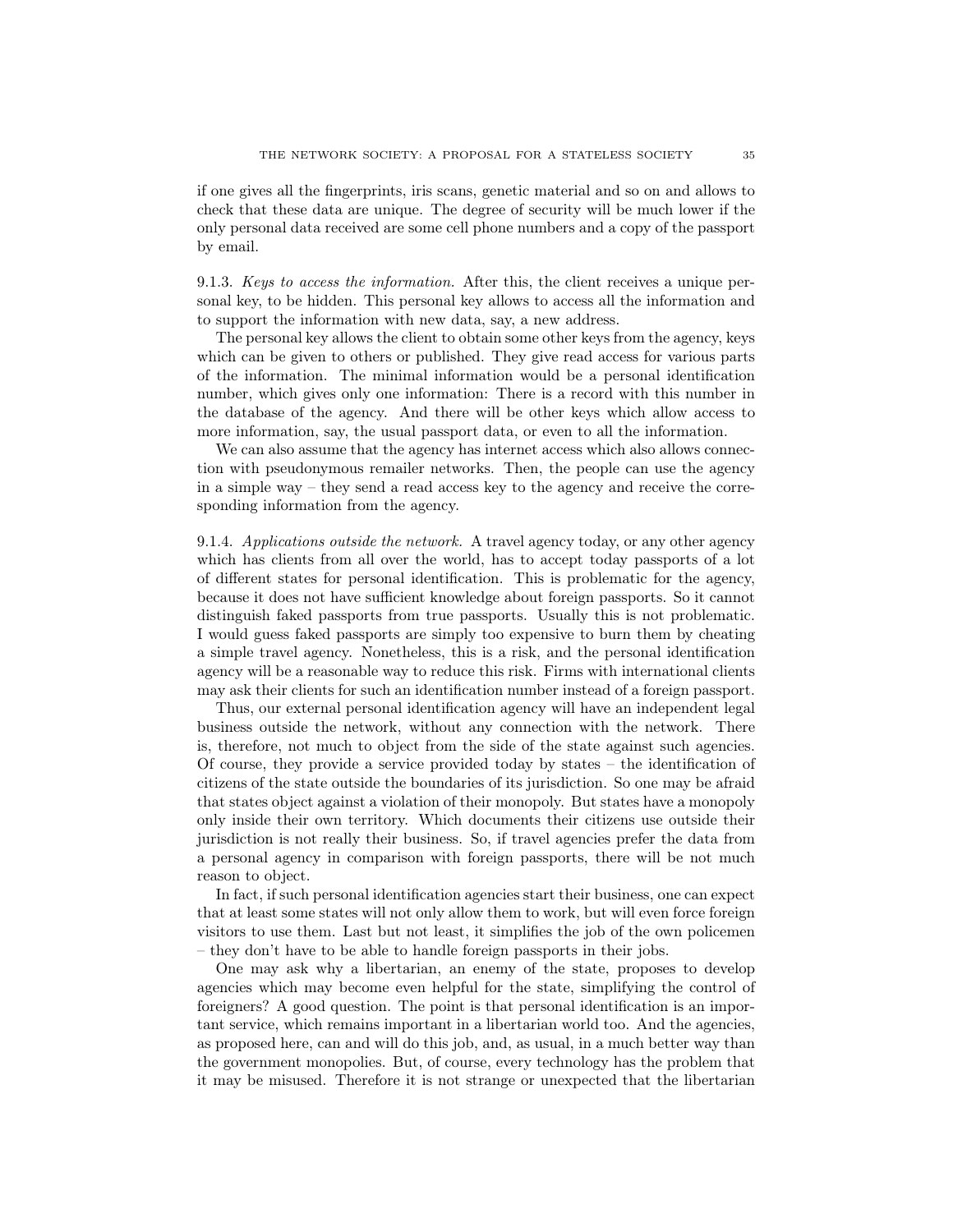if one gives all the fingerprints, iris scans, genetic material and so on and allows to check that these data are unique. The degree of security will be much lower if the only personal data received are some cell phone numbers and a copy of the passport by email.

9.1.3. *Keys to access the information.* After this, the client receives a unique personal key, to be hidden. This personal key allows to access all the information and to support the information with new data, say, a new address.

The personal key allows the client to obtain some other keys from the agency, keys which can be given to others or published. They give read access for various parts of the information. The minimal information would be a personal identification number, which gives only one information: There is a record with this number in the database of the agency. And there will be other keys which allow access to more information, say, the usual passport data, or even to all the information.

We can also assume that the agency has internet access which also allows connection with pseudonymous remailer networks. Then, the people can use the agency in a simple way – they send a read access key to the agency and receive the corresponding information from the agency.

9.1.4. *Applications outside the network.* A travel agency today, or any other agency which has clients from all over the world, has to accept today passports of a lot of different states for personal identification. This is problematic for the agency, because it does not have sufficient knowledge about foreign passports. So it cannot distinguish faked passports from true passports. Usually this is not problematic. I would guess faked passports are simply too expensive to burn them by cheating a simple travel agency. Nonetheless, this is a risk, and the personal identification agency will be a reasonable way to reduce this risk. Firms with international clients may ask their clients for such an identification number instead of a foreign passport.

Thus, our external personal identification agency will have an independent legal business outside the network, without any connection with the network. There is, therefore, not much to object from the side of the state against such agencies. Of course, they provide a service provided today by states – the identification of citizens of the state outside the boundaries of its jurisdiction. So one may be afraid that states object against a violation of their monopoly. But states have a monopoly only inside their own territory. Which documents their citizens use outside their jurisdiction is not really their business. So, if travel agencies prefer the data from a personal agency in comparison with foreign passports, there will be not much reason to object.

In fact, if such personal identification agencies start their business, one can expect that at least some states will not only allow them to work, but will even force foreign visitors to use them. Last but not least, it simplifies the job of the own policemen – they don't have to be able to handle foreign passports in their jobs.

One may ask why a libertarian, an enemy of the state, proposes to develop agencies which may become even helpful for the state, simplifying the control of foreigners? A good question. The point is that personal identification is an important service, which remains important in a libertarian world too. And the agencies, as proposed here, can and will do this job, and, as usual, in a much better way than the government monopolies. But, of course, every technology has the problem that it may be misused. Therefore it is not strange or unexpected that the libertarian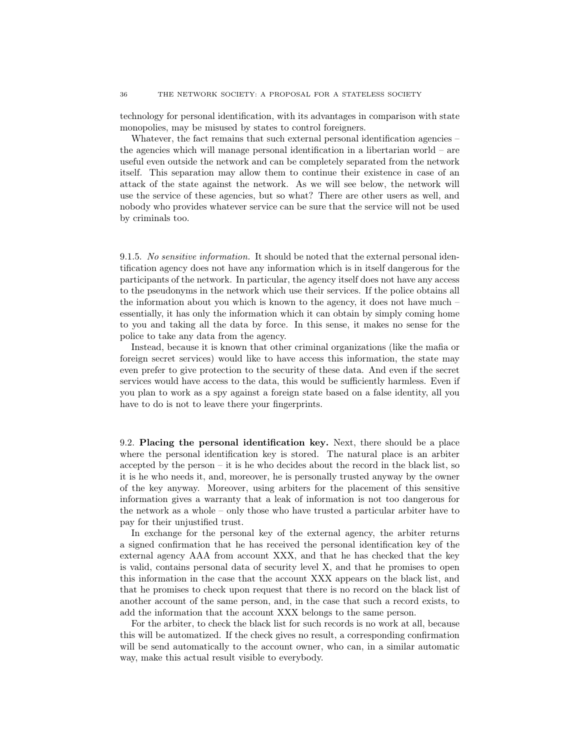technology for personal identification, with its advantages in comparison with state monopolies, may be misused by states to control foreigners.

Whatever, the fact remains that such external personal identification agencies – the agencies which will manage personal identification in a libertarian world – are useful even outside the network and can be completely separated from the network itself. This separation may allow them to continue their existence in case of an attack of the state against the network. As we will see below, the network will use the service of these agencies, but so what? There are other users as well, and nobody who provides whatever service can be sure that the service will not be used by criminals too.

9.1.5. *No sensitive information.* It should be noted that the external personal identification agency does not have any information which is in itself dangerous for the participants of the network. In particular, the agency itself does not have any access to the pseudonyms in the network which use their services. If the police obtains all the information about you which is known to the agency, it does not have much – essentially, it has only the information which it can obtain by simply coming home to you and taking all the data by force. In this sense, it makes no sense for the police to take any data from the agency.

Instead, because it is known that other criminal organizations (like the mafia or foreign secret services) would like to have access this information, the state may even prefer to give protection to the security of these data. And even if the secret services would have access to the data, this would be sufficiently harmless. Even if you plan to work as a spy against a foreign state based on a false identity, all you have to do is not to leave there your fingerprints.

9.2. **Placing the personal identification key.** Next, there should be a place where the personal identification key is stored. The natural place is an arbiter accepted by the person – it is he who decides about the record in the black list, so it is he who needs it, and, moreover, he is personally trusted anyway by the owner of the key anyway. Moreover, using arbiters for the placement of this sensitive information gives a warranty that a leak of information is not too dangerous for the network as a whole – only those who have trusted a particular arbiter have to pay for their unjustified trust.

In exchange for the personal key of the external agency, the arbiter returns a signed confirmation that he has received the personal identification key of the external agency AAA from account XXX, and that he has checked that the key is valid, contains personal data of security level X, and that he promises to open this information in the case that the account XXX appears on the black list, and that he promises to check upon request that there is no record on the black list of another account of the same person, and, in the case that such a record exists, to add the information that the account XXX belongs to the same person.

For the arbiter, to check the black list for such records is no work at all, because this will be automatized. If the check gives no result, a corresponding confirmation will be send automatically to the account owner, who can, in a similar automatic way, make this actual result visible to everybody.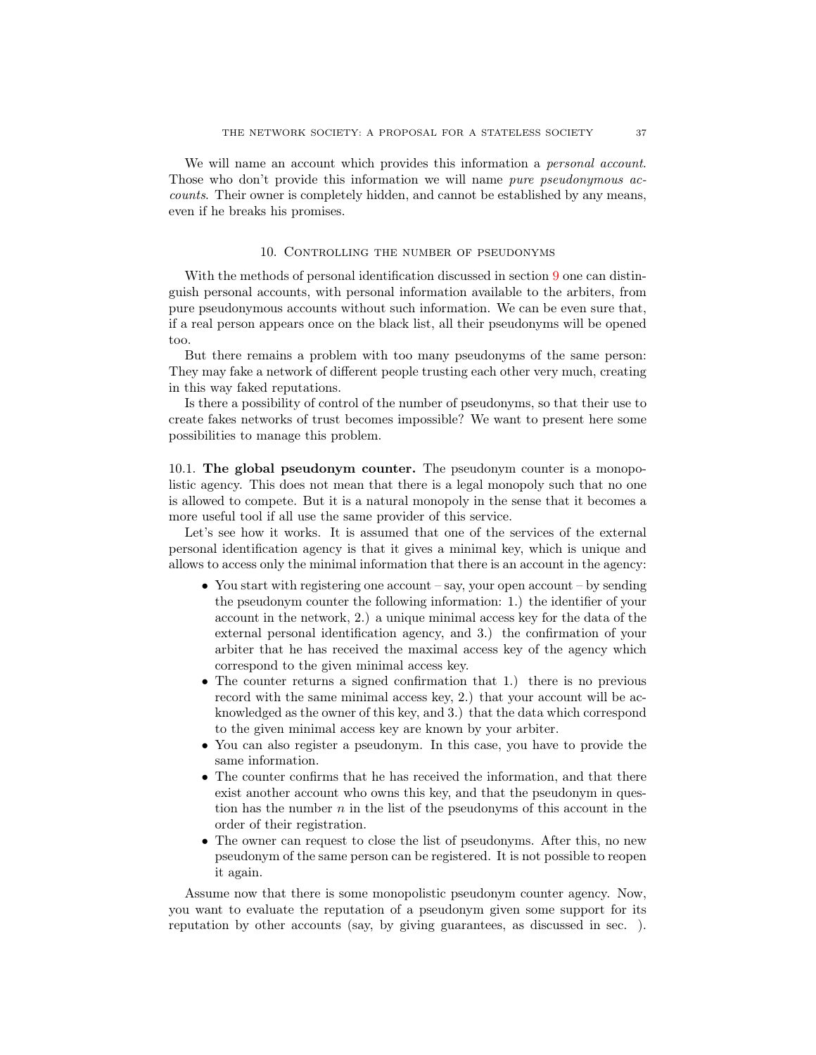We will name an account which provides this information a *personal account*. Those who don't provide this information we will name *pure pseudonymous accounts*. Their owner is completely hidden, and cannot be established by any means, even if he breaks his promises.

## 10. Controlling the number of pseudonyms

With the methods of personal identification discussed in section 9 one can distinguish personal accounts, with personal information available to the arbiters, from pure pseudonymous accounts without such information. We can be even sure that, if a real person appears once on the black list, all their pseudonyms will be opened too.

But there remains a problem with too many pseudonyms of the same person: They may fake a network of different people trusting each other very much, creating in this way faked reputations.

Is there a possibility of control of the number of pseudonyms, so that their use to create fakes networks of trust becomes impossible? We want to present here some possibilities to manage this problem.

### 10.1. **The global pseudonym counter.**

The pseudonym counter is a monopolistic agency. This does not mean that there is a legal monopoly such that no one is allowed to compete. But it is a natural monopoly in the sense that it becomes a more useful tool if all use the same provider of this service.

Let's see how it works. It is assumed that one of the services of the external personal identification agency is that it gives a minimal key, which is unique and allows to access only the minimal information that there is an account in the agency:

- You start with registering one account – say, your open account – by sending the pseudonym counter the following information: 1.) the identifier of your account in the network, 2.) a unique minimal access key for the data of the external personal identification agency, and 3.) the confirmation of your arbiter that he has received the maximal access key of the agency which correspond to the given minimal access key.
- The counter returns a signed confirmation that 1.) there is no previous record with the same minimal access key, 2.) that your account will be acknowledged as the owner of this key, and 3.) that the data which correspond to the given minimal access key are known by your arbiter.
- You can also register a pseudonym. In this case, you have to provide the same information.
- The counter confirms that he has received the information, and that there exist another account who owns this key, and that the pseudonym in question has the number $n$ in the list of the pseudonyms of this account in the order of their registration.
- The owner can request to close the list of pseudonyms. After this, no new pseudonym of the same person can be registered. It is not possible to reopen it again.

Assume now that there is some monopolistic pseudonym counter agency. Now, you want to evaluate the reputation of a pseudonym given some support for its reputation by other accounts (say, by giving guarantees, as discussed in sec. ).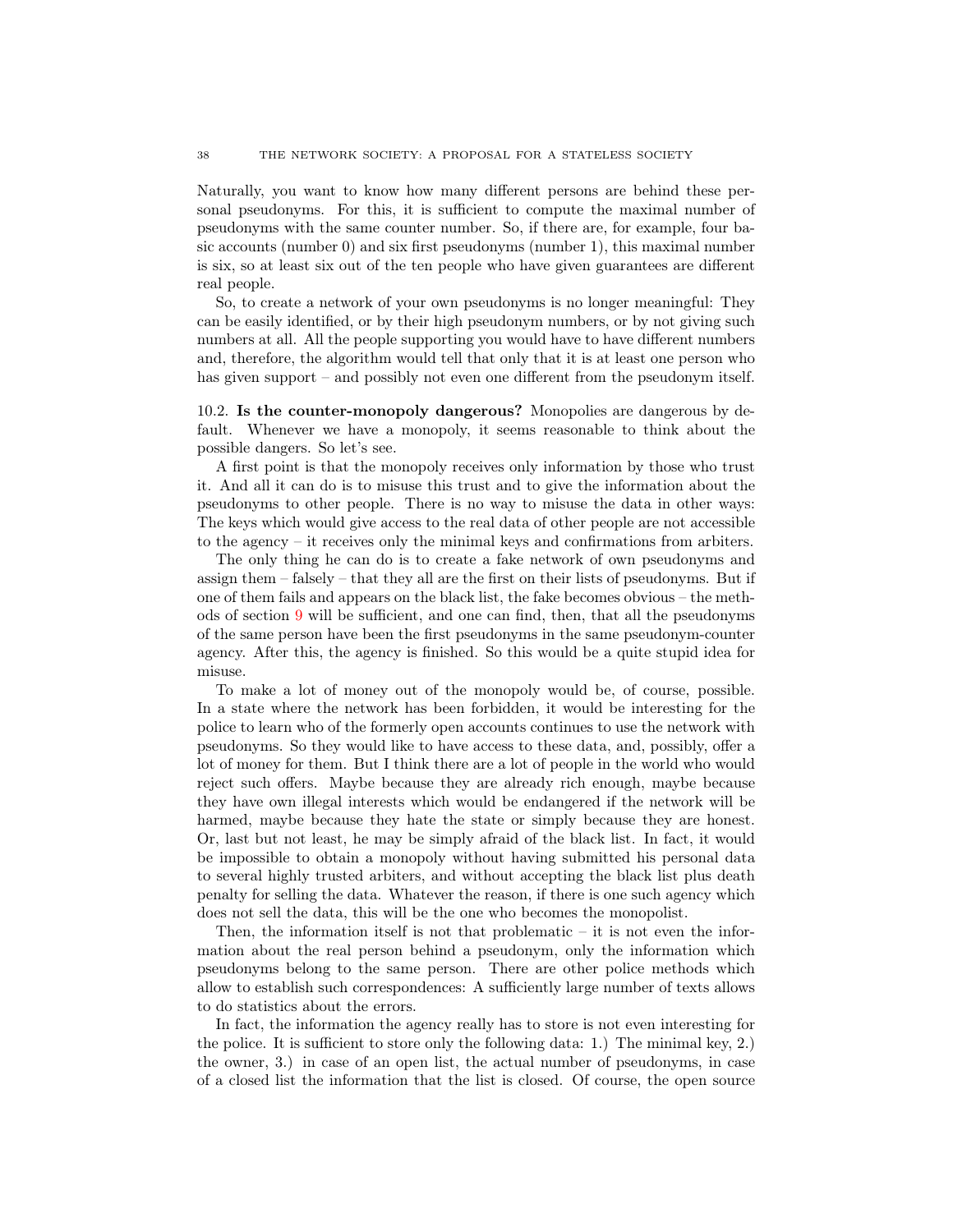Naturally, you want to know how many different persons are behind these personal pseudonyms. For this, it is sufficient to compute the maximal number of pseudonyms with the same counter number. So, if there are, for example, four basic accounts (number 0) and six first pseudonyms (number 1), this maximal number is six, so at least six out of the ten people who have given guarantees are different real people.

So, to create a network of your own pseudonyms is no longer meaningful: They can be easily identified, or by their high pseudonym numbers, or by not giving such numbers at all. All the people supporting you would have to have different numbers and, therefore, the algorithm would tell that only that it is at least one person who has given support – and possibly not even one different from the pseudonym itself.

10.2. **Is the counter-monopoly dangerous?** Monopolies are dangerous by default. Whenever we have a monopoly, it seems reasonable to think about the possible dangers. So let's see.

A first point is that the monopoly receives only information by those who trust it. And all it can do is to misuse this trust and to give the information about the pseudonyms to other people. There is no way to misuse the data in other ways: The keys which would give access to the real data of other people are not accessible to the agency – it receives only the minimal keys and confirmations from arbiters.

The only thing he can do is to create a fake network of own pseudonyms and assign them – falsely – that they all are the first on their lists of pseudonyms. But if one of them fails and appears on the black list, the fake becomes obvious – the methods of section 9 will be sufficient, and one can find, then, that all the pseudonyms of the same person have been the first pseudonyms in the same pseudonym-counter agency. After this, the agency is finished. So this would be a quite stupid idea for misuse.

To make a lot of money out of the monopoly would be, of course, possible. In a state where the network has been forbidden, it would be interesting for the police to learn who of the formerly open accounts continues to use the network with pseudonyms. So they would like to have access to these data, and, possibly, offer a lot of money for them. But I think there are a lot of people in the world who would reject such offers. Maybe because they are already rich enough, maybe because they have own illegal interests which would be endangered if the network will be harmed, maybe because they hate the state or simply because they are honest. Or, last but not least, he may be simply afraid of the black list. In fact, it would be impossible to obtain a monopoly without having submitted his personal data to several highly trusted arbiters, and without accepting the black list plus death penalty for selling the data. Whatever the reason, if there is one such agency which does not sell the data, this will be the one who becomes the monopolist.

Then, the information itself is not that problematic – it is not even the information about the real person behind a pseudonym, only the information which pseudonyms belong to the same person. There are other police methods which allow to establish such correspondences: A sufficiently large number of texts allows to do statistics about the errors.

In fact, the information the agency really has to store is not even interesting for the police. It is sufficient to store only the following data: 1.) The minimal key, 2.) the owner, 3.) in case of an open list, the actual number of pseudonyms, in case of a closed list the information that the list is closed. Of course, the open source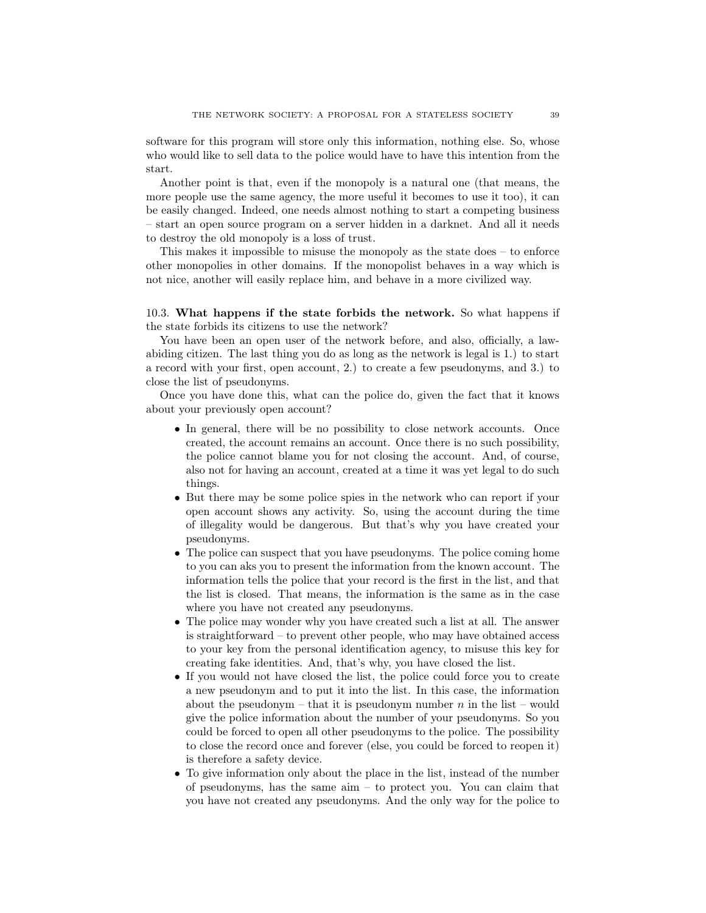software for this program will store only this information, nothing else. So, whose who would like to sell data to the police would have to have this intention from the start.

Another point is that, even if the monopoly is a natural one (that means, the more people use the same agency, the more useful it becomes to use it too), it can be easily changed. Indeed, one needs almost nothing to start a competing business – start an open source program on a server hidden in a darknet. And all it needs to destroy the old monopoly is a loss of trust.

This makes it impossible to misuse the monopoly as the state does – to enforce other monopolies in other domains. If the monopolist behaves in a way which is not nice, another will easily replace him, and behave in a more civilized way.

10.3. **What happens if the state forbids the network.** So what happens if the state forbids its citizens to use the network?

You have been an open user of the network before, and also, officially, a law-abiding citizen. The last thing you do as long as the network is legal is 1.) to start a record with your first, open account, 2.) to create a few pseudonyms, and 3.) to close the list of pseudonyms.

Once you have done this, what can the police do, given the fact that it knows about your previously open account?

- In general, there will be no possibility to close network accounts. Once created, the account remains an account. Once there is no such possibility, the police cannot blame you for not closing the account. And, of course, also not for having an account, created at a time it was yet legal to do such things.
- But there may be some police spies in the network who can report if your open account shows any activity. So, using the account during the time of illegality would be dangerous. But that's why you have created your pseudonyms.
- The police can suspect that you have pseudonyms. The police coming home to you can aks you to present the information from the known account. The information tells the police that your record is the first in the list, and that the list is closed. That means, the information is the same as in the case where you have not created any pseudonyms.
- The police may wonder why you have created such a list at all. The answer is straightforward – to prevent other people, who may have obtained access to your key from the personal identification agency, to misuse this key for creating fake identities. And, that's why, you have closed the list.
- If you would not have closed the list, the police could force you to create a new pseudonym and to put it into the list. In this case, the information about the pseudonym – that it is pseudonym number $n$ in the list – would give the police information about the number of your pseudonyms. So you could be forced to open all other pseudonyms to the police. The possibility to close the record once and forever (else, you could be forced to reopen it) is therefore a safety device.
- To give information only about the place in the list, instead of the number of pseudonyms, has the same aim – to protect you. You can claim that you have not created any pseudonyms. And the only way for the police to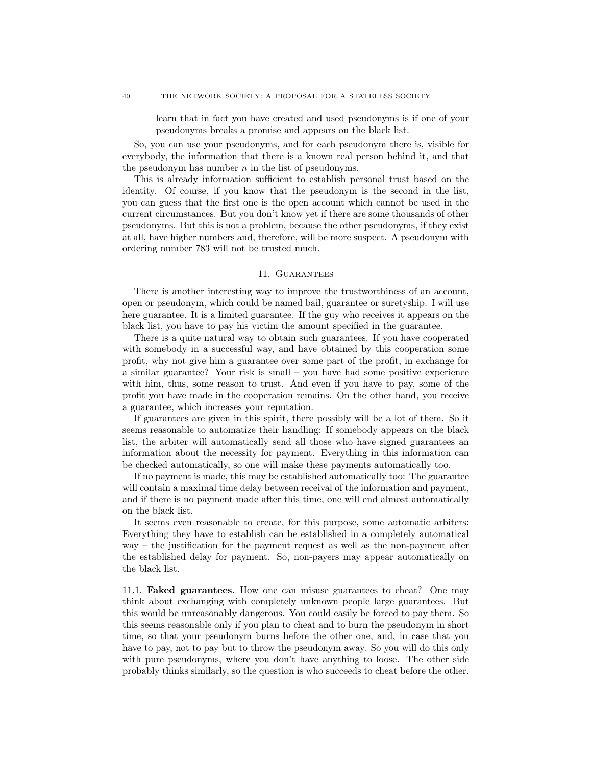learn that in fact you have created and used pseudonyms is if one of your pseudonyms breaks a promise and appears on the black list.

So, you can use your pseudonyms, and for each pseudonym there is, visible for everybody, the information that there is a known real person behind it, and that the pseudonym has number $n$ in the list of pseudonyms.

This is already information sufficient to establish personal trust based on the identity. Of course, if you know that the pseudonym is the second in the list, you can guess that the first one is the open account which cannot be used in the current circumstances. But you don't know yet if there are some thousands of other pseudonyms. But this is not a problem, because the other pseudonyms, if they exist at all, have higher numbers and, therefore, will be more suspect. A pseudonym with ordering number 783 will not be trusted much.

## 11. Guarantees

There is another interesting way to improve the trustworthiness of an account, open or pseudonym, which could be named bail, guarantee or suretyship. I will use here guarantee. It is a limited guarantee. If the guy who receives it appears on the black list, you have to pay his victim the amount specified in the guarantee.

There is a quite natural way to obtain such guarantees. If you have cooperated with somebody in a successful way, and have obtained by this cooperation some profit, why not give him a guarantee over some part of the profit, in exchange for a similar guarantee? Your risk is small – you have had some positive experience with him, thus, some reason to trust. And even if you have to pay, some of the profit you have made in the cooperation remains. On the other hand, you receive a guarantee, which increases your reputation.

If guarantees are given in this spirit, there possibly will be a lot of them. So it seems reasonable to automatize their handling: If somebody appears on the black list, the arbiter will automatically send all those who have signed guarantees an information about the necessity for payment. Everything in this information can be checked automatically, so one will make these payments automatically too.

If no payment is made, this may be established automatically too: The guarantee will contain a maximal time delay between receival of the information and payment, and if there is no payment made after this time, one will end almost automatically on the black list.

It seems even reasonable to create, for this purpose, some automatic arbiters: Everything they have to establish can be established in a completely automatical way – the justification for the payment request as well as the non-payment after the established delay for payment. So, non-payers may appear automatically on the black list.

### 11.1. Faked guarantees.

How one can misuse guarantees to cheat? One may think about exchanging with completely unknown people large guarantees. But this would be unreasonably dangerous. You could easily be forced to pay them. So this seems reasonable only if you plan to cheat and to burn the pseudonym in short time, so that your pseudonym burns before the other one, and, in case that you have to pay, not to pay but to throw the pseudonym away. So you will do this only with pure pseudonyms, where you don't have anything to loose. The other side probably thinks similarly, so the question is who succeeds to cheat before the other.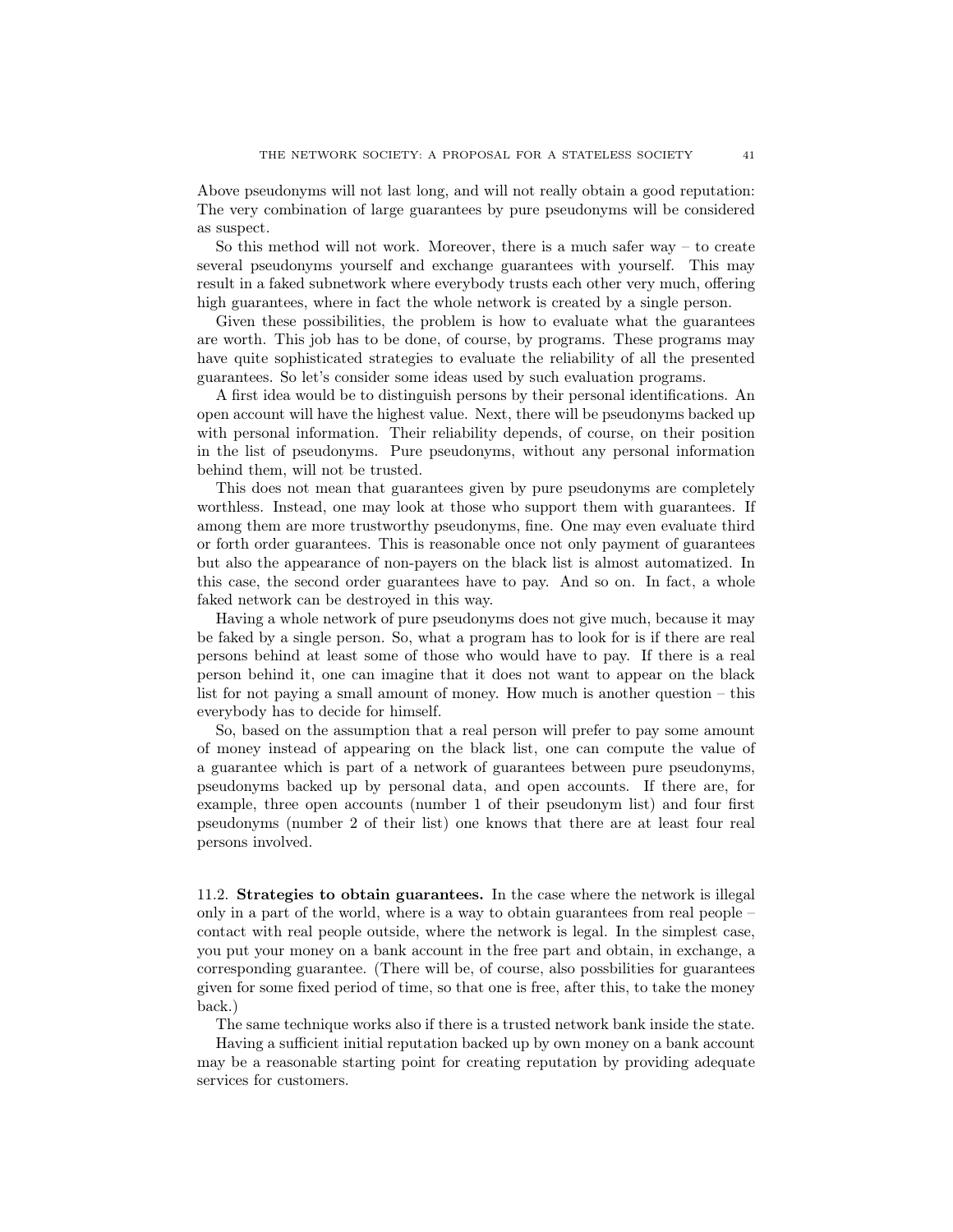Above pseudonyms will not last long, and will not really obtain a good reputation: The very combination of large guarantees by pure pseudonyms will be considered as suspect.

So this method will not work. Moreover, there is a much safer way – to create several pseudonyms yourself and exchange guarantees with yourself. This may result in a faked subnetwork where everybody trusts each other very much, offering high guarantees, where in fact the whole network is created by a single person.

Given these possibilities, the problem is how to evaluate what the guarantees are worth. This job has to be done, of course, by programs. These programs may have quite sophisticated strategies to evaluate the reliability of all the presented guarantees. So let's consider some ideas used by such evaluation programs.

A first idea would be to distinguish persons by their personal identifications. An open account will have the highest value. Next, there will be pseudonyms backed up with personal information. Their reliability depends, of course, on their position in the list of pseudonyms. Pure pseudonyms, without any personal information behind them, will not be trusted.

This does not mean that guarantees given by pure pseudonyms are completely worthless. Instead, one may look at those who support them with guarantees. If among them are more trustworthy pseudonyms, fine. One may even evaluate third or forth order guarantees. This is reasonable once not only payment of guarantees but also the appearance of non-payers on the black list is almost automatized. In this case, the second order guarantees have to pay. And so on. In fact, a whole faked network can be destroyed in this way.

Having a whole network of pure pseudonyms does not give much, because it may be faked by a single person. So, what a program has to look for is if there are real persons behind at least some of those who would have to pay. If there is a real person behind it, one can imagine that it does not want to appear on the black list for not paying a small amount of money. How much is another question – this everybody has to decide for himself.

So, based on the assumption that a real person will prefer to pay some amount of money instead of appearing on the black list, one can compute the value of a guarantee which is part of a network of guarantees between pure pseudonyms, pseudonyms backed up by personal data, and open accounts. If there are, for example, three open accounts (number 1 of their pseudonym list) and four first pseudonyms (number 2 of their list) one knows that there are at least four real persons involved.

11.2. **Strategies to obtain guarantees.** In the case where the network is illegal only in a part of the world, where is a way to obtain guarantees from real people – contact with real people outside, where the network is legal. In the simplest case, you put your money on a bank account in the free part and obtain, in exchange, a corresponding guarantee. (There will be, of course, also possbilities for guarantees given for some fixed period of time, so that one is free, after this, to take the money back.)

The same technique works also if there is a trusted network bank inside the state.

Having a sufficient initial reputation backed up by own money on a bank account may be a reasonable starting point for creating reputation by providing adequate services for customers.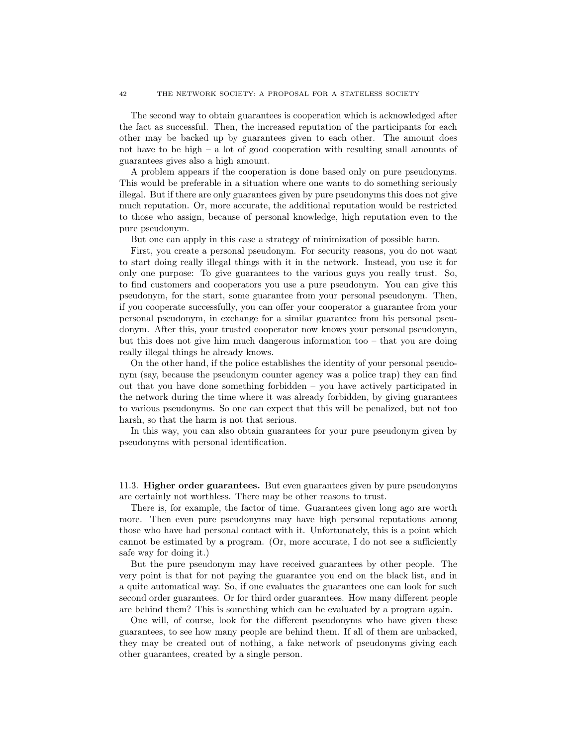The second way to obtain guarantees is cooperation which is acknowledged after the fact as successful. Then, the increased reputation of the participants for each other may be backed up by guarantees given to each other. The amount does not have to be high – a lot of good cooperation with resulting small amounts of guarantees gives also a high amount.

A problem appears if the cooperation is done based only on pure pseudonyms. This would be preferable in a situation where one wants to do something seriously illegal. But if there are only guarantees given by pure pseudonyms this does not give much reputation. Or, more accurate, the additional reputation would be restricted to those who assign, because of personal knowledge, high reputation even to the pure pseudonym.

But one can apply in this case a strategy of minimization of possible harm.

First, you create a personal pseudonym. For security reasons, you do not want to start doing really illegal things with it in the network. Instead, you use it for only one purpose: To give guarantees to the various guys you really trust. So, to find customers and cooperators you use a pure pseudonym. You can give this pseudonym, for the start, some guarantee from your personal pseudonym. Then, if you cooperate successfully, you can offer your cooperator a guarantee from your personal pseudonym, in exchange for a similar guarantee from his personal pseudonym. After this, your trusted cooperator now knows your personal pseudonym, but this does not give him much dangerous information too – that you are doing really illegal things he already knows.

On the other hand, if the police establishes the identity of your personal pseudonym (say, because the pseudonym counter agency was a police trap) they can find out that you have done something forbidden – you have actively participated in the network during the time where it was already forbidden, by giving guarantees to various pseudonyms. So one can expect that this will be penalized, but not too harsh, so that the harm is not that serious.

In this way, you can also obtain guarantees for your pure pseudonym given by pseudonyms with personal identification.

### 11.3. Higher order guarantees.

But even guarantees given by pure pseudonyms are certainly not worthless. There may be other reasons to trust.

There is, for example, the factor of time. Guarantees given long ago are worth more. Then even pure pseudonyms may have high personal reputations among those who have had personal contact with it. Unfortunately, this is a point which cannot be estimated by a program. (Or, more accurate, I do not see a sufficiently safe way for doing it.)

But the pure pseudonym may have received guarantees by other people. The very point is that for not paying the guarantee you end on the black list, and in a quite automatical way. So, if one evaluates the guarantees one can look for such second order guarantees. Or for third order guarantees. How many different people are behind them? This is something which can be evaluated by a program again.

One will, of course, look for the different pseudonyms who have given these guarantees, to see how many people are behind them. If all of them are unbacked, they may be created out of nothing, a fake network of pseudonyms giving each other guarantees, created by a single person.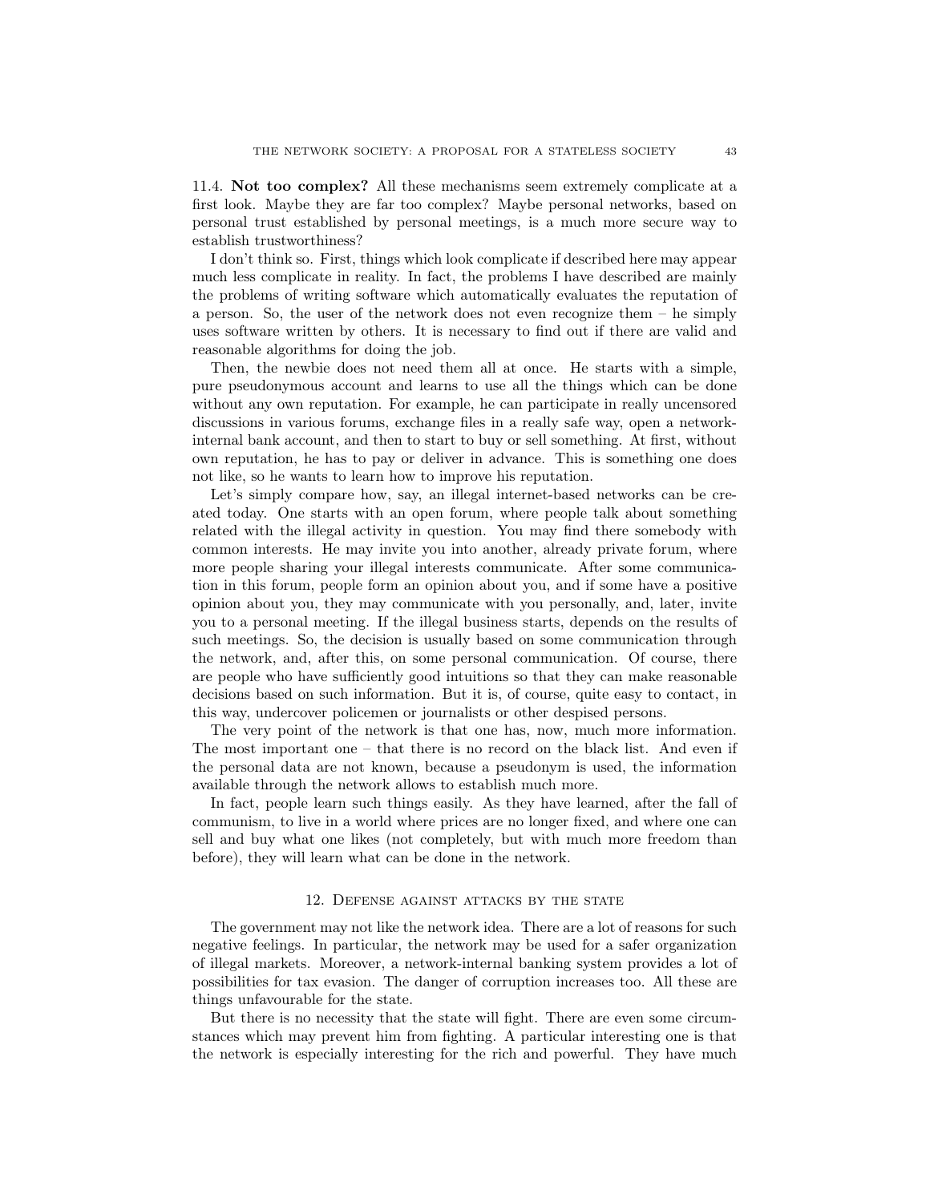11.4. **Not too complex?** All these mechanisms seem extremely complicate at a first look. Maybe they are far too complex? Maybe personal networks, based on personal trust established by personal meetings, is a much more secure way to establish trustworthiness?

I don't think so. First, things which look complicate if described here may appear much less complicate in reality. In fact, the problems I have described are mainly the problems of writing software which automatically evaluates the reputation of a person. So, the user of the network does not even recognize them – he simply uses software written by others. It is necessary to find out if there are valid and reasonable algorithms for doing the job.

Then, the newbie does not need them all at once. He starts with a simple, pure pseudonymous account and learns to use all the things which can be done without any own reputation. For example, he can participate in really uncensored discussions in various forums, exchange files in a really safe way, open a network-internal bank account, and then to start to buy or sell something. At first, without own reputation, he has to pay or deliver in advance. This is something one does not like, so he wants to learn how to improve his reputation.

Let's simply compare how, say, an illegal internet-based networks can be created today. One starts with an open forum, where people talk about something related with the illegal activity in question. You may find there somebody with common interests. He may invite you into another, already private forum, where more people sharing your illegal interests communicate. After some communication in this forum, people form an opinion about you, and if some have a positive opinion about you, they may communicate with you personally, and, later, invite you to a personal meeting. If the illegal business starts, depends on the results of such meetings. So, the decision is usually based on some communication through the network, and, after this, on some personal communication. Of course, there are people who have sufficiently good intuitions so that they can make reasonable decisions based on such information. But it is, of course, quite easy to contact, in this way, undercover policemen or journalists or other despised persons.

The very point of the network is that one has, now, much more information. The most important one – that there is no record on the black list. And even if the personal data are not known, because a pseudonym is used, the information available through the network allows to establish much more.

In fact, people learn such things easily. As they have learned, after the fall of communism, to live in a world where prices are no longer fixed, and where one can sell and buy what one likes (not completely, but with much more freedom than before), they will learn what can be done in the network.

## 12. Defense against attacks by the state

The government may not like the network idea. There are a lot of reasons for such negative feelings. In particular, the network may be used for a safer organization of illegal markets. Moreover, a network-internal banking system provides a lot of possibilities for tax evasion. The danger of corruption increases too. All these are things unfavourable for the state.

But there is no necessity that the state will fight. There are even some circumstances which may prevent him from fighting. A particular interesting one is that the network is especially interesting for the rich and powerful. They have much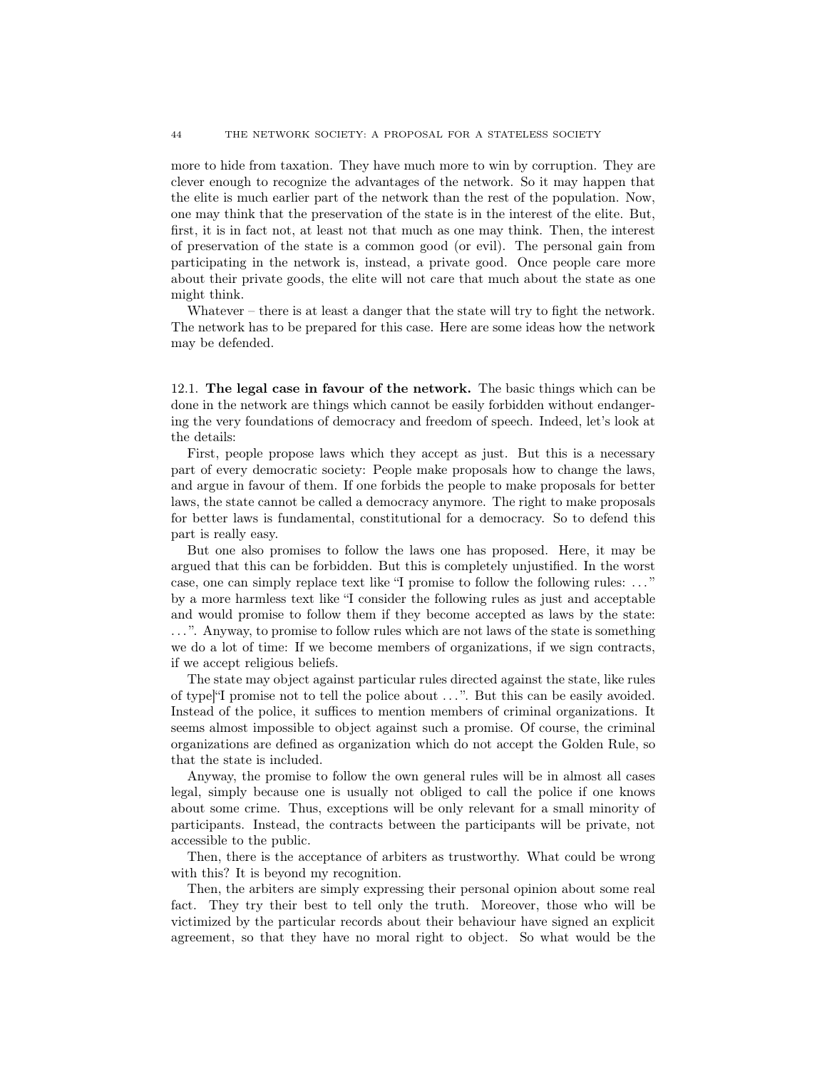more to hide from taxation. They have much more to win by corruption. They are clever enough to recognize the advantages of the network. So it may happen that the elite is much earlier part of the network than the rest of the population. Now, one may think that the preservation of the state is in the interest of the elite. But, first, it is in fact not, at least not that much as one may think. Then, the interest of preservation of the state is a common good (or evil). The personal gain from participating in the network is, instead, a private good. Once people care more about their private goods, the elite will not care that much about the state as one might think.

Whatever – there is at least a danger that the state will try to fight the network. The network has to be prepared for this case. Here are some ideas how the network may be defended.

12.1. **The legal case in favour of the network.** The basic things which can be done in the network are things which cannot be easily forbidden without endangering the very foundations of democracy and freedom of speech. Indeed, let's look at the details:

First, people propose laws which they accept as just. But this is a necessary part of every democratic society: People make proposals how to change the laws, and argue in favour of them. If one forbids the people to make proposals for better laws, the state cannot be called a democracy anymore. The right to make proposals for better laws is fundamental, constitutional for a democracy. So to defend this part is really easy.

But one also promises to follow the laws one has proposed. Here, it may be argued that this can be forbidden. But this is completely unjustified. In the worst case, one can simply replace text like "I promise to follow the following rules: ..." by a more harmless text like "I consider the following rules as just and acceptable and would promise to follow them if they become accepted as laws by the state: ...". Anyway, to promise to follow rules which are not laws of the state is something we do a lot of time: If we become members of organizations, if we sign contracts, if we accept religious beliefs.

The state may object against particular rules directed against the state, like rules of type]"I promise not to tell the police about ...". But this can be easily avoided. Instead of the police, it suffices to mention members of criminal organizations. It seems almost impossible to object against such a promise. Of course, the criminal organizations are defined as organization which do not accept the Golden Rule, so that the state is included.

Anyway, the promise to follow the own general rules will be in almost all cases legal, simply because one is usually not obliged to call the police if one knows about some crime. Thus, exceptions will be only relevant for a small minority of participants. Instead, the contracts between the participants will be private, not accessible to the public.

Then, there is the acceptance of arbiters as trustworthy. What could be wrong with this? It is beyond my recognition.

Then, the arbiters are simply expressing their personal opinion about some real fact. They try their best to tell only the truth. Moreover, those who will be victimized by the particular records about their behaviour have signed an explicit agreement, so that they have no moral right to object. So what would be the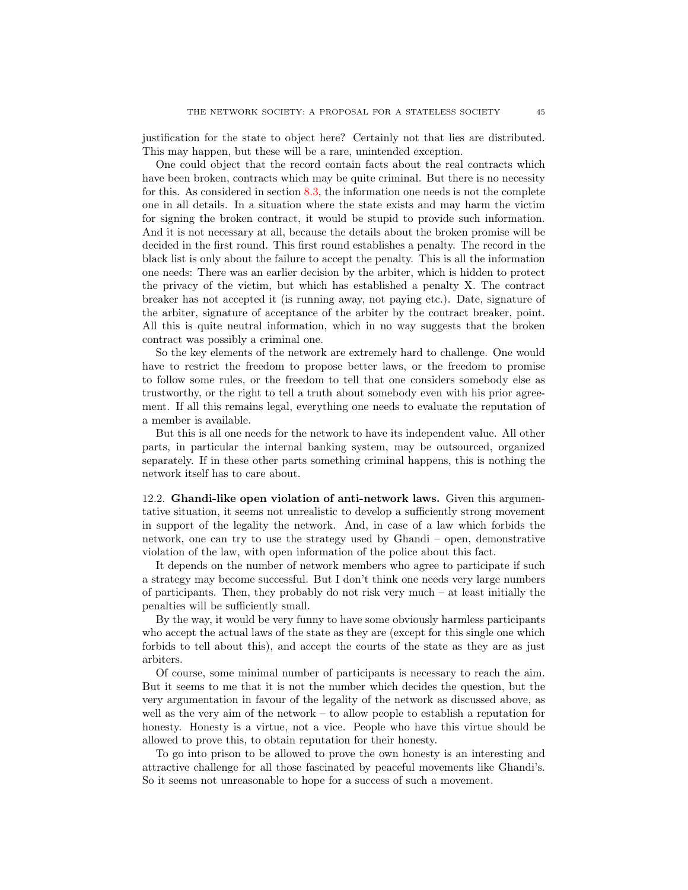justification for the state to object here? Certainly not that lies are distributed. This may happen, but these will be a rare, unintended exception.

One could object that the record contain facts about the real contracts which have been broken, contracts which may be quite criminal. But there is no necessity for this. As considered in section 8.3, the information one needs is not the complete one in all details. In a situation where the state exists and may harm the victim for signing the broken contract, it would be stupid to provide such information. And it is not necessary at all, because the details about the broken promise will be decided in the first round. This first round establishes a penalty. The record in the black list is only about the failure to accept the penalty. This is all the information one needs: There was an earlier decision by the arbiter, which is hidden to protect the privacy of the victim, but which has established a penalty X. The contract breaker has not accepted it (is running away, not paying etc.). Date, signature of the arbiter, signature of acceptance of the arbiter by the contract breaker, point. All this is quite neutral information, which in no way suggests that the broken contract was possibly a criminal one.

So the key elements of the network are extremely hard to challenge. One would have to restrict the freedom to propose better laws, or the freedom to promise to follow some rules, or the freedom to tell that one considers somebody else as trustworthy, or the right to tell a truth about somebody even with his prior agreement. If all this remains legal, everything one needs to evaluate the reputation of a member is available.

But this is all one needs for the network to have its independent value. All other parts, in particular the internal banking system, may be outsourced, organized separately. If in these other parts something criminal happens, this is nothing the network itself has to care about.

12.2. **Ghandi-like open violation of anti-network laws.** Given this argumentative situation, it seems not unrealistic to develop a sufficiently strong movement in support of the legality the network. And, in case of a law which forbids the network, one can try to use the strategy used by Ghandi – open, demonstrative violation of the law, with open information of the police about this fact.

It depends on the number of network members who agree to participate if such a strategy may become successful. But I don't think one needs very large numbers of participants. Then, they probably do not risk very much – at least initially the penalties will be sufficiently small.

By the way, it would be very funny to have some obviously harmless participants who accept the actual laws of the state as they are (except for this single one which forbids to tell about this), and accept the courts of the state as they are as just arbiters.

Of course, some minimal number of participants is necessary to reach the aim. But it seems to me that it is not the number which decides the question, but the very argumentation in favour of the legality of the network as discussed above, as well as the very aim of the network – to allow people to establish a reputation for honesty. Honesty is a virtue, not a vice. People who have this virtue should be allowed to prove this, to obtain reputation for their honesty.

To go into prison to be allowed to prove the own honesty is an interesting and attractive challenge for all those fascinated by peaceful movements like Ghandi's. So it seems not unreasonable to hope for a success of such a movement.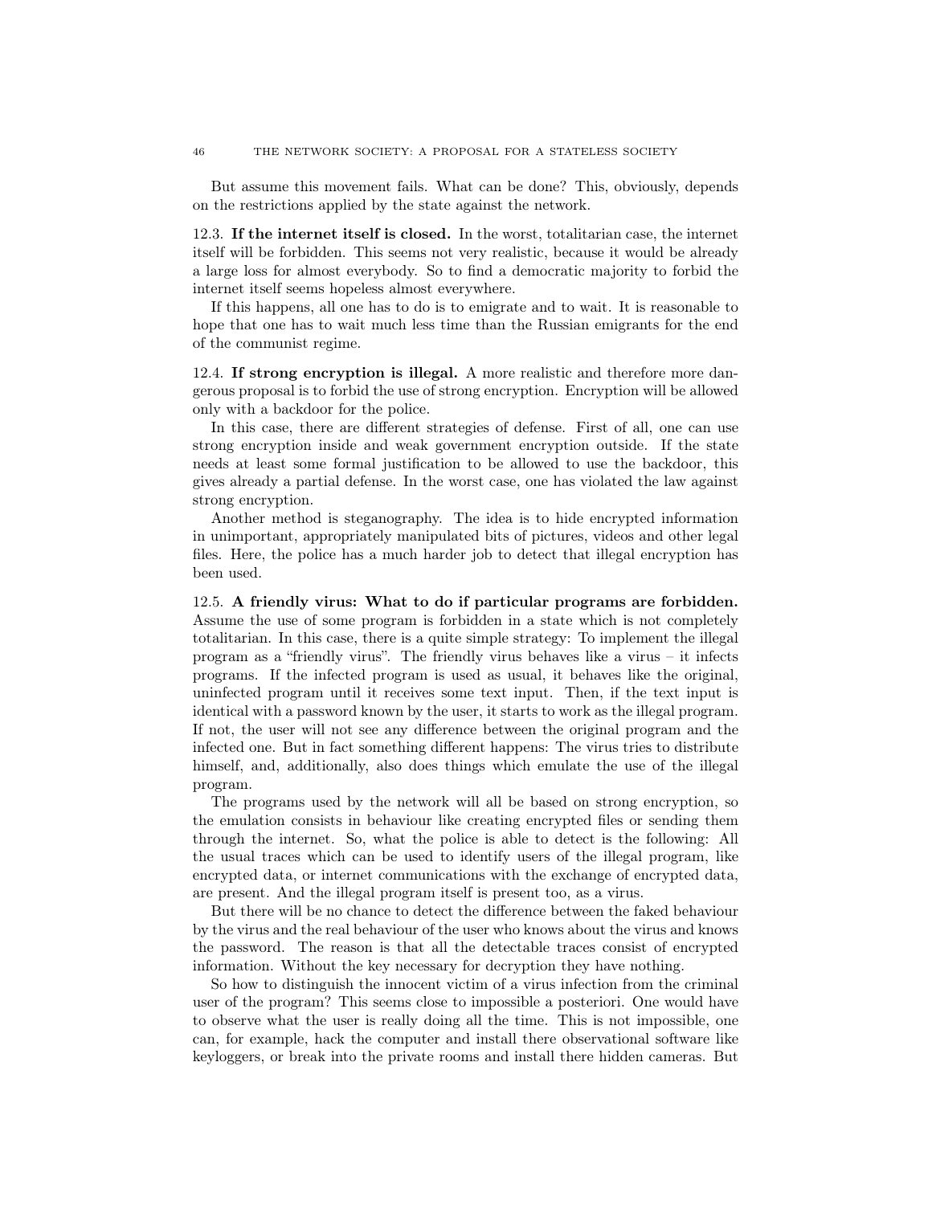But assume this movement fails. What can be done? This, obviously, depends on the restrictions applied by the state against the network.

12.3. **If the internet itself is closed.** In the worst, totalitarian case, the internet itself will be forbidden. This seems not very realistic, because it would be already a large loss for almost everybody. So to find a democratic majority to forbid the internet itself seems hopeless almost everywhere.

If this happens, all one has to do is to emigrate and to wait. It is reasonable to hope that one has to wait much less time than the Russian emigrants for the end of the communist regime.

12.4. **If strong encryption is illegal.** A more realistic and therefore more dangerous proposal is to forbid the use of strong encryption. Encryption will be allowed only with a backdoor for the police.

In this case, there are different strategies of defense. First of all, one can use strong encryption inside and weak government encryption outside. If the state needs at least some formal justification to be allowed to use the backdoor, this gives already a partial defense. In the worst case, one has violated the law against strong encryption.

Another method is steganography. The idea is to hide encrypted information in unimportant, appropriately manipulated bits of pictures, videos and other legal files. Here, the police has a much harder job to detect that illegal encryption has been used.

12.5. **A friendly virus: What to do if particular programs are forbidden.** Assume the use of some program is forbidden in a state which is not completely totalitarian. In this case, there is a quite simple strategy: To implement the illegal program as a "friendly virus". The friendly virus behaves like a virus – it infects programs. If the infected program is used as usual, it behaves like the original, uninfected program until it receives some text input. Then, if the text input is identical with a password known by the user, it starts to work as the illegal program. If not, the user will not see any difference between the original program and the infected one. But in fact something different happens: The virus tries to distribute himself, and, additionally, also does things which emulate the use of the illegal program.

The programs used by the network will all be based on strong encryption, so the emulation consists in behaviour like creating encrypted files or sending them through the internet. So, what the police is able to detect is the following: All the usual traces which can be used to identify users of the illegal program, like encrypted data, or internet communications with the exchange of encrypted data, are present. And the illegal program itself is present too, as a virus.

But there will be no chance to detect the difference between the faked behaviour by the virus and the real behaviour of the user who knows about the virus and knows the password. The reason is that all the detectable traces consist of encrypted information. Without the key necessary for decryption they have nothing.

So how to distinguish the innocent victim of a virus infection from the criminal user of the program? This seems close to impossible a posteriori. One would have to observe what the user is really doing all the time. This is not impossible, one can, for example, hack the computer and install there observational software like keyloggers, or break into the private rooms and install there hidden cameras. But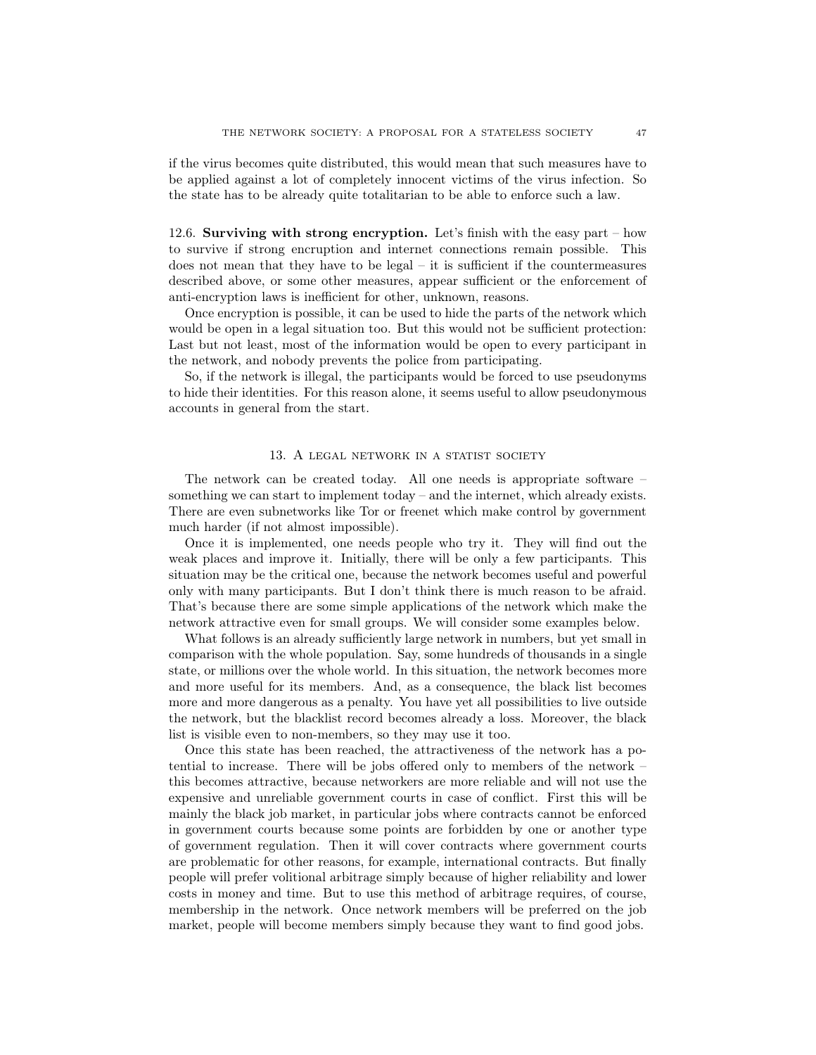if the virus becomes quite distributed, this would mean that such measures have to be applied against a lot of completely innocent victims of the virus infection. So the state has to be already quite totalitarian to be able to enforce such a law.

12.6. **Surviving with strong encryption.** Let's finish with the easy part – how to survive if strong encruption and internet connections remain possible. This does not mean that they have to be legal – it is sufficient if the countermeasures described above, or some other measures, appear sufficient or the enforcement of anti-encryption laws is inefficient for other, unknown, reasons.

Once encryption is possible, it can be used to hide the parts of the network which would be open in a legal situation too. But this would not be sufficient protection: Last but not least, most of the information would be open to every participant in the network, and nobody prevents the police from participating.

So, if the network is illegal, the participants would be forced to use pseudonyms to hide their identities. For this reason alone, it seems useful to allow pseudonymous accounts in general from the start.

## 13. A legal network in a statist society

The network can be created today. All one needs is appropriate software – something we can start to implement today – and the internet, which already exists. There are even subnetworks like Tor or freenet which make control by government much harder (if not almost impossible).

Once it is implemented, one needs people who try it. They will find out the weak places and improve it. Initially, there will be only a few participants. This situation may be the critical one, because the network becomes useful and powerful only with many participants. But I don't think there is much reason to be afraid. That's because there are some simple applications of the network which make the network attractive even for small groups. We will consider some examples below.

What follows is an already sufficiently large network in numbers, but yet small in comparison with the whole population. Say, some hundreds of thousands in a single state, or millions over the whole world. In this situation, the network becomes more and more useful for its members. And, as a consequence, the black list becomes more and more dangerous as a penalty. You have yet all possibilities to live outside the network, but the blacklist record becomes already a loss. Moreover, the black list is visible even to non-members, so they may use it too.

Once this state has been reached, the attractiveness of the network has a potential to increase. There will be jobs offered only to members of the network – this becomes attractive, because networkers are more reliable and will not use the expensive and unreliable government courts in case of conflict. First this will be mainly the black job market, in particular jobs where contracts cannot be enforced in government courts because some points are forbidden by one or another type of government regulation. Then it will cover contracts where government courts are problematic for other reasons, for example, international contracts. But finally people will prefer volitional arbitrage simply because of higher reliability and lower costs in money and time. But to use this method of arbitrage requires, of course, membership in the network. Once network members will be preferred on the job market, people will become members simply because they want to find good jobs.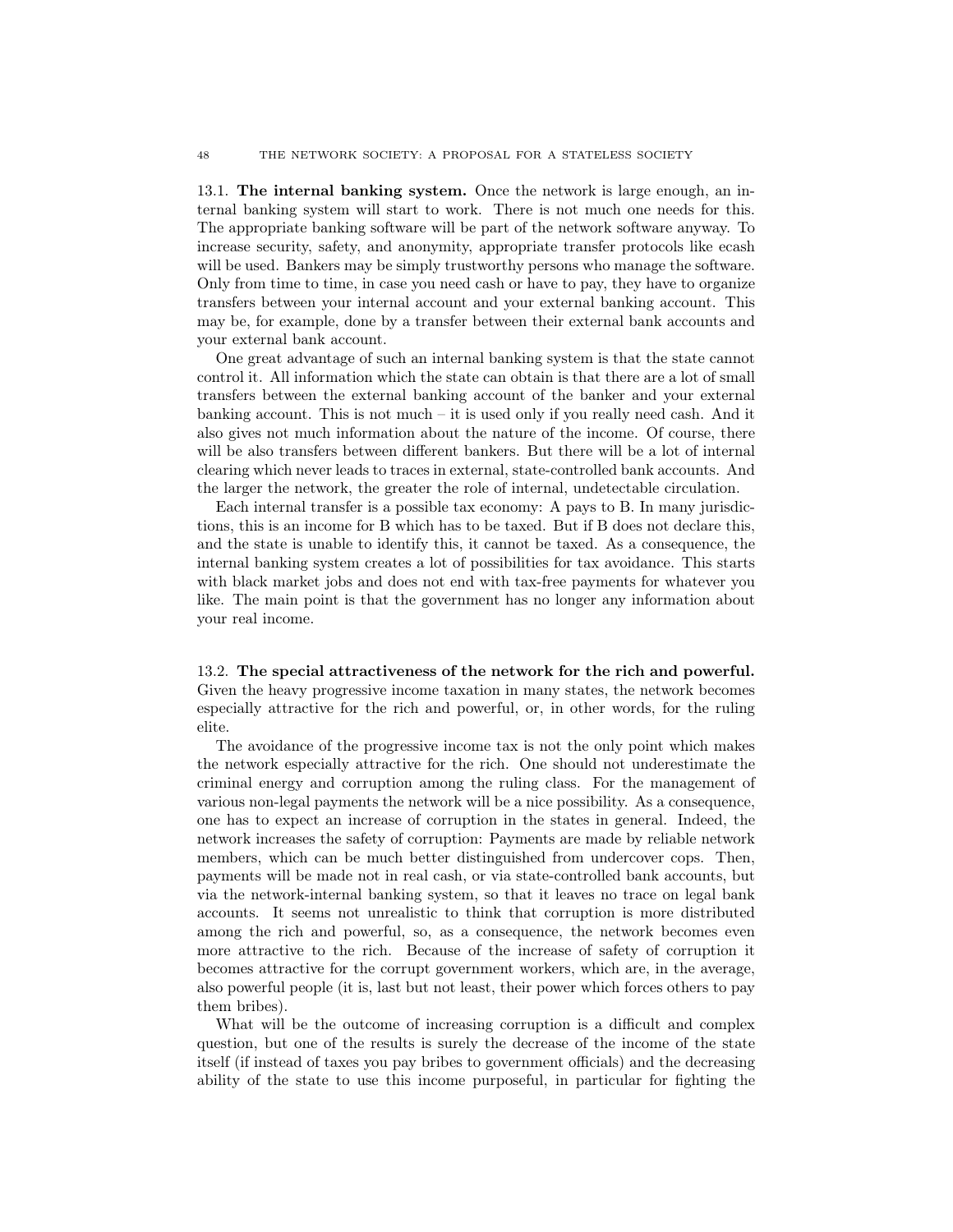13.1. **The internal banking system.** Once the network is large enough, an internal banking system will start to work. There is not much one needs for this. The appropriate banking software will be part of the network software anyway. To increase security, safety, and anonymity, appropriate transfer protocols like ecash will be used. Bankers may be simply trustworthy persons who manage the software. Only from time to time, in case you need cash or have to pay, they have to organize transfers between your internal account and your external banking account. This may be, for example, done by a transfer between their external bank accounts and your external bank account.

One great advantage of such an internal banking system is that the state cannot control it. All information which the state can obtain is that there are a lot of small transfers between the external banking account of the banker and your external banking account. This is not much – it is used only if you really need cash. And it also gives not much information about the nature of the income. Of course, there will be also transfers between different bankers. But there will be a lot of internal clearing which never leads to traces in external, state-controlled bank accounts. And the larger the network, the greater the role of internal, undetectable circulation.

Each internal transfer is a possible tax economy: A pays to B. In many jurisdictions, this is an income for B which has to be taxed. But if B does not declare this, and the state is unable to identify this, it cannot be taxed. As a consequence, the internal banking system creates a lot of possibilities for tax avoidance. This starts with black market jobs and does not end with tax-free payments for whatever you like. The main point is that the government has no longer any information about your real income.

13.2. **The special attractiveness of the network for the rich and powerful.** Given the heavy progressive income taxation in many states, the network becomes especially attractive for the rich and powerful, or, in other words, for the ruling elite.

The avoidance of the progressive income tax is not the only point which makes the network especially attractive for the rich. One should not underestimate the criminal energy and corruption among the ruling class. For the management of various non-legal payments the network will be a nice possibility. As a consequence, one has to expect an increase of corruption in the states in general. Indeed, the network increases the safety of corruption: Payments are made by reliable network members, which can be much better distinguished from undercover cops. Then, payments will be made not in real cash, or via state-controlled bank accounts, but via the network-internal banking system, so that it leaves no trace on legal bank accounts. It seems not unrealistic to think that corruption is more distributed among the rich and powerful, so, as a consequence, the network becomes even more attractive to the rich. Because of the increase of safety of corruption it becomes attractive for the corrupt government workers, which are, in the average, also powerful people (it is, last but not least, their power which forces others to pay them bribes).

What will be the outcome of increasing corruption is a difficult and complex question, but one of the results is surely the decrease of the income of the state itself (if instead of taxes you pay bribes to government officials) and the decreasing ability of the state to use this income purposeful, in particular for fighting the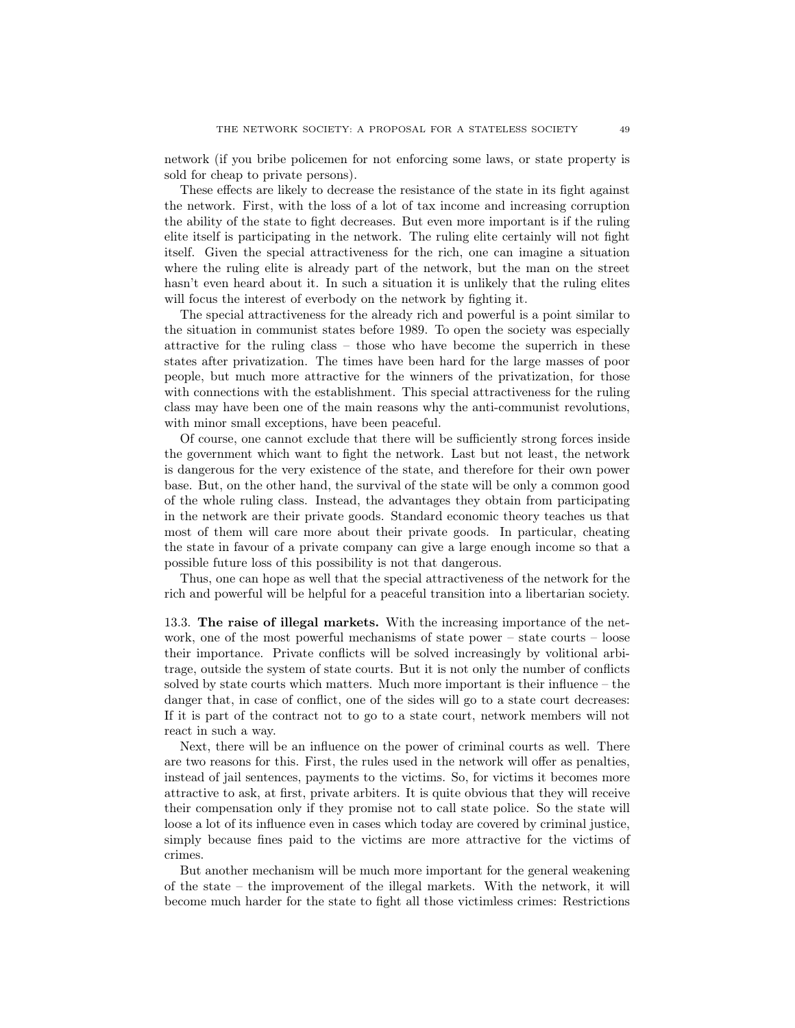network (if you bribe policemen for not enforcing some laws, or state property is sold for cheap to private persons).

These effects are likely to decrease the resistance of the state in its fight against the network. First, with the loss of a lot of tax income and increasing corruption the ability of the state to fight decreases. But even more important is if the ruling elite itself is participating in the network. The ruling elite certainly will not fight itself. Given the special attractiveness for the rich, one can imagine a situation where the ruling elite is already part of the network, but the man on the street hasn't even heard about it. In such a situation it is unlikely that the ruling elites will focus the interest of everbody on the network by fighting it.

The special attractiveness for the already rich and powerful is a point similar to the situation in communist states before 1989. To open the society was especially attractive for the ruling class – those who have become the superrich in these states after privatization. The times have been hard for the large masses of poor people, but much more attractive for the winners of the privatization, for those with connections with the establishment. This special attractiveness for the ruling class may have been one of the main reasons why the anti-communist revolutions, with minor small exceptions, have been peaceful.

Of course, one cannot exclude that there will be sufficiently strong forces inside the government which want to fight the network. Last but not least, the network is dangerous for the very existence of the state, and therefore for their own power base. But, on the other hand, the survival of the state will be only a common good of the whole ruling class. Instead, the advantages they obtain from participating in the network are their private goods. Standard economic theory teaches us that most of them will care more about their private goods. In particular, cheating the state in favour of a private company can give a large enough income so that a possible future loss of this possibility is not that dangerous.

Thus, one can hope as well that the special attractiveness of the network for the rich and powerful will be helpful for a peaceful transition into a libertarian society.

13.3. **The raise of illegal markets.** With the increasing importance of the network, one of the most powerful mechanisms of state power – state courts – loose their importance. Private conflicts will be solved increasingly by volitional arbitrage, outside the system of state courts. But it is not only the number of conflicts solved by state courts which matters. Much more important is their influence – the danger that, in case of conflict, one of the sides will go to a state court decreases: If it is part of the contract not to go to a state court, network members will not react in such a way.

Next, there will be an influence on the power of criminal courts as well. There are two reasons for this. First, the rules used in the network will offer as penalties, instead of jail sentences, payments to the victims. So, for victims it becomes more attractive to ask, at first, private arbiters. It is quite obvious that they will receive their compensation only if they promise not to call state police. So the state will loose a lot of its influence even in cases which today are covered by criminal justice, simply because fines paid to the victims are more attractive for the victims of crimes.

But another mechanism will be much more important for the general weakening of the state – the improvement of the illegal markets. With the network, it will become much harder for the state to fight all those victimless crimes: Restrictions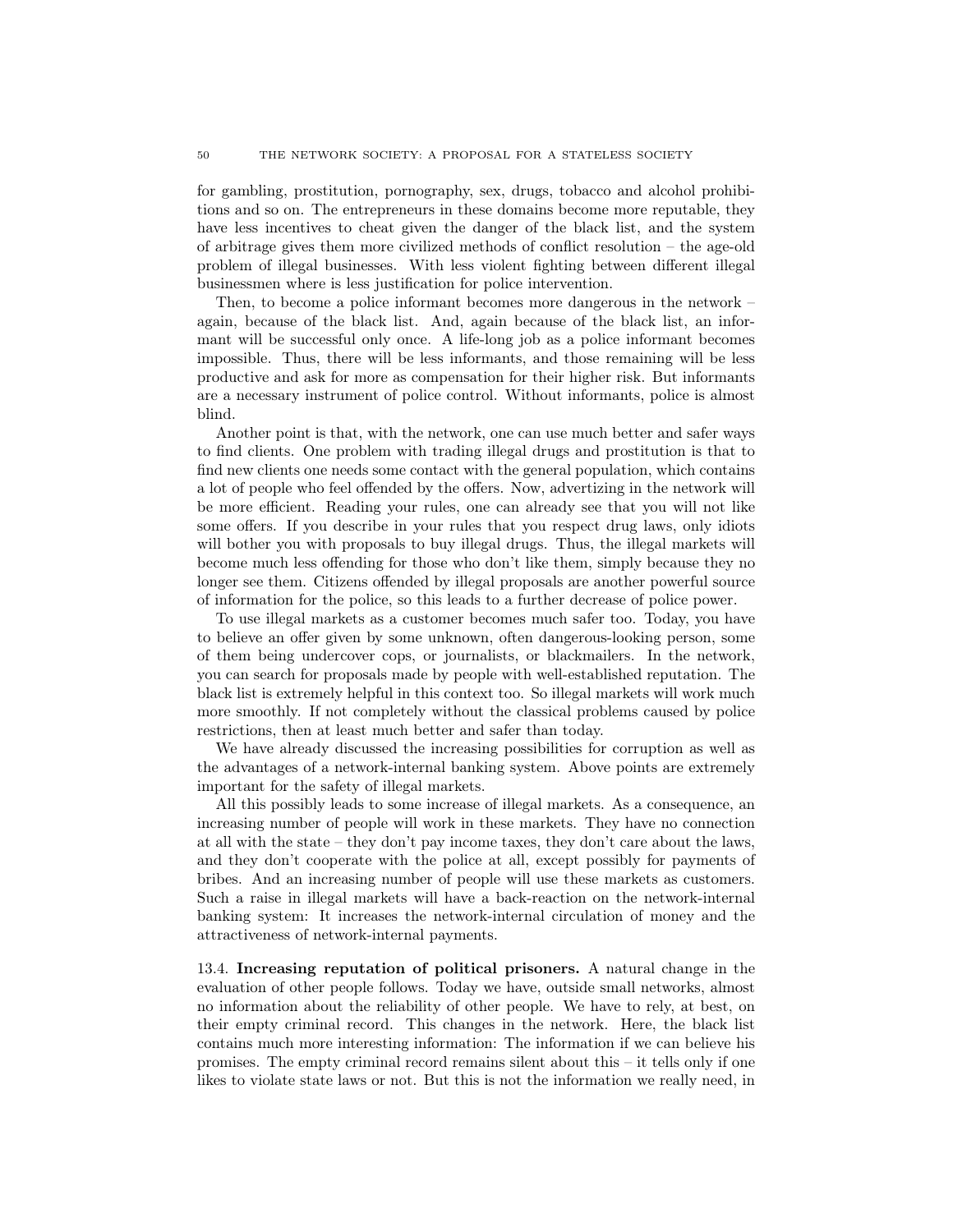for gambling, prostitution, pornography, sex, drugs, tobacco and alcohol prohibitions and so on. The entrepreneurs in these domains become more reputable, they have less incentives to cheat given the danger of the black list, and the system of arbitrage gives them more civilized methods of conflict resolution – the age-old problem of illegal businesses. With less violent fighting between different illegal businessmen where is less justification for police intervention.

Then, to become a police informant becomes more dangerous in the network – again, because of the black list. And, again because of the black list, an informant will be successful only once. A life-long job as a police informant becomes impossible. Thus, there will be less informants, and those remaining will be less productive and ask for more as compensation for their higher risk. But informants are a necessary instrument of police control. Without informants, police is almost blind.

Another point is that, with the network, one can use much better and safer ways to find clients. One problem with trading illegal drugs and prostitution is that to find new clients one needs some contact with the general population, which contains a lot of people who feel offended by the offers. Now, advertizing in the network will be more efficient. Reading your rules, one can already see that you will not like some offers. If you describe in your rules that you respect drug laws, only idiots will bother you with proposals to buy illegal drugs. Thus, the illegal markets will become much less offending for those who don't like them, simply because they no longer see them. Citizens offended by illegal proposals are another powerful source of information for the police, so this leads to a further decrease of police power.

To use illegal markets as a customer becomes much safer too. Today, you have to believe an offer given by some unknown, often dangerous-looking person, some of them being undercover cops, or journalists, or blackmailers. In the network, you can search for proposals made by people with well-established reputation. The black list is extremely helpful in this context too. So illegal markets will work much more smoothly. If not completely without the classical problems caused by police restrictions, then at least much better and safer than today.

We have already discussed the increasing possibilities for corruption as well as the advantages of a network-internal banking system. Above points are extremely important for the safety of illegal markets.

All this possibly leads to some increase of illegal markets. As a consequence, an increasing number of people will work in these markets. They have no connection at all with the state – they don't pay income taxes, they don't care about the laws, and they don't cooperate with the police at all, except possibly for payments of bribes. And an increasing number of people will use these markets as customers. Such a raise in illegal markets will have a back-reaction on the network-internal banking system: It increases the network-internal circulation of money and the attractiveness of network-internal payments.

13.4. **Increasing reputation of political prisoners.** A natural change in the evaluation of other people follows. Today we have, outside small networks, almost no information about the reliability of other people. We have to rely, at best, on their empty criminal record. This changes in the network. Here, the black list contains much more interesting information: The information if we can believe his promises. The empty criminal record remains silent about this – it tells only if one likes to violate state laws or not. But this is not the information we really need, in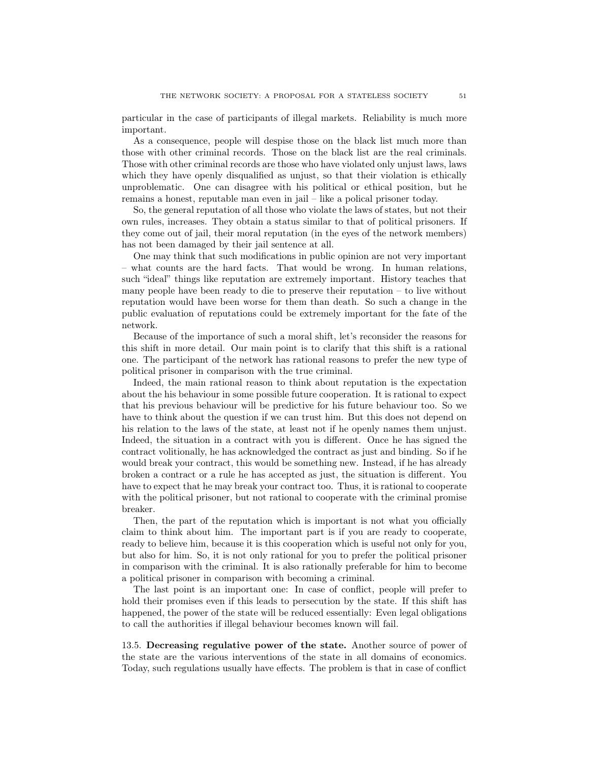particular in the case of participants of illegal markets. Reliability is much more important.

As a consequence, people will despise those on the black list much more than those with other criminal records. Those on the black list are the real criminals. Those with other criminal records are those who have violated only unjust laws, laws which they have openly disqualified as unjust, so that their violation is ethically unproblematic. One can disagree with his political or ethical position, but he remains a honest, reputable man even in jail – like a polical prisoner today.

So, the general reputation of all those who violate the laws of states, but not their own rules, increases. They obtain a status similar to that of political prisoners. If they come out of jail, their moral reputation (in the eyes of the network members) has not been damaged by their jail sentence at all.

One may think that such modifications in public opinion are not very important – what counts are the hard facts. That would be wrong. In human relations, such "ideal" things like reputation are extremely important. History teaches that many people have been ready to die to preserve their reputation – to live without reputation would have been worse for them than death. So such a change in the public evaluation of reputations could be extremely important for the fate of the network.

Because of the importance of such a moral shift, let's reconsider the reasons for this shift in more detail. Our main point is to clarify that this shift is a rational one. The participant of the network has rational reasons to prefer the new type of political prisoner in comparison with the true criminal.

Indeed, the main rational reason to think about reputation is the expectation about the his behaviour in some possible future cooperation. It is rational to expect that his previous behaviour will be predictive for his future behaviour too. So we have to think about the question if we can trust him. But this does not depend on his relation to the laws of the state, at least not if he openly names them unjust. Indeed, the situation in a contract with you is different. Once he has signed the contract volitionally, he has acknowledged the contract as just and binding. So if he would break your contract, this would be something new. Instead, if he has already broken a contract or a rule he has accepted as just, the situation is different. You have to expect that he may break your contract too. Thus, it is rational to cooperate with the political prisoner, but not rational to cooperate with the criminal promise breaker.

Then, the part of the reputation which is important is not what you officially claim to think about him. The important part is if you are ready to cooperate, ready to believe him, because it is this cooperation which is useful not only for you, but also for him. So, it is not only rational for you to prefer the political prisoner in comparison with the criminal. It is also rationally preferable for him to become a political prisoner in comparison with becoming a criminal.

The last point is an important one: In case of conflict, people will prefer to hold their promises even if this leads to persecution by the state. If this shift has happened, the power of the state will be reduced essentially: Even legal obligations to call the authorities if illegal behaviour becomes known will fail.

13.5. **Decreasing regulative power of the state.** Another source of power of the state are the various interventions of the state in all domains of economics. Today, such regulations usually have effects. The problem is that in case of conflict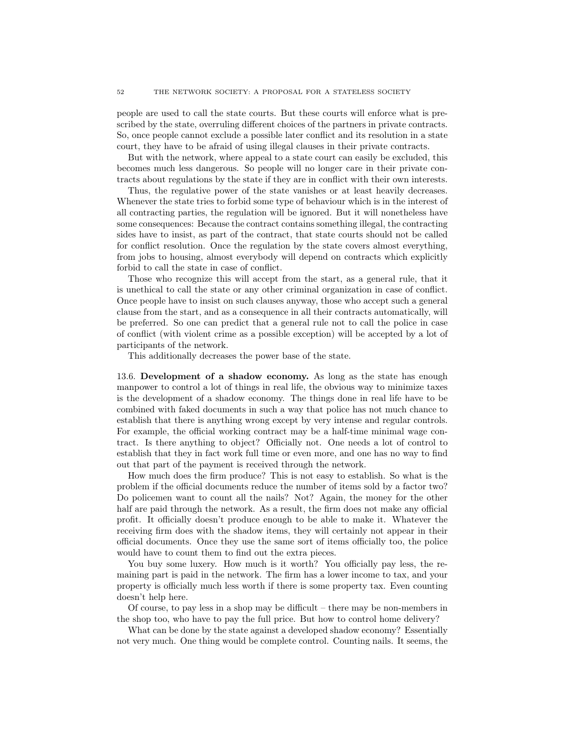people are used to call the state courts. But these courts will enforce what is prescribed by the state, overruling different choices of the partners in private contracts. So, once people cannot exclude a possible later conflict and its resolution in a state court, they have to be afraid of using illegal clauses in their private contracts.

But with the network, where appeal to a state court can easily be excluded, this becomes much less dangerous. So people will no longer care in their private contracts about regulations by the state if they are in conflict with their own interests.

Thus, the regulative power of the state vanishes or at least heavily decreases. Whenever the state tries to forbid some type of behaviour which is in the interest of all contracting parties, the regulation will be ignored. But it will nonetheless have some consequences: Because the contract contains something illegal, the contracting sides have to insist, as part of the contract, that state courts should not be called for conflict resolution. Once the regulation by the state covers almost everything, from jobs to housing, almost everybody will depend on contracts which explicitly forbid to call the state in case of conflict.

Those who recognize this will accept from the start, as a general rule, that it is unethical to call the state or any other criminal organization in case of conflict. Once people have to insist on such clauses anyway, those who accept such a general clause from the start, and as a consequence in all their contracts automatically, will be preferred. So one can predict that a general rule not to call the police in case of conflict (with violent crime as a possible exception) will be accepted by a lot of participants of the network.

This additionally decreases the power base of the state.

13.6. **Development of a shadow economy.** As long as the state has enough manpower to control a lot of things in real life, the obvious way to minimize taxes is the development of a shadow economy. The things done in real life have to be combined with faked documents in such a way that police has not much chance to establish that there is anything wrong except by very intense and regular controls. For example, the official working contract may be a half-time minimal wage contract. Is there anything to object? Officially not. One needs a lot of control to establish that they in fact work full time or even more, and one has no way to find out that part of the payment is received through the network.

How much does the firm produce? This is not easy to establish. So what is the problem if the official documents reduce the number of items sold by a factor two? Do policemen want to count all the nails? Not? Again, the money for the other half are paid through the network. As a result, the firm does not make any official profit. It officially doesn't produce enough to be able to make it. Whatever the receiving firm does with the shadow items, they will certainly not appear in their official documents. Once they use the same sort of items officially too, the police would have to count them to find out the extra pieces.

You buy some luxery. How much is it worth? You officially pay less, the remaining part is paid in the network. The firm has a lower income to tax, and your property is officially much less worth if there is some property tax. Even counting doesn't help here.

Of course, to pay less in a shop may be difficult – there may be non-members in the shop too, who have to pay the full price. But how to control home delivery?

What can be done by the state against a developed shadow economy? Essentially not very much. One thing would be complete control. Counting nails. It seems, the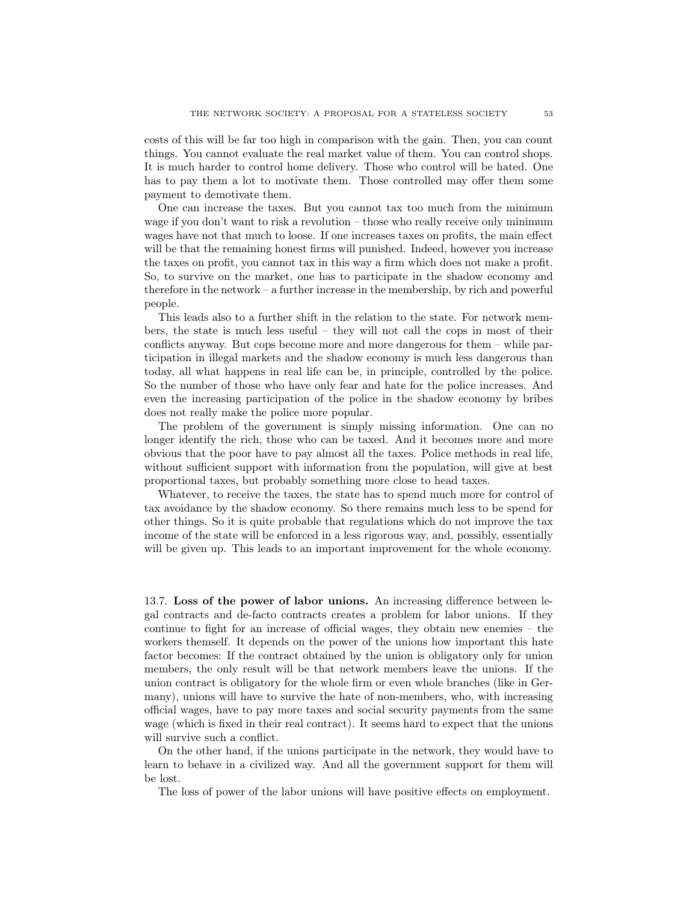costs of this will be far too high in comparison with the gain. Then, you can count things. You cannot evaluate the real market value of them. You can control shops. It is much harder to control home delivery. Those who control will be hated. One has to pay them a lot to motivate them. Those controlled may offer them some payment to demotivate them.

One can increase the taxes. But you cannot tax too much from the minimum wage if you don't want to risk a revolution – those who really receive only minimum wages have not that much to loose. If one increases taxes on profits, the main effect will be that the remaining honest firms will punished. Indeed, however you increase the taxes on profit, you cannot tax in this way a firm which does not make a profit. So, to survive on the market, one has to participate in the shadow economy and therefore in the network – a further increase in the membership, by rich and powerful people.

This leads also to a further shift in the relation to the state. For network members, the state is much less useful – they will not call the cops in most of their conflicts anyway. But cops become more and more dangerous for them – while participation in illegal markets and the shadow economy is much less dangerous than today, all what happens in real life can be, in principle, controlled by the police. So the number of those who have only fear and hate for the police increases. And even the increasing participation of the police in the shadow economy by bribes does not really make the police more popular.

The problem of the government is simply missing information. One can no longer identify the rich, those who can be taxed. And it becomes more and more obvious that the poor have to pay almost all the taxes. Police methods in real life, without sufficient support with information from the population, will give at best proportional taxes, but probably something more close to head taxes.

Whatever, to receive the taxes, the state has to spend much more for control of tax avoidance by the shadow economy. So there remains much less to be spend for other things. So it is quite probable that regulations which do not improve the tax income of the state will be enforced in a less rigorous way, and, possibly, essentially will be given up. This leads to an important improvement for the whole economy.

13.7. **Loss of the power of labor unions.** An increasing difference between legal contracts and de-facto contracts creates a problem for labor unions. If they continue to fight for an increase of official wages, they obtain new enemies – the workers themself. It depends on the power of the unions how important this hate factor becomes: If the contract obtained by the union is obligatory only for union members, the only result will be that network members leave the unions. If the union contract is obligatory for the whole firm or even whole branches (like in Germany), unions will have to survive the hate of non-members, who, with increasing official wages, have to pay more taxes and social security payments from the same wage (which is fixed in their real contract). It seems hard to expect that the unions will survive such a conflict.

On the other hand, if the unions participate in the network, they would have to learn to behave in a civilized way. And all the government support for them will be lost.

The loss of power of the labor unions will have positive effects on employment.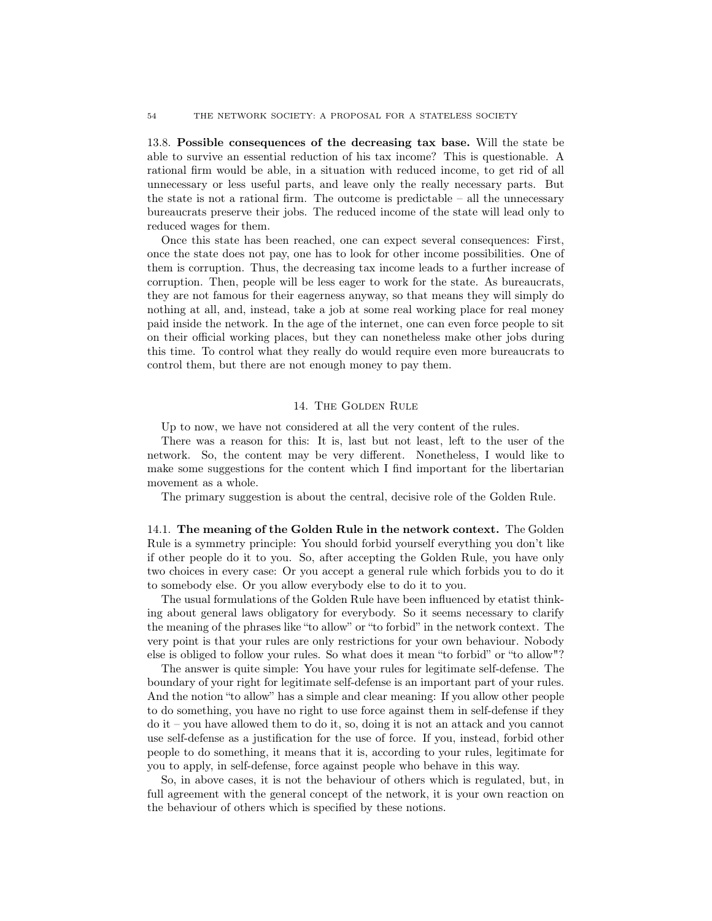**13.8. Possible consequences of the decreasing tax base.** Will the state be able to survive an essential reduction of his tax income? This is questionable. A rational firm would be able, in a situation with reduced income, to get rid of all unnecessary or less useful parts, and leave only the really necessary parts. But the state is not a rational firm. The outcome is predictable – all the unnecessary bureaucrats preserve their jobs. The reduced income of the state will lead only to reduced wages for them.

Once this state has been reached, one can expect several consequences: First, once the state does not pay, one has to look for other income possibilities. One of them is corruption. Thus, the decreasing tax income leads to a further increase of corruption. Then, people will be less eager to work for the state. As bureaucrats, they are not famous for their eagerness anyway, so that means they will simply do nothing at all, and, instead, take a job at some real working place for real money paid inside the network. In the age of the internet, one can even force people to sit on their official working places, but they can nonetheless make other jobs during this time. To control what they really do would require even more bureaucrats to control them, but there are not enough money to pay them.

## 14. The Golden Rule

Up to now, we have not considered at all the very content of the rules.

There was a reason for this: It is, last but not least, left to the user of the network. So, the content may be very different. Nonetheless, I would like to make some suggestions for the content which I find important for the libertarian movement as a whole.

The primary suggestion is about the central, decisive role of the Golden Rule.

**14.1. The meaning of the Golden Rule in the network context.** The Golden Rule is a symmetry principle: You should forbid yourself everything you don't like if other people do it to you. So, after accepting the Golden Rule, you have only two choices in every case: Or you accept a general rule which forbids you to do it to somebody else. Or you allow everybody else to do it to you.

The usual formulations of the Golden Rule have been influenced by etatist thinking about general laws obligatory for everybody. So it seems necessary to clarify the meaning of the phrases like "to allow" or "to forbid" in the network context. The very point is that your rules are only restrictions for your own behaviour. Nobody else is obliged to follow your rules. So what does it mean "to forbid" or "to allow"?

The answer is quite simple: You have your rules for legitimate self-defense. The boundary of your right for legitimate self-defense is an important part of your rules. And the notion "to allow" has a simple and clear meaning: If you allow other people to do something, you have no right to use force against them in self-defense if they do it – you have allowed them to do it, so, doing it is not an attack and you cannot use self-defense as a justification for the use of force. If you, instead, forbid other people to do something, it means that it is, according to your rules, legitimate for you to apply, in self-defense, force against people who behave in this way.

So, in above cases, it is not the behaviour of others which is regulated, but, in full agreement with the general concept of the network, it is your own reaction on the behaviour of others which is specified by these notions.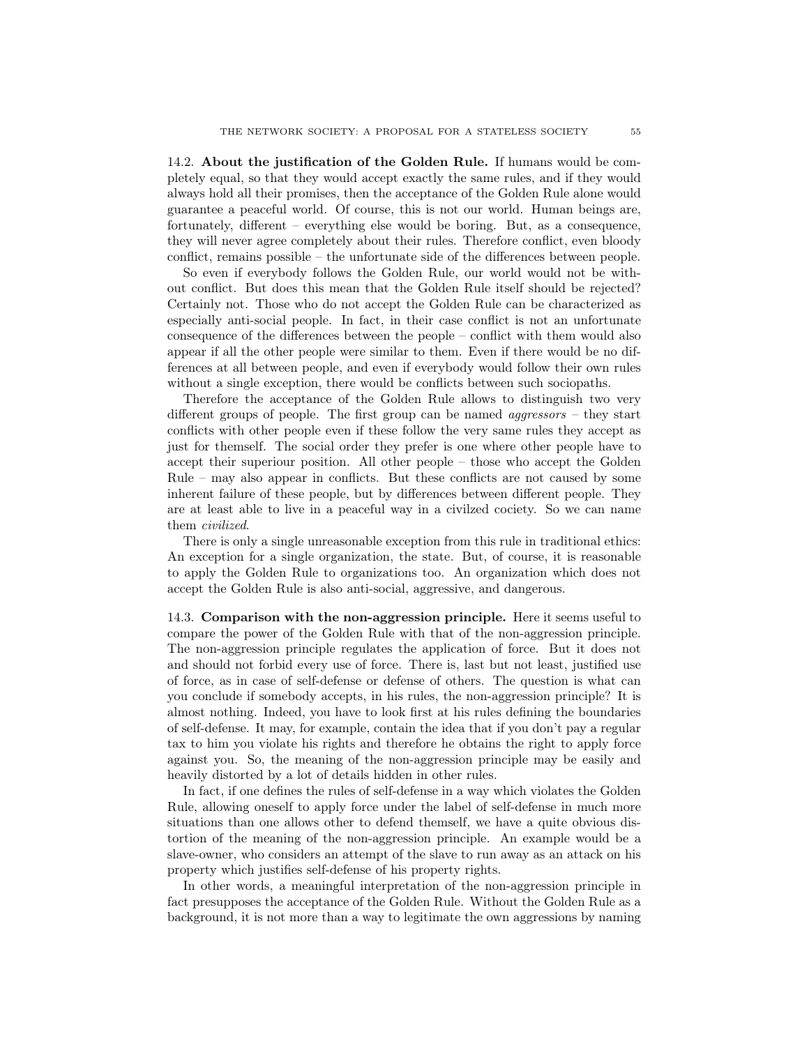14.2. **About the justification of the Golden Rule.** If humans would be completely equal, so that they would accept exactly the same rules, and if they would always hold all their promises, then the acceptance of the Golden Rule alone would guarantee a peaceful world. Of course, this is not our world. Human beings are, fortunately, different – everything else would be boring. But, as a consequence, they will never agree completely about their rules. Therefore conflict, even bloody conflict, remains possible – the unfortunate side of the differences between people.

So even if everybody follows the Golden Rule, our world would not be without conflict. But does this mean that the Golden Rule itself should be rejected? Certainly not. Those who do not accept the Golden Rule can be characterized as especially anti-social people. In fact, in their case conflict is not an unfortunate consequence of the differences between the people – conflict with them would also appear if all the other people were similar to them. Even if there would be no differences at all between people, and even if everybody would follow their own rules without a single exception, there would be conflicts between such sociopaths.

Therefore the acceptance of the Golden Rule allows to distinguish two very different groups of people. The first group can be named *aggressors* – they start conflicts with other people even if these follow the very same rules they accept as just for themself. The social order they prefer is one where other people have to accept their superiour position. All other people – those who accept the Golden Rule – may also appear in conflicts. But these conflicts are not caused by some inherent failure of these people, but by differences between different people. They are at least able to live in a peaceful way in a civilzed cociety. So we can name them *civilized*.

There is only a single unreasonable exception from this rule in traditional ethics: An exception for a single organization, the state. But, of course, it is reasonable to apply the Golden Rule to organizations too. An organization which does not accept the Golden Rule is also anti-social, aggressive, and dangerous.

14.3. **Comparison with the non-aggression principle.** Here it seems useful to compare the power of the Golden Rule with that of the non-aggression principle. The non-aggression principle regulates the application of force. But it does not and should not forbid every use of force. There is, last but not least, justified use of force, as in case of self-defense or defense of others. The question is what can you conclude if somebody accepts, in his rules, the non-aggression principle? It is almost nothing. Indeed, you have to look first at his rules defining the boundaries of self-defense. It may, for example, contain the idea that if you don't pay a regular tax to him you violate his rights and therefore he obtains the right to apply force against you. So, the meaning of the non-aggression principle may be easily and heavily distorted by a lot of details hidden in other rules.

In fact, if one defines the rules of self-defense in a way which violates the Golden Rule, allowing oneself to apply force under the label of self-defense in much more situations than one allows other to defend themself, we have a quite obvious distortion of the meaning of the non-aggression principle. An example would be a slave-owner, who considers an attempt of the slave to run away as an attack on his property which justifies self-defense of his property rights.

In other words, a meaningful interpretation of the non-aggression principle in fact presupposes the acceptance of the Golden Rule. Without the Golden Rule as a background, it is not more than a way to legitimate the own aggressions by naming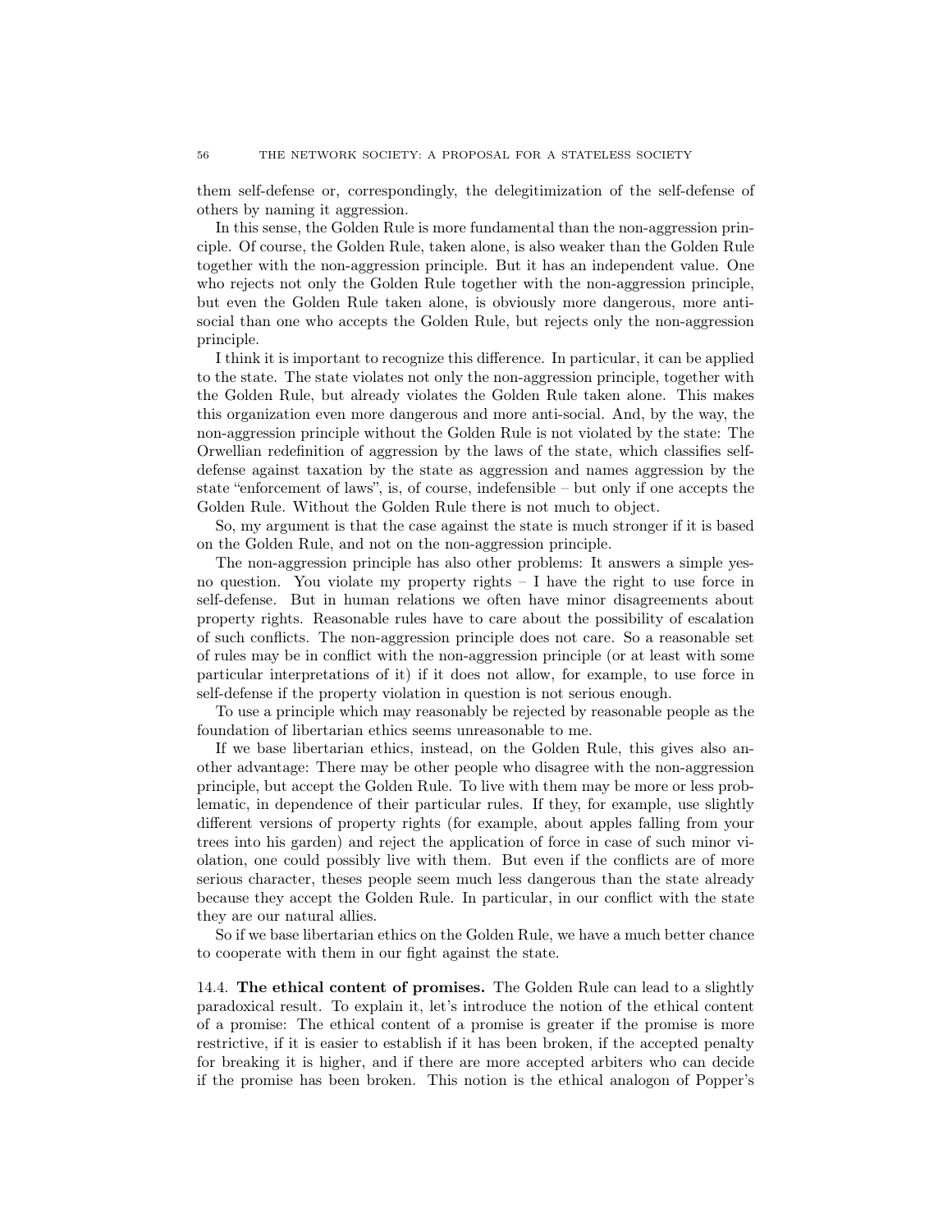them self-defense or, correspondingly, the delegitimization of the self-defense of others by naming it aggression.

In this sense, the Golden Rule is more fundamental than the non-aggression principle. Of course, the Golden Rule, taken alone, is also weaker than the Golden Rule together with the non-aggression principle. But it has an independent value. One who rejects not only the Golden Rule together with the non-aggression principle, but even the Golden Rule taken alone, is obviously more dangerous, more anti-social than one who accepts the Golden Rule, but rejects only the non-aggression principle.

I think it is important to recognize this difference. In particular, it can be applied to the state. The state violates not only the non-aggression principle, together with the Golden Rule, but already violates the Golden Rule taken alone. This makes this organization even more dangerous and more anti-social. And, by the way, the non-aggression principle without the Golden Rule is not violated by the state: The Orwellian redefinition of aggression by the laws of the state, which classifies self-defense against taxation by the state as aggression and names aggression by the state "enforcement of laws", is, of course, indefensible – but only if one accepts the Golden Rule. Without the Golden Rule there is not much to object.

So, my argument is that the case against the state is much stronger if it is based on the Golden Rule, and not on the non-aggression principle.

The non-aggression principle has also other problems: It answers a simple yes-no question. You violate my property rights – I have the right to use force in self-defense. But in human relations we often have minor disagreements about property rights. Reasonable rules have to care about the possibility of escalation of such conflicts. The non-aggression principle does not care. So a reasonable set of rules may be in conflict with the non-aggression principle (or at least with some particular interpretations of it) if it does not allow, for example, to use force in self-defense if the property violation in question is not serious enough.

To use a principle which may reasonably be rejected by reasonable people as the foundation of libertarian ethics seems unreasonable to me.

If we base libertarian ethics, instead, on the Golden Rule, this gives also another advantage: There may be other people who disagree with the non-aggression principle, but accept the Golden Rule. To live with them may be more or less problematic, in dependence of their particular rules. If they, for example, use slightly different versions of property rights (for example, about apples falling from your trees into his garden) and reject the application of force in case of such minor violation, one could possibly live with them. But even if the conflicts are of more serious character, theses people seem much less dangerous than the state already because they accept the Golden Rule. In particular, in our conflict with the state they are our natural allies.

So if we base libertarian ethics on the Golden Rule, we have a much better chance to cooperate with them in our fight against the state.

14.4. **The ethical content of promises.** The Golden Rule can lead to a slightly paradoxical result. To explain it, let's introduce the notion of the ethical content of a promise: The ethical content of a promise is greater if the promise is more restrictive, if it is easier to establish if it has been broken, if the accepted penalty for breaking it is higher, and if there are more accepted arbiters who can decide if the promise has been broken. This notion is the ethical analogon of Popper's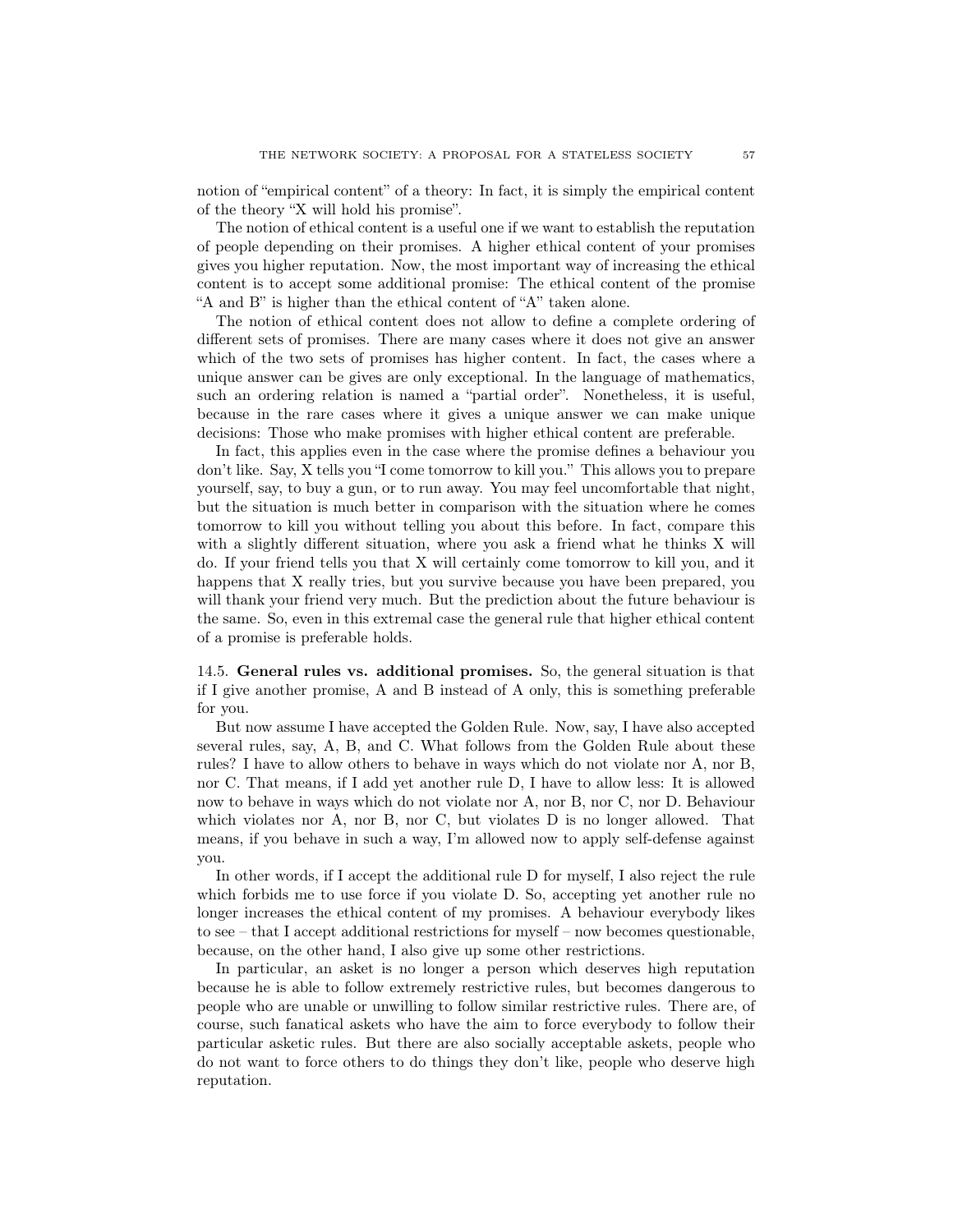notion of "empirical content" of a theory: In fact, it is simply the empirical content of the theory "X will hold his promise".

The notion of ethical content is a useful one if we want to establish the reputation of people depending on their promises. A higher ethical content of your promises gives you higher reputation. Now, the most important way of increasing the ethical content is to accept some additional promise: The ethical content of the promise "A and B" is higher than the ethical content of "A" taken alone.

The notion of ethical content does not allow to define a complete ordering of different sets of promises. There are many cases where it does not give an answer which of the two sets of promises has higher content. In fact, the cases where a unique answer can be gives are only exceptional. In the language of mathematics, such an ordering relation is named a "partial order". Nonetheless, it is useful, because in the rare cases where it gives a unique answer we can make unique decisions: Those who make promises with higher ethical content are preferable.

In fact, this applies even in the case where the promise defines a behaviour you don't like. Say, X tells you "I come tomorrow to kill you." This allows you to prepare yourself, say, to buy a gun, or to run away. You may feel uncomfortable that night, but the situation is much better in comparison with the situation where he comes tomorrow to kill you without telling you about this before. In fact, compare this with a slightly different situation, where you ask a friend what he thinks X will do. If your friend tells you that X will certainly come tomorrow to kill you, and it happens that X really tries, but you survive because you have been prepared, you will thank your friend very much. But the prediction about the future behaviour is the same. So, even in this extremal case the general rule that higher ethical content of a promise is preferable holds.

14.5. **General rules vs. additional promises.** So, the general situation is that if I give another promise, A and B instead of A only, this is something preferable for you.

But now assume I have accepted the Golden Rule. Now, say, I have also accepted several rules, say, A, B, and C. What follows from the Golden Rule about these rules? I have to allow others to behave in ways which do not violate nor A, nor B, nor C. That means, if I add yet another rule D, I have to allow less: It is allowed now to behave in ways which do not violate nor A, nor B, nor C, nor D. Behaviour which violates nor A, nor B, nor C, but violates D is no longer allowed. That means, if you behave in such a way, I'm allowed now to apply self-defense against you.

In other words, if I accept the additional rule D for myself, I also reject the rule which forbids me to use force if you violate D. So, accepting yet another rule no longer increases the ethical content of my promises. A behaviour everybody likes to see – that I accept additional restrictions for myself – now becomes questionable, because, on the other hand, I also give up some other restrictions.

In particular, an asket is no longer a person which deserves high reputation because he is able to follow extremely restrictive rules, but becomes dangerous to people who are unable or unwilling to follow similar restrictive rules. There are, of course, such fanatical askets who have the aim to force everybody to follow their particular asketic rules. But there are also socially acceptable askets, people who do not want to force others to do things they don't like, people who deserve high reputation.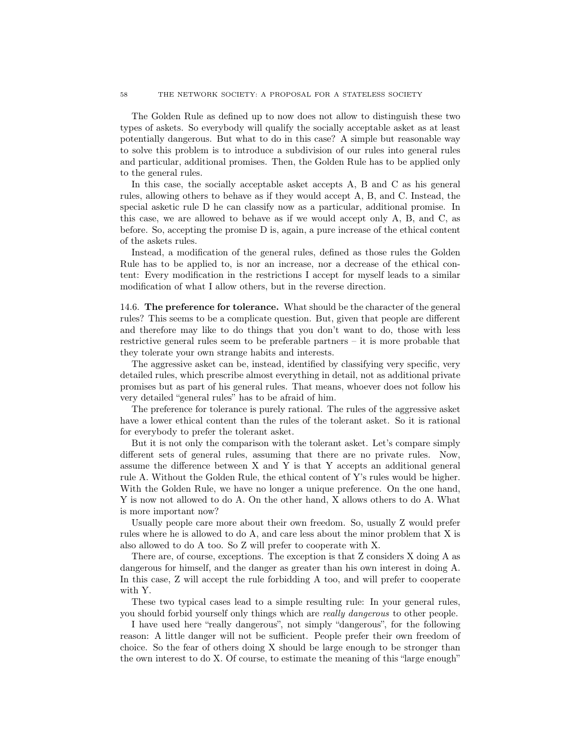The Golden Rule as defined up to now does not allow to distinguish these two types of askets. So everybody will qualify the socially acceptable asket as at least potentially dangerous. But what to do in this case? A simple but reasonable way to solve this problem is to introduce a subdivision of our rules into general rules and particular, additional promises. Then, the Golden Rule has to be applied only to the general rules.

In this case, the socially acceptable asket accepts A, B and C as his general rules, allowing others to behave as if they would accept A, B, and C. Instead, the special asketic rule D he can classify now as a particular, additional promise. In this case, we are allowed to behave as if we would accept only A, B, and C, as before. So, accepting the promise D is, again, a pure increase of the ethical content of the askets rules.

Instead, a modification of the general rules, defined as those rules the Golden Rule has to be applied to, is nor an increase, nor a decrease of the ethical content: Every modification in the restrictions I accept for myself leads to a similar modification of what I allow others, but in the reverse direction.

**14.6. The preference for tolerance.** What should be the character of the general rules? This seems to be a complicate question. But, given that people are different and therefore may like to do things that you don't want to do, those with less restrictive general rules seem to be preferable partners – it is more probable that they tolerate your own strange habits and interests.

The aggressive asket can be, instead, identified by classifying very specific, very detailed rules, which prescribe almost everything in detail, not as additional private promises but as part of his general rules. That means, whoever does not follow his very detailed "general rules" has to be afraid of him.

The preference for tolerance is purely rational. The rules of the aggressive asket have a lower ethical content than the rules of the tolerant asket. So it is rational for everybody to prefer the tolerant asket.

But it is not only the comparison with the tolerant asket. Let's compare simply different sets of general rules, assuming that there are no private rules. Now, assume the difference between X and Y is that Y accepts an additional general rule A. Without the Golden Rule, the ethical content of Y's rules would be higher. With the Golden Rule, we have no longer a unique preference. On the one hand, Y is now not allowed to do A. On the other hand, X allows others to do A. What is more important now?

Usually people care more about their own freedom. So, usually Z would prefer rules where he is allowed to do A, and care less about the minor problem that X is also allowed to do A too. So Z will prefer to cooperate with X.

There are, of course, exceptions. The exception is that Z considers X doing A as dangerous for himself, and the danger as greater than his own interest in doing A. In this case, Z will accept the rule forbidding A too, and will prefer to cooperate with Y.

These two typical cases lead to a simple resulting rule: In your general rules, you should forbid yourself only things which are *really dangerous* to other people.

I have used here "really dangerous", not simply "dangerous", for the following reason: A little danger will not be sufficient. People prefer their own freedom of choice. So the fear of others doing X should be large enough to be stronger than the own interest to do X. Of course, to estimate the meaning of this "large enough"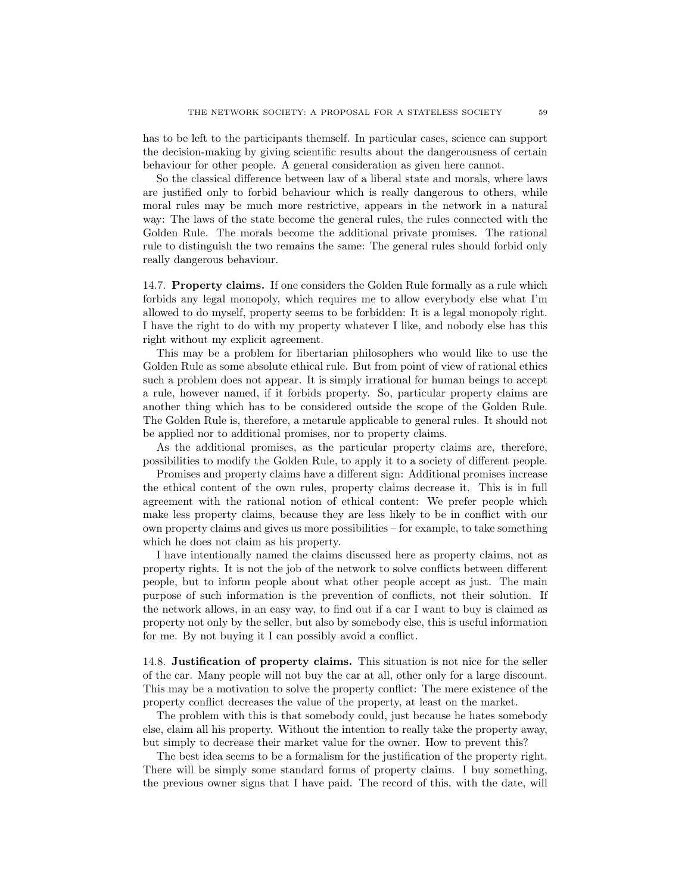has to be left to the participants themself. In particular cases, science can support the decision-making by giving scientific results about the dangerousness of certain behaviour for other people. A general consideration as given here cannot.

So the classical difference between law of a liberal state and morals, where laws are justified only to forbid behaviour which is really dangerous to others, while moral rules may be much more restrictive, appears in the network in a natural way: The laws of the state become the general rules, the rules connected with the Golden Rule. The morals become the additional private promises. The rational rule to distinguish the two remains the same: The general rules should forbid only really dangerous behaviour.

14.7. **Property claims.** If one considers the Golden Rule formally as a rule which forbids any legal monopoly, which requires me to allow everybody else what I'm allowed to do myself, property seems to be forbidden: It is a legal monopoly right. I have the right to do with my property whatever I like, and nobody else has this right without my explicit agreement.

This may be a problem for libertarian philosophers who would like to use the Golden Rule as some absolute ethical rule. But from point of view of rational ethics such a problem does not appear. It is simply irrational for human beings to accept a rule, however named, if it forbids property. So, particular property claims are another thing which has to be considered outside the scope of the Golden Rule. The Golden Rule is, therefore, a metarule applicable to general rules. It should not be applied nor to additional promises, nor to property claims.

As the additional promises, as the particular property claims are, therefore, possibilities to modify the Golden Rule, to apply it to a society of different people.

Promises and property claims have a different sign: Additional promises increase the ethical content of the own rules, property claims decrease it. This is in full agreement with the rational notion of ethical content: We prefer people which make less property claims, because they are less likely to be in conflict with our own property claims and gives us more possibilities – for example, to take something which he does not claim as his property.

I have intentionally named the claims discussed here as property claims, not as property rights. It is not the job of the network to solve conflicts between different people, but to inform people about what other people accept as just. The main purpose of such information is the prevention of conflicts, not their solution. If the network allows, in an easy way, to find out if a car I want to buy is claimed as property not only by the seller, but also by somebody else, this is useful information for me. By not buying it I can possibly avoid a conflict.

14.8. **Justification of property claims.** This situation is not nice for the seller of the car. Many people will not buy the car at all, other only for a large discount. This may be a motivation to solve the property conflict: The mere existence of the property conflict decreases the value of the property, at least on the market.

The problem with this is that somebody could, just because he hates somebody else, claim all his property. Without the intention to really take the property away, but simply to decrease their market value for the owner. How to prevent this?

The best idea seems to be a formalism for the justification of the property right. There will be simply some standard forms of property claims. I buy something, the previous owner signs that I have paid. The record of this, with the date, will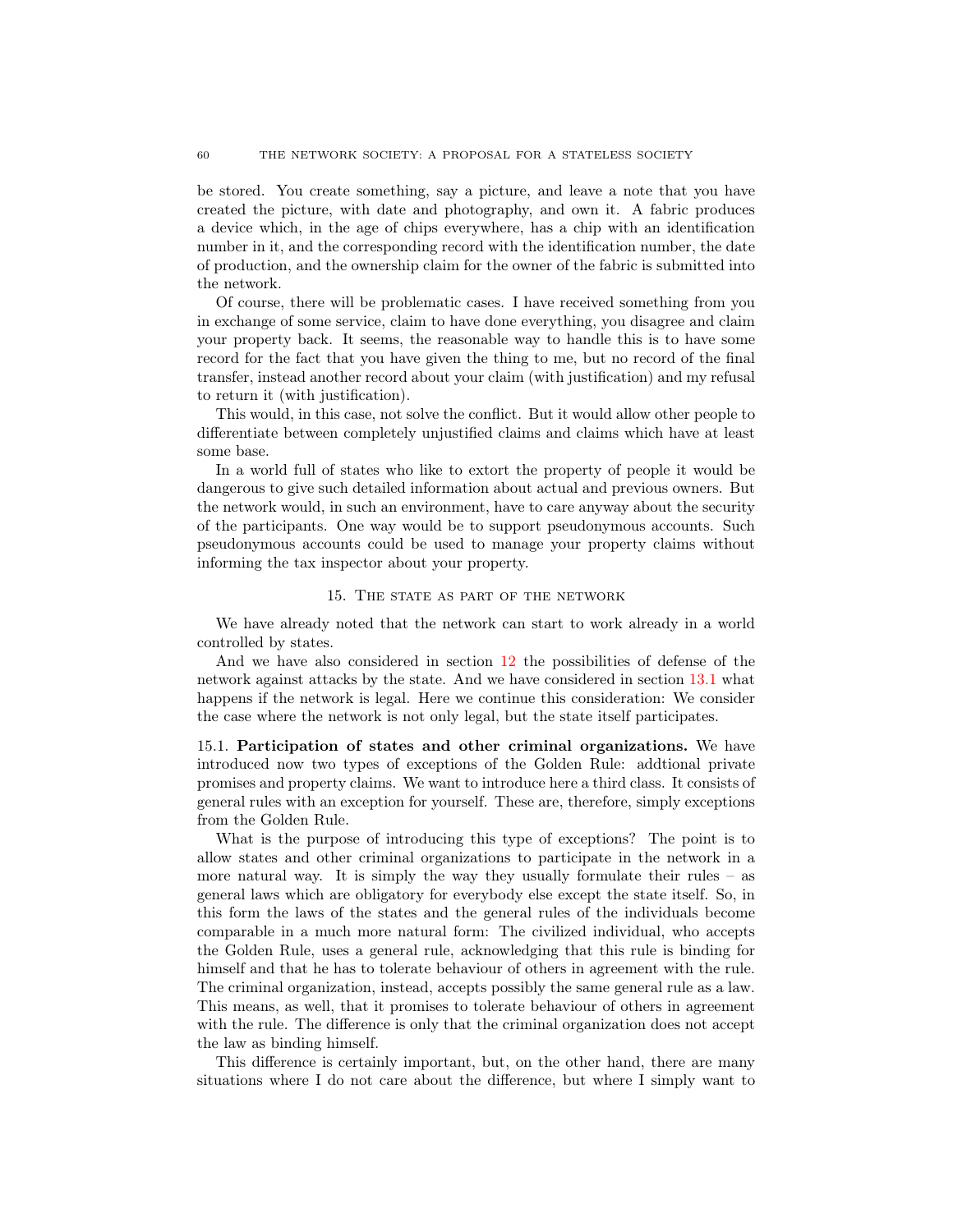be stored. You create something, say a picture, and leave a note that you have created the picture, with date and photography, and own it. A fabric produces a device which, in the age of chips everywhere, has a chip with an identification number in it, and the corresponding record with the identification number, the date of production, and the ownership claim for the owner of the fabric is submitted into the network.

Of course, there will be problematic cases. I have received something from you in exchange of some service, claim to have done everything, you disagree and claim your property back. It seems, the reasonable way to handle this is to have some record for the fact that you have given the thing to me, but no record of the final transfer, instead another record about your claim (with justification) and my refusal to return it (with justification).

This would, in this case, not solve the conflict. But it would allow other people to differentiate between completely unjustified claims and claims which have at least some base.

In a world full of states who like to extort the property of people it would be dangerous to give such detailed information about actual and previous owners. But the network would, in such an environment, have to care anyway about the security of the participants. One way would be to support pseudonymous accounts. Such pseudonymous accounts could be used to manage your property claims without informing the tax inspector about your property.

## 15. The state as part of the network

We have already noted that the network can start to work already in a world controlled by states.

And we have also considered in section 12 the possibilities of defense of the network against attacks by the state. And we have considered in section 13.1 what happens if the network is legal. Here we continue this consideration: We consider the case where the network is not only legal, but the state itself participates.

### 15.1. Participation of states and other criminal organizations.

We have introduced now two types of exceptions of the Golden Rule: addtional private promises and property claims. We want to introduce here a third class. It consists of general rules with an exception for yourself. These are, therefore, simply exceptions from the Golden Rule.

What is the purpose of introducing this type of exceptions? The point is to allow states and other criminal organizations to participate in the network in a more natural way. It is simply the way they usually formulate their rules – as general laws which are obligatory for everybody else except the state itself. So, in this form the laws of the states and the general rules of the individuals become comparable in a much more natural form: The civilized individual, who accepts the Golden Rule, uses a general rule, acknowledging that this rule is binding for himself and that he has to tolerate behaviour of others in agreement with the rule. The criminal organization, instead, accepts possibly the same general rule as a law. This means, as well, that it promises to tolerate behaviour of others in agreement with the rule. The difference is only that the criminal organization does not accept the law as binding himself.

This difference is certainly important, but, on the other hand, there are many situations where I do not care about the difference, but where I simply want to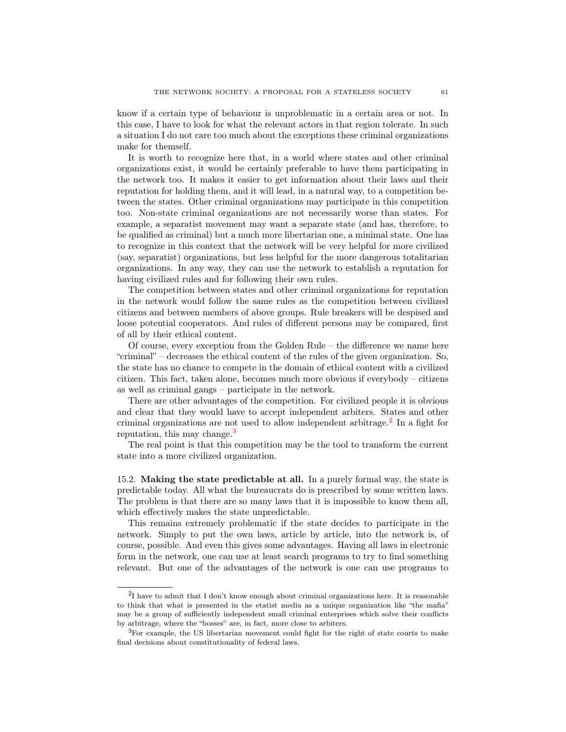know if a certain type of behaviour is unproblematic in a certain area or not. In this case, I have to look for what the relevant actors in that region tolerate. In such a situation I do not care too much about the exceptions these criminal organizations make for themself.

It is worth to recognize here that, in a world where states and other criminal organizations exist, it would be certainly preferable to have them participating in the network too. It makes it easier to get information about their laws and their reputation for holding them, and it will lead, in a natural way, to a competition between the states. Other criminal organizations may participate in this competition too. Non-state criminal organizations are not necessarily worse than states. For example, a separatist movement may want a separate state (and has, therefore, to be qualified as criminal) but a much more libertarian one, a minimal state. One has to recognize in this context that the network will be very helpful for more civilized (say, separatist) organizations, but less helpful for the more dangerous totalitarian organizations. In any way, they can use the network to establish a reputation for having civilized rules and for following their own rules.

The competition between states and other criminal organizations for reputation in the network would follow the same rules as the competition between civilized citizens and between members of above groups. Rule breakers will be despised and loose potential cooperators. And rules of different persons may be compared, first of all by their ethical content.

Of course, every exception from the Golden Rule – the difference we name here "criminal" – decreases the ethical content of the rules of the given organization. So, the state has no chance to compete in the domain of ethical content with a civilized citizen. This fact, taken alone, becomes much more obvious if everybody – citizens as well as criminal gangs – participate in the network.

There are other advantages of the competition. For civilized people it is obvious and clear that they would have to accept independent arbiters. States and other criminal organizations are not used to allow independent arbitrage.[2] In a fight for reputation, this may change.[3]

The real point is that this competition may be the tool to transform the current state into a more civilized organization.

15.2. **Making the state predictable at all.** In a purely formal way, the state is predictable today. All what the bureaucrats do is prescribed by some written laws. The problem is that there are so many laws that it is impossible to know them all, which effectively makes the state unpredictable.

This remains extremely problematic if the state decides to participate in the network. Simply to put the own laws, article by article, into the network is, of course, possible. And even this gives some advantages. Having all laws in electronic form in the network, one can use at least search programs to try to find something relevant. But one of the advantages of the network is one can use programs to

---

[2] I have to admit that I don't know enough about criminal organizations here. It is reasonable to think that what is presented in the etatist media as a unique organization like "the mafia" may be a group of sufficiently independent small criminal enterprises which solve their conflicts by arbitrage, where the "bosses" are, in fact, more close to arbiters.

[3] For example, the US libertarian movement could fight for the right of state courts to make final decisions about constitutionality of federal laws.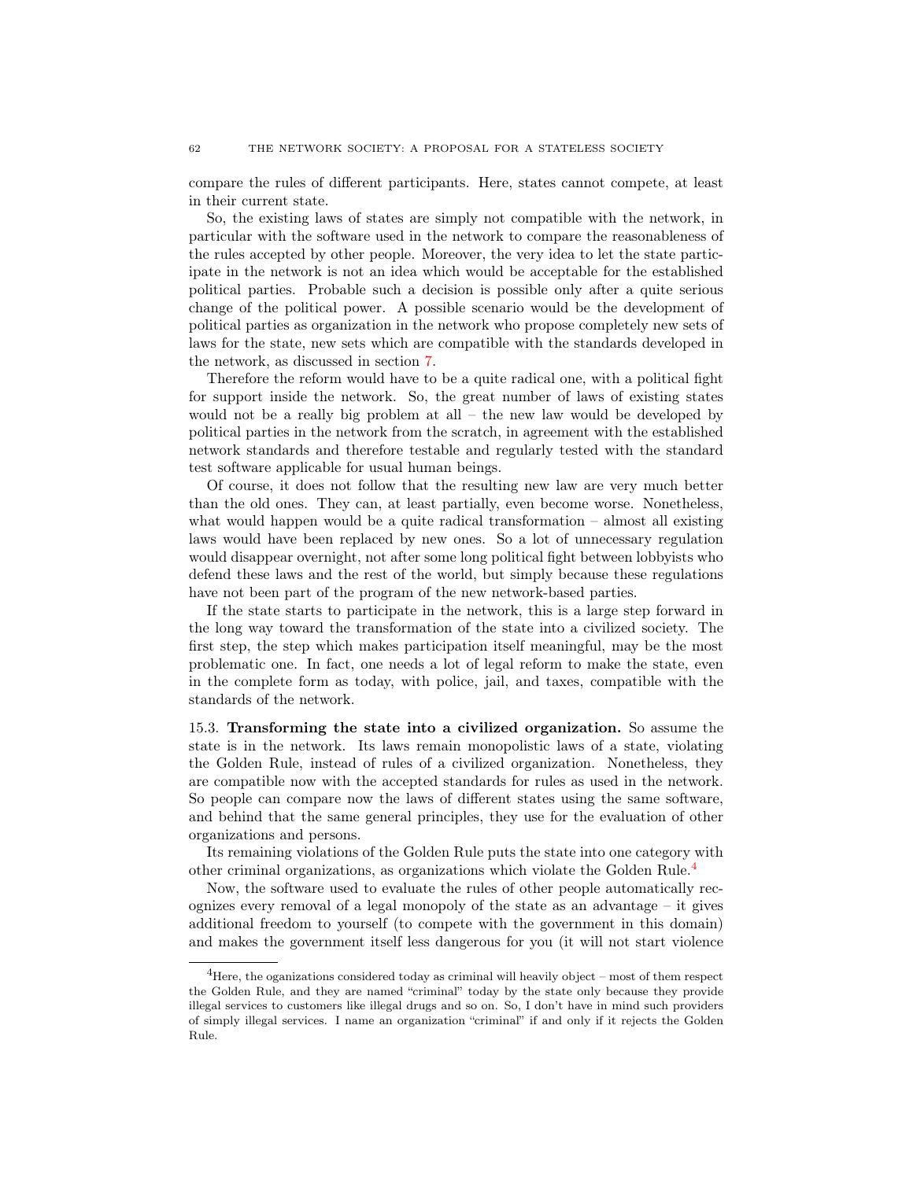compare the rules of different participants. Here, states cannot compete, at least in their current state.

So, the existing laws of states are simply not compatible with the network, in particular with the software used in the network to compare the reasonableness of the rules accepted by other people. Moreover, the very idea to let the state participate in the network is not an idea which would be acceptable for the established political parties. Probable such a decision is possible only after a quite serious change of the political power. A possible scenario would be the development of political parties as organization in the network who propose completely new sets of laws for the state, new sets which are compatible with the standards developed in the network, as discussed in section 7.

Therefore the reform would have to be a quite radical one, with a political fight for support inside the network. So, the great number of laws of existing states would not be a really big problem at all – the new law would be developed by political parties in the network from the scratch, in agreement with the established network standards and therefore testable and regularly tested with the standard test software applicable for usual human beings.

Of course, it does not follow that the resulting new law are very much better than the old ones. They can, at least partially, even become worse. Nonetheless, what would happen would be a quite radical transformation – almost all existing laws would have been replaced by new ones. So a lot of unnecessary regulation would disappear overnight, not after some long political fight between lobbyists who defend these laws and the rest of the world, but simply because these regulations have not been part of the program of the new network-based parties.

If the state starts to participate in the network, this is a large step forward in the long way toward the transformation of the state into a civilized society. The first step, the step which makes participation itself meaningful, may be the most problematic one. In fact, one needs a lot of legal reform to make the state, even in the complete form as today, with police, jail, and taxes, compatible with the standards of the network.

15.3. **Transforming the state into a civilized organization.** So assume the state is in the network. Its laws remain monopolistic laws of a state, violating the Golden Rule, instead of rules of a civilized organization. Nonetheless, they are compatible now with the accepted standards for rules as used in the network. So people can compare now the laws of different states using the same software, and behind that the same general principles, they use for the evaluation of other organizations and persons.

Its remaining violations of the Golden Rule puts the state into one category with other criminal organizations, as organizations which violate the Golden Rule.[4]

Now, the software used to evaluate the rules of other people automatically recognizes every removal of a legal monopoly of the state as an advantage – it gives additional freedom to yourself (to compete with the government in this domain) and makes the government itself less dangerous for you (it will not start violence

---

[4]Here, the oganizations considered today as criminal will heavily object – most of them respect the Golden Rule, and they are named "criminal" today by the state only because they provide illegal services to customers like illegal drugs and so on. So, I don't have in mind such providers of simply illegal services. I name an organization "criminal" if and only if it rejects the Golden Rule.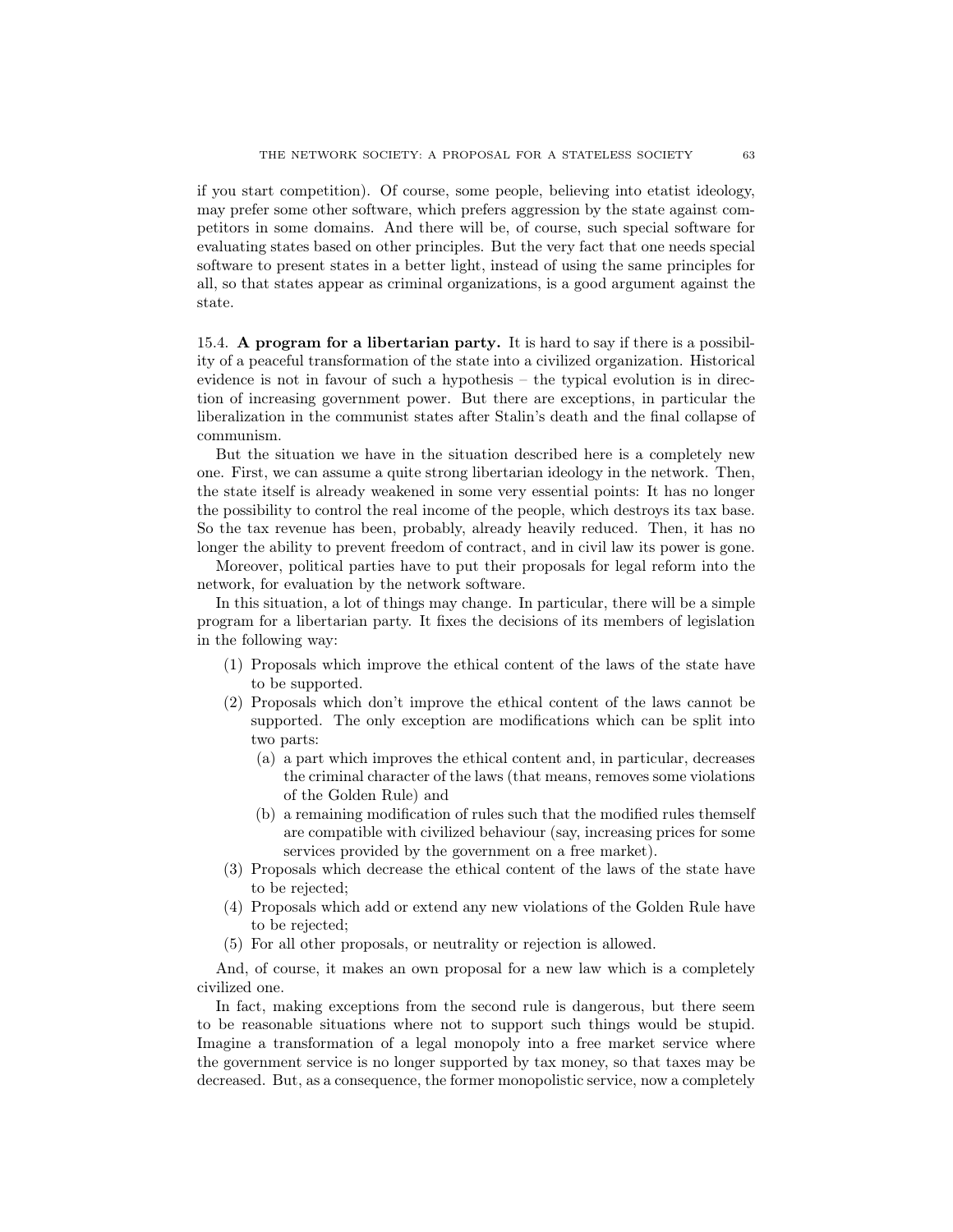if you start competition). Of course, some people, believing into etatist ideology, may prefer some other software, which prefers aggression by the state against competitors in some domains. And there will be, of course, such special software for evaluating states based on other principles. But the very fact that one needs special software to present states in a better light, instead of using the same principles for all, so that states appear as criminal organizations, is a good argument against the state.

15.4. **A program for a libertarian party.** It is hard to say if there is a possibility of a peaceful transformation of the state into a civilized organization. Historical evidence is not in favour of such a hypothesis – the typical evolution is in direction of increasing government power. But there are exceptions, in particular the liberalization in the communist states after Stalin's death and the final collapse of communism.

But the situation we have in the situation described here is a completely new one. First, we can assume a quite strong libertarian ideology in the network. Then, the state itself is already weakened in some very essential points: It has no longer the possibility to control the real income of the people, which destroys its tax base. So the tax revenue has been, probably, already heavily reduced. Then, it has no longer the ability to prevent freedom of contract, and in civil law its power is gone.

Moreover, political parties have to put their proposals for legal reform into the network, for evaluation by the network software.

In this situation, a lot of things may change. In particular, there will be a simple program for a libertarian party. It fixes the decisions of its members of legislation in the following way:

(1) Proposals which improve the ethical content of the laws of the state have to be supported.
(2) Proposals which don't improve the ethical content of the laws cannot be supported. The only exception are modifications which can be split into two parts:
   (a) a part which improves the ethical content and, in particular, decreases the criminal character of the laws (that means, removes some violations of the Golden Rule) and
   (b) a remaining modification of rules such that the modified rules themself are compatible with civilized behaviour (say, increasing prices for some services provided by the government on a free market).
(3) Proposals which decrease the ethical content of the laws of the state have to be rejected;
(4) Proposals which add or extend any new violations of the Golden Rule have to be rejected;
(5) For all other proposals, or neutrality or rejection is allowed.

And, of course, it makes an own proposal for a new law which is a completely civilized one.

In fact, making exceptions from the second rule is dangerous, but there seem to be reasonable situations where not to support such things would be stupid. Imagine a transformation of a legal monopoly into a free market service where the government service is no longer supported by tax money, so that taxes may be decreased. But, as a consequence, the former monopolistic service, now a completely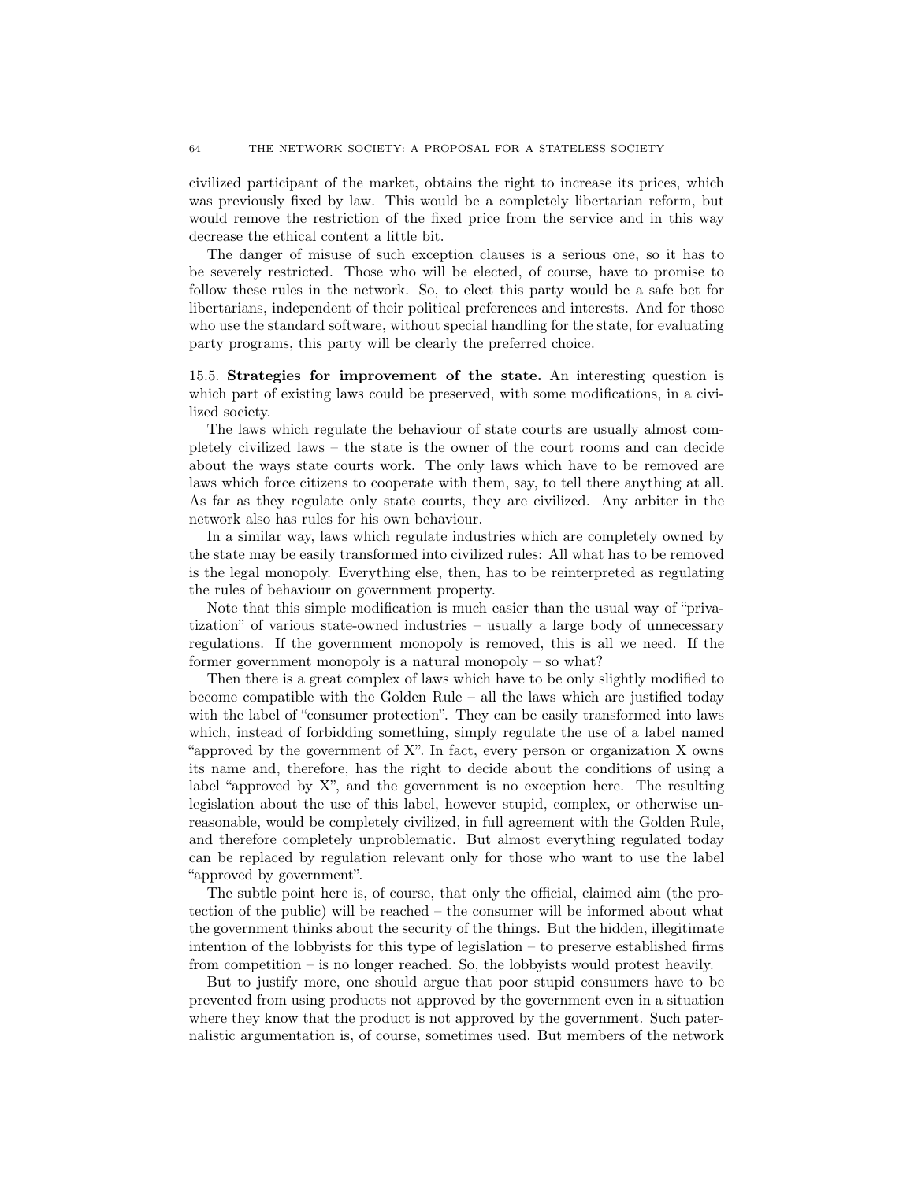civilized participant of the market, obtains the right to increase its prices, which was previously fixed by law. This would be a completely libertarian reform, but would remove the restriction of the fixed price from the service and in this way decrease the ethical content a little bit.

The danger of misuse of such exception clauses is a serious one, so it has to be severely restricted. Those who will be elected, of course, have to promise to follow these rules in the network. So, to elect this party would be a safe bet for libertarians, independent of their political preferences and interests. And for those who use the standard software, without special handling for the state, for evaluating party programs, this party will be clearly the preferred choice.

**15.5. Strategies for improvement of the state.** An interesting question is which part of existing laws could be preserved, with some modifications, in a civilized society.

The laws which regulate the behaviour of state courts are usually almost completely civilized laws – the state is the owner of the court rooms and can decide about the ways state courts work. The only laws which have to be removed are laws which force citizens to cooperate with them, say, to tell there anything at all. As far as they regulate only state courts, they are civilized. Any arbiter in the network also has rules for his own behaviour.

In a similar way, laws which regulate industries which are completely owned by the state may be easily transformed into civilized rules: All what has to be removed is the legal monopoly. Everything else, then, has to be reinterpreted as regulating the rules of behaviour on government property.

Note that this simple modification is much easier than the usual way of "privatization" of various state-owned industries – usually a large body of unnecessary regulations. If the government monopoly is removed, this is all we need. If the former government monopoly is a natural monopoly – so what?

Then there is a great complex of laws which have to be only slightly modified to become compatible with the Golden Rule – all the laws which are justified today with the label of "consumer protection". They can be easily transformed into laws which, instead of forbidding something, simply regulate the use of a label named "approved by the government of X". In fact, every person or organization X owns its name and, therefore, has the right to decide about the conditions of using a label "approved by X", and the government is no exception here. The resulting legislation about the use of this label, however stupid, complex, or otherwise unreasonable, would be completely civilized, in full agreement with the Golden Rule, and therefore completely unproblematic. But almost everything regulated today can be replaced by regulation relevant only for those who want to use the label "approved by government".

The subtle point here is, of course, that only the official, claimed aim (the protection of the public) will be reached – the consumer will be informed about what the government thinks about the security of the things. But the hidden, illegitimate intention of the lobbyists for this type of legislation – to preserve established firms from competition – is no longer reached. So, the lobbyists would protest heavily.

But to justify more, one should argue that poor stupid consumers have to be prevented from using products not approved by the government even in a situation where they know that the product is not approved by the government. Such paternalistic argumentation is, of course, sometimes used. But members of the network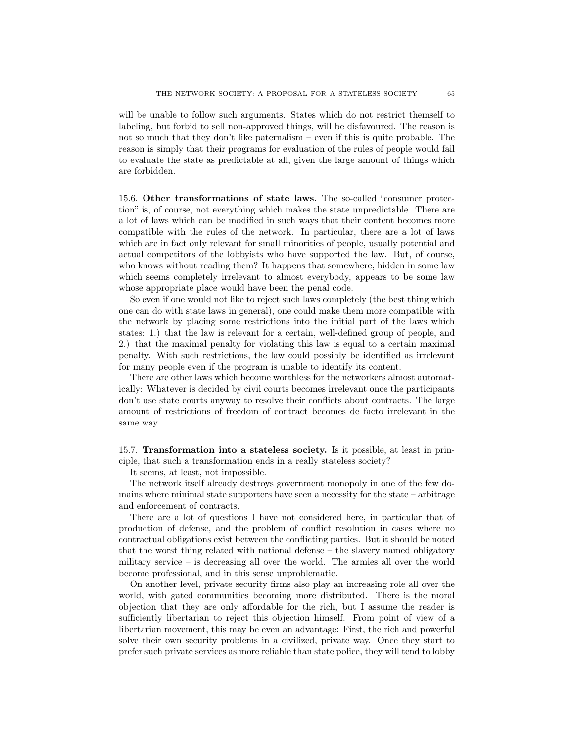will be unable to follow such arguments. States which do not restrict themself to labeling, but forbid to sell non-approved things, will be disfavoured. The reason is not so much that they don't like paternalism – even if this is quite probable. The reason is simply that their programs for evaluation of the rules of people would fail to evaluate the state as predictable at all, given the large amount of things which are forbidden.

**15.6. Other transformations of state laws.** The so-called "consumer protection" is, of course, not everything which makes the state unpredictable. There are a lot of laws which can be modified in such ways that their content becomes more compatible with the rules of the network. In particular, there are a lot of laws which are in fact only relevant for small minorities of people, usually potential and actual competitors of the lobbyists who have supported the law. But, of course, who knows without reading them? It happens that somewhere, hidden in some law which seems completely irrelevant to almost everybody, appears to be some law whose appropriate place would have been the penal code.

So even if one would not like to reject such laws completely (the best thing which one can do with state laws in general), one could make them more compatible with the network by placing some restrictions into the initial part of the laws which states: 1.) that the law is relevant for a certain, well-defined group of people, and 2.) that the maximal penalty for violating this law is equal to a certain maximal penalty. With such restrictions, the law could possibly be identified as irrelevant for many people even if the program is unable to identify its content.

There are other laws which become worthless for the networkers almost automatically: Whatever is decided by civil courts becomes irrelevant once the participants don't use state courts anyway to resolve their conflicts about contracts. The large amount of restrictions of freedom of contract becomes de facto irrelevant in the same way.

**15.7. Transformation into a stateless society.** Is it possible, at least in principle, that such a transformation ends in a really stateless society?

It seems, at least, not impossible.

The network itself already destroys government monopoly in one of the few domains where minimal state supporters have seen a necessity for the state – arbitrage and enforcement of contracts.

There are a lot of questions I have not considered here, in particular that of production of defense, and the problem of conflict resolution in cases where no contractual obligations exist between the conflicting parties. But it should be noted that the worst thing related with national defense – the slavery named obligatory military service – is decreasing all over the world. The armies all over the world become professional, and in this sense unproblematic.

On another level, private security firms also play an increasing role all over the world, with gated communities becoming more distributed. There is the moral objection that they are only affordable for the rich, but I assume the reader is sufficiently libertarian to reject this objection himself. From point of view of a libertarian movement, this may be even an advantage: First, the rich and powerful solve their own security problems in a civilized, private way. Once they start to prefer such private services as more reliable than state police, they will tend to lobby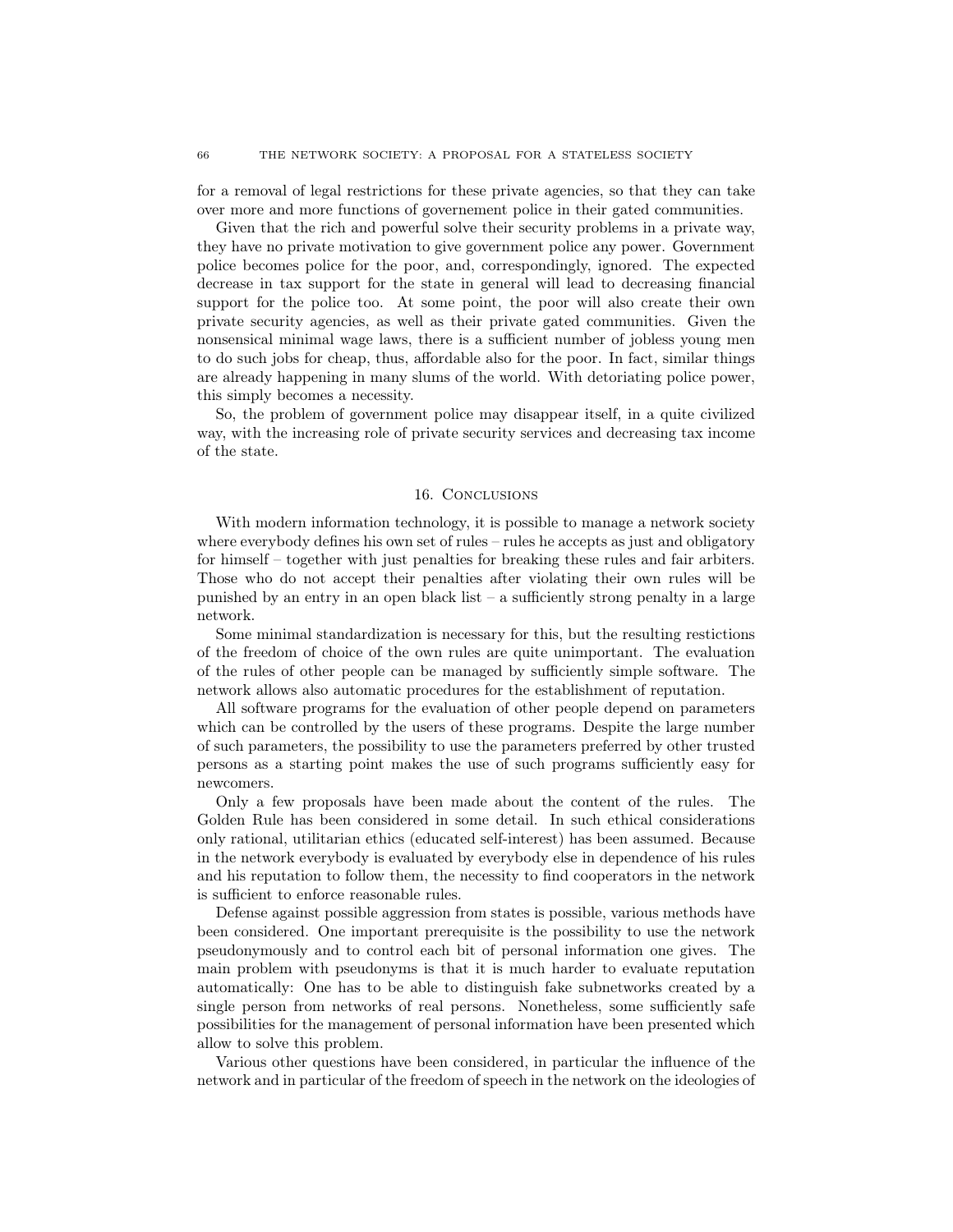for a removal of legal restrictions for these private agencies, so that they can take over more and more functions of governement police in their gated communities.

Given that the rich and powerful solve their security problems in a private way, they have no private motivation to give government police any power. Government police becomes police for the poor, and, correspondingly, ignored. The expected decrease in tax support for the state in general will lead to decreasing financial support for the police too. At some point, the poor will also create their own private security agencies, as well as their private gated communities. Given the nonsensical minimal wage laws, there is a sufficient number of jobless young men to do such jobs for cheap, thus, affordable also for the poor. In fact, similar things are already happening in many slums of the world. With detoriating police power, this simply becomes a necessity.

So, the problem of government police may disappear itself, in a quite civilized way, with the increasing role of private security services and decreasing tax income of the state.

## 16. Conclusions

With modern information technology, it is possible to manage a network society where everybody defines his own set of rules – rules he accepts as just and obligatory for himself – together with just penalties for breaking these rules and fair arbiters. Those who do not accept their penalties after violating their own rules will be punished by an entry in an open black list – a sufficiently strong penalty in a large network.

Some minimal standardization is necessary for this, but the resulting restictions of the freedom of choice of the own rules are quite unimportant. The evaluation of the rules of other people can be managed by sufficiently simple software. The network allows also automatic procedures for the establishment of reputation.

All software programs for the evaluation of other people depend on parameters which can be controlled by the users of these programs. Despite the large number of such parameters, the possibility to use the parameters preferred by other trusted persons as a starting point makes the use of such programs sufficiently easy for newcomers.

Only a few proposals have been made about the content of the rules. The Golden Rule has been considered in some detail. In such ethical considerations only rational, utilitarian ethics (educated self-interest) has been assumed. Because in the network everybody is evaluated by everybody else in dependence of his rules and his reputation to follow them, the necessity to find cooperators in the network is sufficient to enforce reasonable rules.

Defense against possible aggression from states is possible, various methods have been considered. One important prerequisite is the possibility to use the network pseudonymously and to control each bit of personal information one gives. The main problem with pseudonyms is that it is much harder to evaluate reputation automatically: One has to be able to distinguish fake subnetworks created by a single person from networks of real persons. Nonetheless, some sufficiently safe possibilities for the management of personal information have been presented which allow to solve this problem.

Various other questions have been considered, in particular the influence of the network and in particular of the freedom of speech in the network on the ideologies of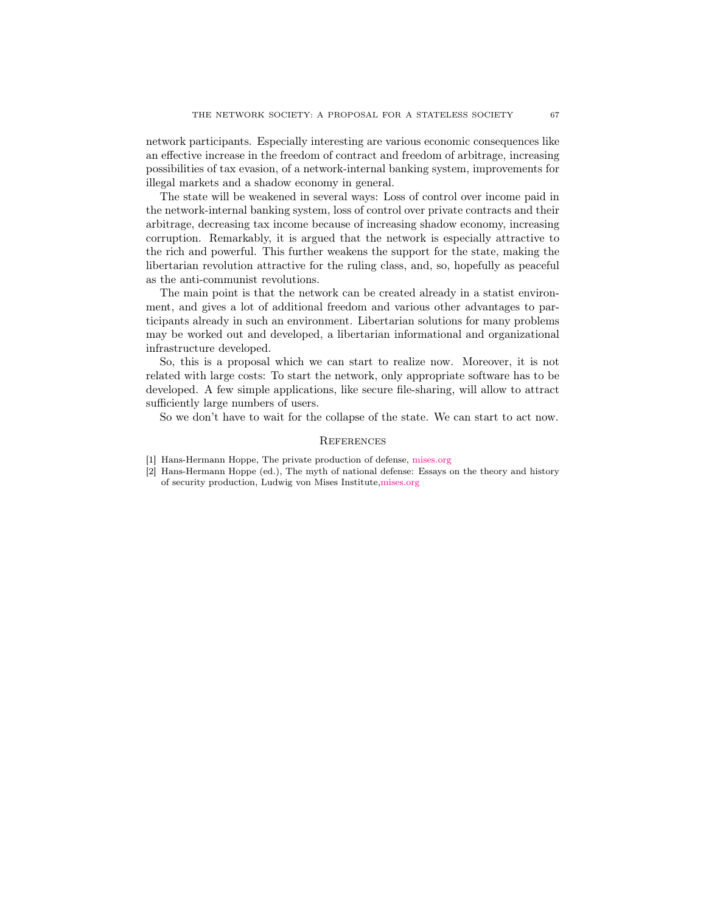network participants. Especially interesting are various economic consequences like an effective increase in the freedom of contract and freedom of arbitrage, increasing possibilities of tax evasion, of a network-internal banking system, improvements for illegal markets and a shadow economy in general.

The state will be weakened in several ways: Loss of control over income paid in the network-internal banking system, loss of control over private contracts and their arbitrage, decreasing tax income because of increasing shadow economy, increasing corruption. Remarkably, it is argued that the network is especially attractive to the rich and powerful. This further weakens the support for the state, making the libertarian revolution attractive for the ruling class, and, so, hopefully as peaceful as the anti-communist revolutions.

The main point is that the network can be created already in a statist environment, and gives a lot of additional freedom and various other advantages to participants already in such an environment. Libertarian solutions for many problems may be worked out and developed, a libertarian informational and organizational infrastructure developed.

So, this is a proposal which we can start to realize now. Moreover, it is not related with large costs: To start the network, only appropriate software has to be developed. A few simple applications, like secure file-sharing, will allow to attract sufficiently large numbers of users.

So we don't have to wait for the collapse of the state. We can start to act now.

## References

[1] Hans-Hermann Hoppe, The private production of defense, mises.org

[2] Hans-Hermann Hoppe (ed.), The myth of national defense: Essays on the theory and history of security production, Ludwig von Mises Institute,mises.org